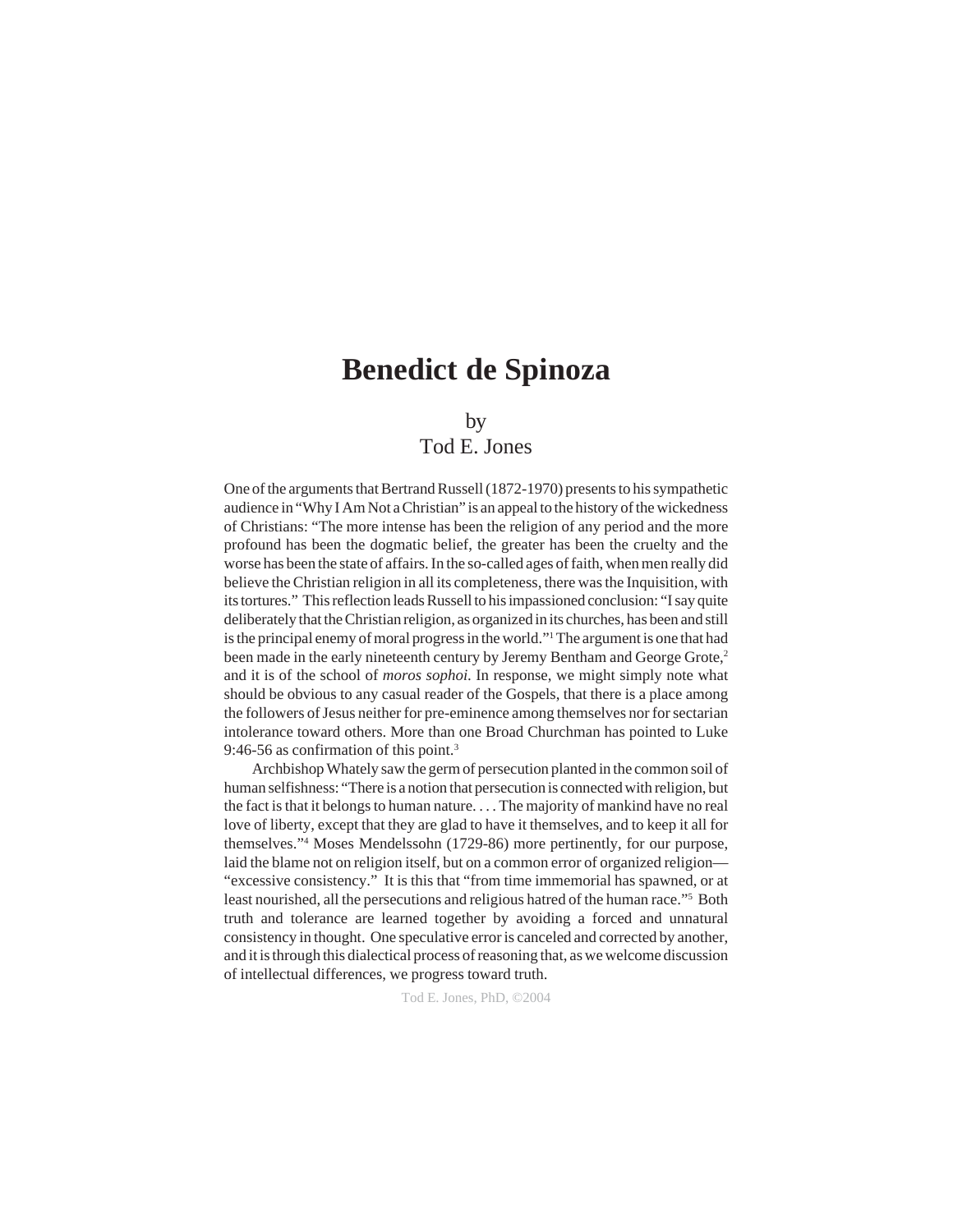# Benedict de Spinoza

by
Tod E. Jones

One of the arguments that Bertrand Russell (1872-1970) presents to his sympathetic audience in "Why I Am Not a Christian" is an appeal to the history of the wickedness of Christians: "The more intense has been the religion of any period and the more profound has been the dogmatic belief, the greater has been the cruelty and the worse has been the state of affairs. In the so-called ages of faith, when men really did believe the Christian religion in all its completeness, there was the Inquisition, with its tortures." This reflection leads Russell to his impassioned conclusion: "I say quite deliberately that the Christian religion, as organized in its churches, has been and still is the principal enemy of moral progress in the world."[1] The argument is one that had been made in the early nineteenth century by Jeremy Bentham and George Grote,[2] and it is of the school of *moros sophoi*. In response, we might simply note what should be obvious to any casual reader of the Gospels, that there is a place among the followers of Jesus neither for pre-eminence among themselves nor for sectarian intolerance toward others. More than one Broad Churchman has pointed to Luke 9:46-56 as confirmation of this point.[3]

Archbishop Whately saw the germ of persecution planted in the common soil of human selfishness: "There is a notion that persecution is connected with religion, but the fact is that it belongs to human nature. . . . The majority of mankind have no real love of liberty, except that they are glad to have it themselves, and to keep it all for themselves."[4] Moses Mendelssohn (1729-86) more pertinently, for our purpose, laid the blame not on religion itself, but on a common error of organized religion—"excessive consistency." It is this that "from time immemorial has spawned, or at least nourished, all the persecutions and religious hatred of the human race."[5] Both truth and tolerance are learned together by avoiding a forced and unnatural consistency in thought. One speculative error is canceled and corrected by another, and it is through this dialectical process of reasoning that, as we welcome discussion of intellectual differences, we progress toward truth.

Tod E. Jones, PhD, ©2004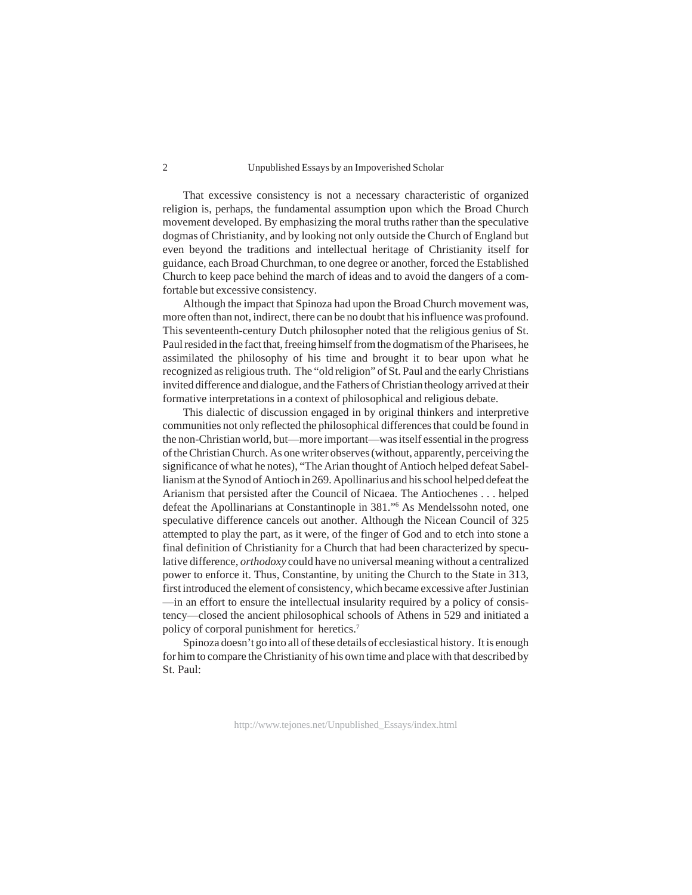That excessive consistency is not a necessary characteristic of organized religion is, perhaps, the fundamental assumption upon which the Broad Church movement developed. By emphasizing the moral truths rather than the speculative dogmas of Christianity, and by looking not only outside the Church of England but even beyond the traditions and intellectual heritage of Christianity itself for guidance, each Broad Churchman, to one degree or another, forced the Established Church to keep pace behind the march of ideas and to avoid the dangers of a comfortable but excessive consistency.

Although the impact that Spinoza had upon the Broad Church movement was, more often than not, indirect, there can be no doubt that his influence was profound. This seventeenth-century Dutch philosopher noted that the religious genius of St. Paul resided in the fact that, freeing himself from the dogmatism of the Pharisees, he assimilated the philosophy of his time and brought it to bear upon what he recognized as religious truth. The "old religion" of St. Paul and the early Christians invited difference and dialogue, and the Fathers of Christian theology arrived at their formative interpretations in a context of philosophical and religious debate.

This dialectic of discussion engaged in by original thinkers and interpretive communities not only reflected the philosophical differences that could be found in the non-Christian world, but—more important—was itself essential in the progress of the Christian Church. As one writer observes (without, apparently, perceiving the significance of what he notes), "The Arian thought of Antioch helped defeat Sabellianism at the Synod of Antioch in 269. Apollinarius and his school helped defeat the Arianism that persisted after the Council of Nicaea. The Antiochenes . . . helped defeat the Apollinarians at Constantinople in 381."[6] As Mendelssohn noted, one speculative difference cancels out another. Although the Nicean Council of 325 attempted to play the part, as it were, of the finger of God and to etch into stone a final definition of Christianity for a Church that had been characterized by speculative difference, *orthodoxy* could have no universal meaning without a centralized power to enforce it. Thus, Constantine, by uniting the Church to the State in 313, first introduced the element of consistency, which became excessive after Justinian—in an effort to ensure the intellectual insularity required by a policy of consistency—closed the ancient philosophical schools of Athens in 529 and initiated a policy of corporal punishment for heretics.[7]

Spinoza doesn't go into all of these details of ecclesiastical history. It is enough for him to compare the Christianity of his own time and place with that described by St. Paul: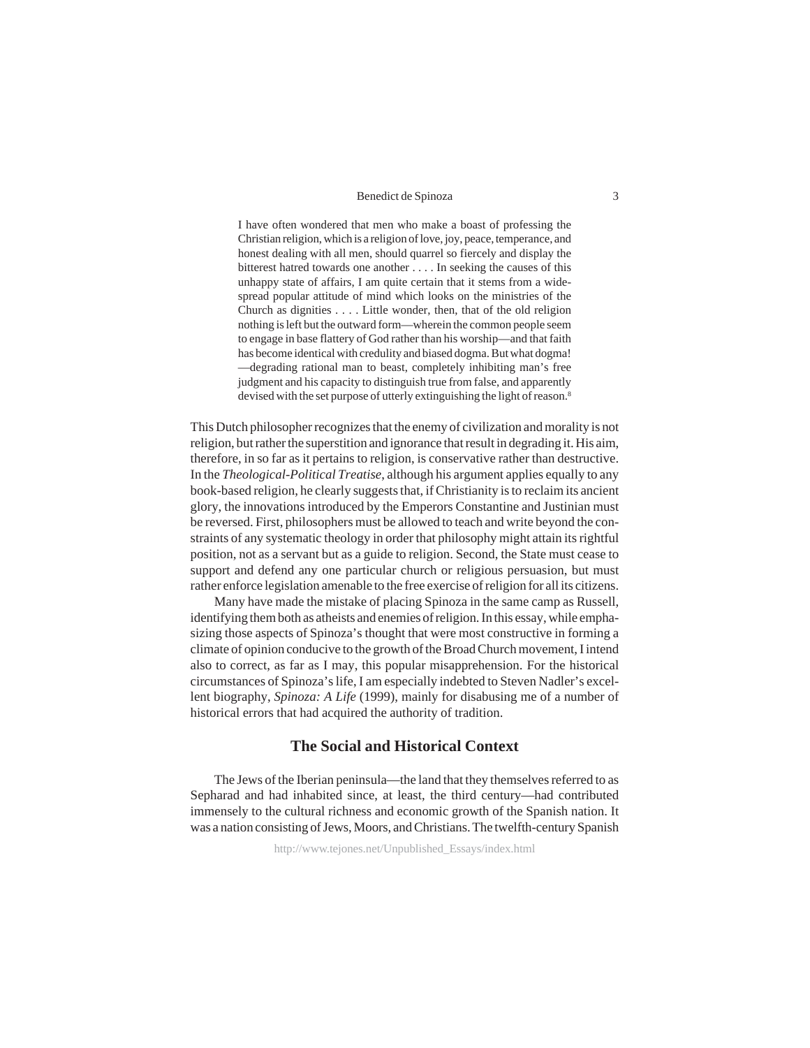> I have often wondered that men who make a boast of professing the Christian religion, which is a religion of love, joy, peace, temperance, and honest dealing with all men, should quarrel so fiercely and display the bitterest hatred towards one another . . . . In seeking the causes of this unhappy state of affairs, I am quite certain that it stems from a widespread popular attitude of mind which looks on the ministries of the Church as dignities . . . . Little wonder, then, that of the old religion nothing is left but the outward form—wherein the common people seem to engage in base flattery of God rather than his worship—and that faith has become identical with credulity and biased dogma. But what dogma! —degrading rational man to beast, completely inhibiting man's free judgment and his capacity to distinguish true from false, and apparently devised with the set purpose of utterly extinguishing the light of reason.[8]

This Dutch philosopher recognizes that the enemy of civilization and morality is not religion, but rather the superstition and ignorance that result in degrading it. His aim, therefore, in so far as it pertains to religion, is conservative rather than destructive. In the *Theological-Political Treatise*, although his argument applies equally to any book-based religion, he clearly suggests that, if Christianity is to reclaim its ancient glory, the innovations introduced by the Emperors Constantine and Justinian must be reversed. First, philosophers must be allowed to teach and write beyond the constraints of any systematic theology in order that philosophy might attain its rightful position, not as a servant but as a guide to religion. Second, the State must cease to support and defend any one particular church or religious persuasion, but must rather enforce legislation amenable to the free exercise of religion for all its citizens.

Many have made the mistake of placing Spinoza in the same camp as Russell, identifying them both as atheists and enemies of religion. In this essay, while emphasizing those aspects of Spinoza's thought that were most constructive in forming a climate of opinion conducive to the growth of the Broad Church movement, I intend also to correct, as far as I may, this popular misapprehension. For the historical circumstances of Spinoza's life, I am especially indebted to Steven Nadler's excellent biography, *Spinoza: A Life* (1999), mainly for disabusing me of a number of historical errors that had acquired the authority of tradition.

## The Social and Historical Context

The Jews of the Iberian peninsula—the land that they themselves referred to as Sepharad and had inhabited since, at least, the third century—had contributed immensely to the cultural richness and economic growth of the Spanish nation. It was a nation consisting of Jews, Moors, and Christians. The twelfth-century Spanish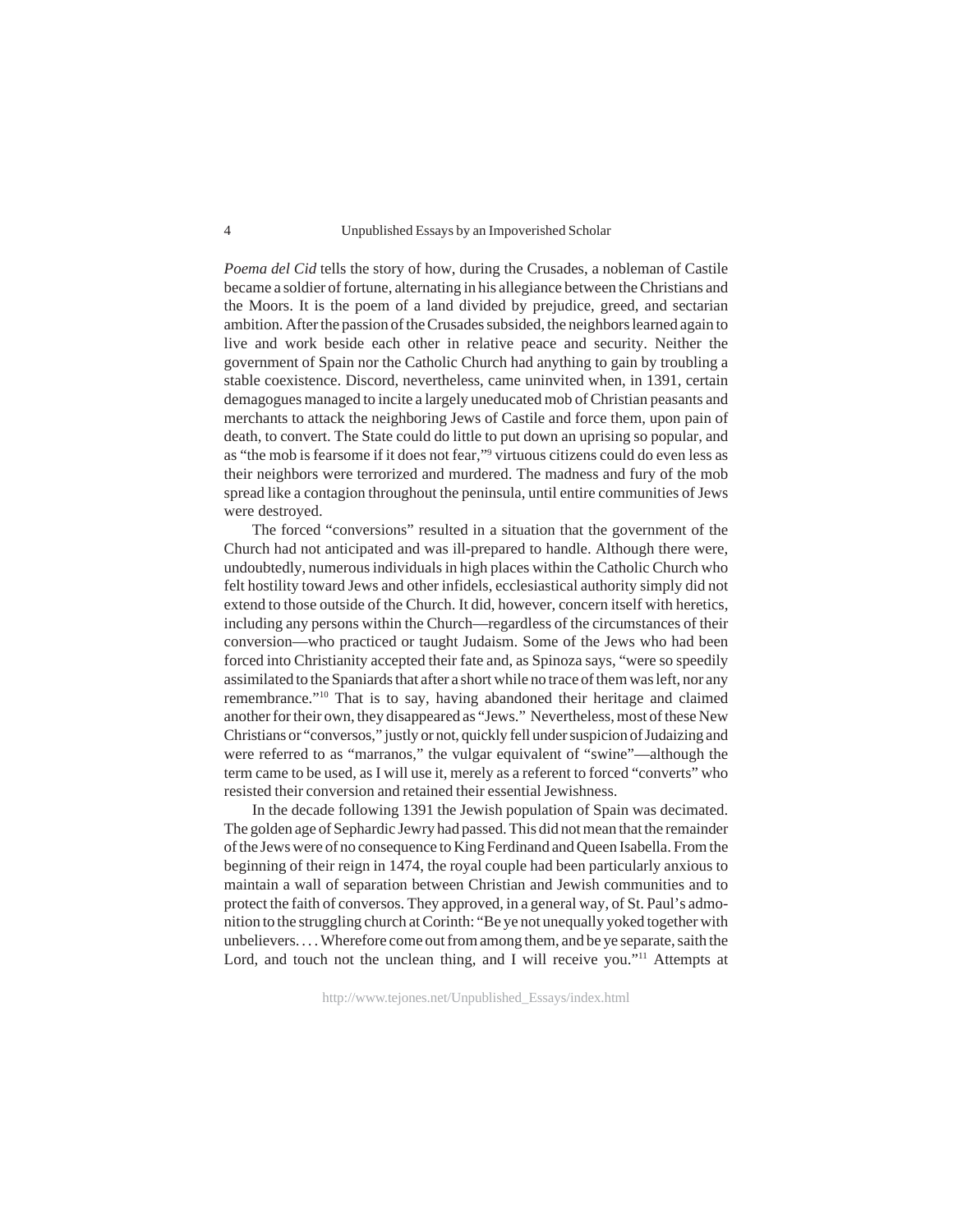*Poema del Cid* tells the story of how, during the Crusades, a nobleman of Castile became a soldier of fortune, alternating in his allegiance between the Christians and the Moors. It is the poem of a land divided by prejudice, greed, and sectarian ambition. After the passion of the Crusades subsided, the neighbors learned again to live and work beside each other in relative peace and security. Neither the government of Spain nor the Catholic Church had anything to gain by troubling a stable coexistence. Discord, nevertheless, came uninvited when, in 1391, certain demagogues managed to incite a largely uneducated mob of Christian peasants and merchants to attack the neighboring Jews of Castile and force them, upon pain of death, to convert. The State could do little to put down an uprising so popular, and as "the mob is fearsome if it does not fear,"[9] virtuous citizens could do even less as their neighbors were terrorized and murdered. The madness and fury of the mob spread like a contagion throughout the peninsula, until entire communities of Jews were destroyed.

The forced "conversions" resulted in a situation that the government of the Church had not anticipated and was ill-prepared to handle. Although there were, undoubtedly, numerous individuals in high places within the Catholic Church who felt hostility toward Jews and other infidels, ecclesiastical authority simply did not extend to those outside of the Church. It did, however, concern itself with heretics, including any persons within the Church—regardless of the circumstances of their conversion—who practiced or taught Judaism. Some of the Jews who had been forced into Christianity accepted their fate and, as Spinoza says, "were so speedily assimilated to the Spaniards that after a short while no trace of them was left, nor any remembrance."[10] That is to say, having abandoned their heritage and claimed another for their own, they disappeared as "Jews." Nevertheless, most of these New Christians or "conversos," justly or not, quickly fell under suspicion of Judaizing and were referred to as "marranos," the vulgar equivalent of "swine"—although the term came to be used, as I will use it, merely as a referent to forced "converts" who resisted their conversion and retained their essential Jewishness.

In the decade following 1391 the Jewish population of Spain was decimated. The golden age of Sephardic Jewry had passed. This did not mean that the remainder of the Jews were of no consequence to King Ferdinand and Queen Isabella. From the beginning of their reign in 1474, the royal couple had been particularly anxious to maintain a wall of separation between Christian and Jewish communities and to protect the faith of conversos. They approved, in a general way, of St. Paul's admonition to the struggling church at Corinth: "Be ye not unequally yoked together with unbelievers. . . . Wherefore come out from among them, and be ye separate, saith the Lord, and touch not the unclean thing, and I will receive you."[11] Attempts at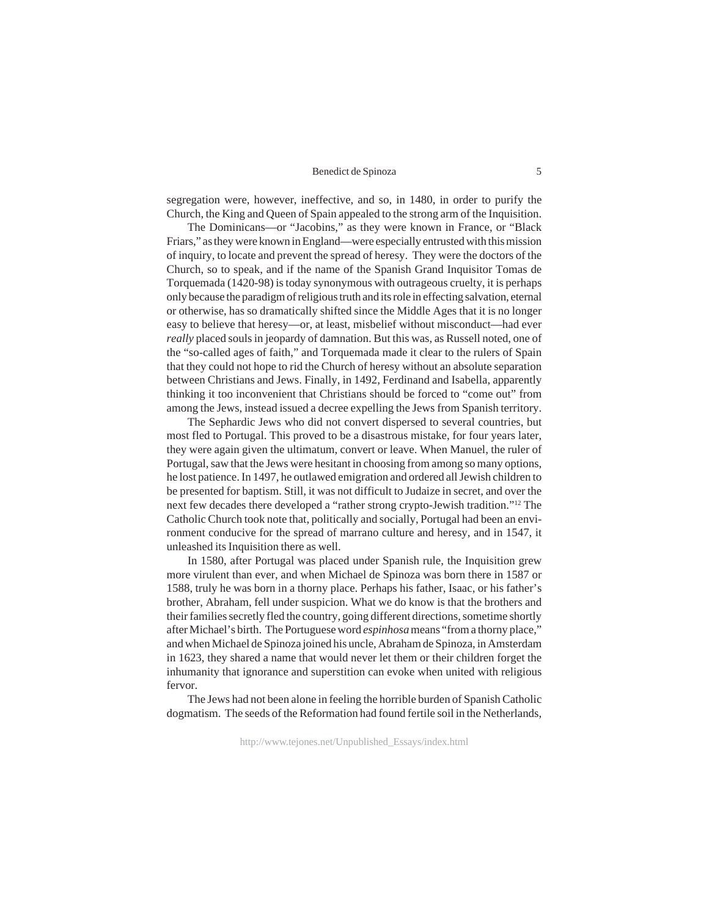segregation were, however, ineffective, and so, in 1480, in order to purify the Church, the King and Queen of Spain appealed to the strong arm of the Inquisition.

The Dominicans—or "Jacobins," as they were known in France, or "Black Friars," as they were known in England—were especially entrusted with this mission of inquiry, to locate and prevent the spread of heresy. They were the doctors of the Church, so to speak, and if the name of the Spanish Grand Inquisitor Tomas de Torquemada (1420-98) is today synonymous with outrageous cruelty, it is perhaps only because the paradigm of religious truth and its role in effecting salvation, eternal or otherwise, has so dramatically shifted since the Middle Ages that it is no longer easy to believe that heresy—or, at least, misbelief without misconduct—had ever *really* placed souls in jeopardy of damnation. But this was, as Russell noted, one of the "so-called ages of faith," and Torquemada made it clear to the rulers of Spain that they could not hope to rid the Church of heresy without an absolute separation between Christians and Jews. Finally, in 1492, Ferdinand and Isabella, apparently thinking it too inconvenient that Christians should be forced to "come out" from among the Jews, instead issued a decree expelling the Jews from Spanish territory.

The Sephardic Jews who did not convert dispersed to several countries, but most fled to Portugal. This proved to be a disastrous mistake, for four years later, they were again given the ultimatum, convert or leave. When Manuel, the ruler of Portugal, saw that the Jews were hesitant in choosing from among so many options, he lost patience. In 1497, he outlawed emigration and ordered all Jewish children to be presented for baptism. Still, it was not difficult to Judaize in secret, and over the next few decades there developed a "rather strong crypto-Jewish tradition."[12] The Catholic Church took note that, politically and socially, Portugal had been an environment conducive for the spread of marrano culture and heresy, and in 1547, it unleashed its Inquisition there as well.

In 1580, after Portugal was placed under Spanish rule, the Inquisition grew more virulent than ever, and when Michael de Spinoza was born there in 1587 or 1588, truly he was born in a thorny place. Perhaps his father, Isaac, or his father's brother, Abraham, fell under suspicion. What we do know is that the brothers and their families secretly fled the country, going different directions, sometime shortly after Michael's birth. The Portuguese word *espinhosa* means "from a thorny place," and when Michael de Spinoza joined his uncle, Abraham de Spinoza, in Amsterdam in 1623, they shared a name that would never let them or their children forget the inhumanity that ignorance and superstition can evoke when united with religious fervor.

The Jews had not been alone in feeling the horrible burden of Spanish Catholic dogmatism. The seeds of the Reformation had found fertile soil in the Netherlands,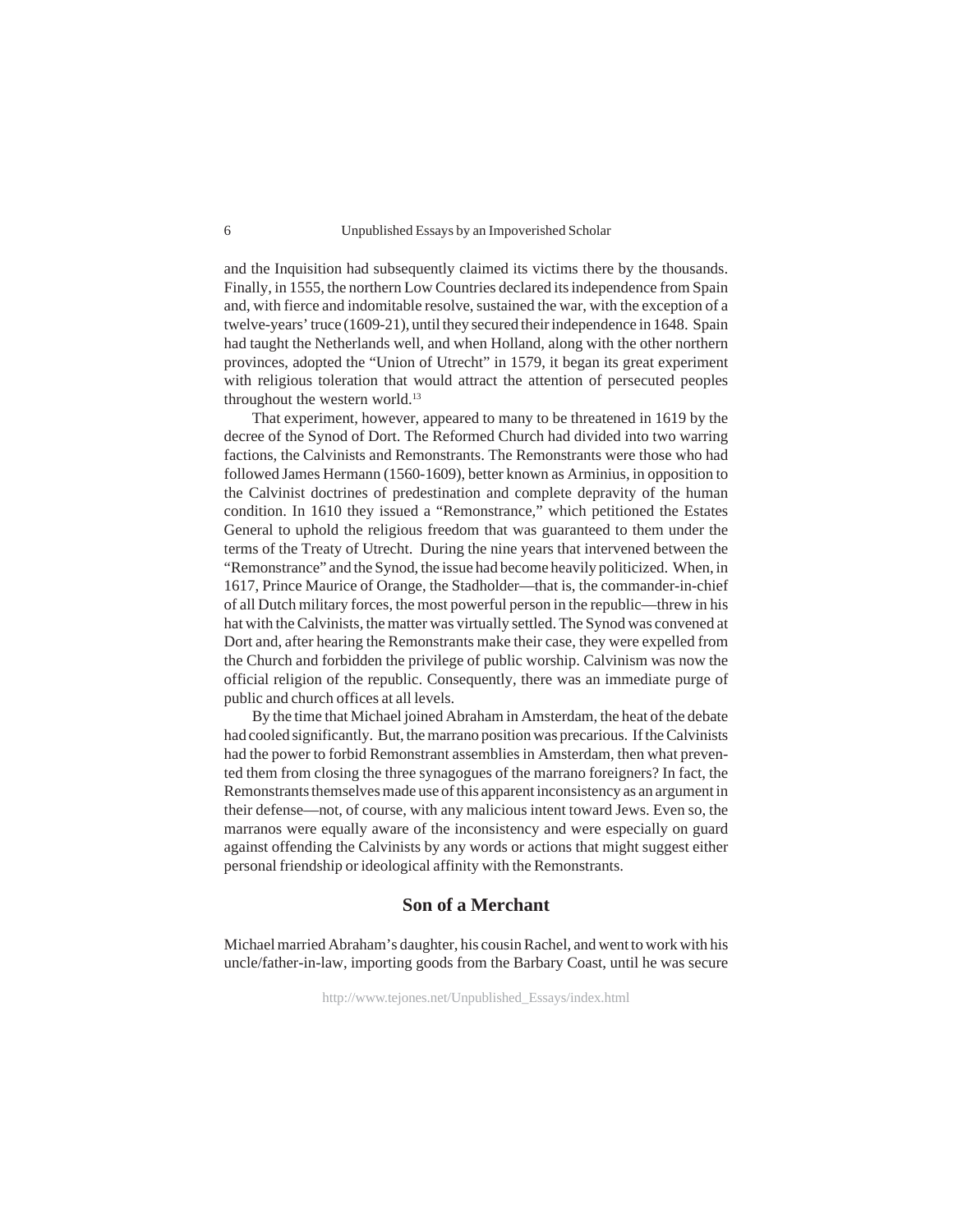and the Inquisition had subsequently claimed its victims there by the thousands. Finally, in 1555, the northern Low Countries declared its independence from Spain and, with fierce and indomitable resolve, sustained the war, with the exception of a twelve-years' truce (1609-21), until they secured their independence in 1648. Spain had taught the Netherlands well, and when Holland, along with the other northern provinces, adopted the "Union of Utrecht" in 1579, it began its great experiment with religious toleration that would attract the attention of persecuted peoples throughout the western world.[13]

That experiment, however, appeared to many to be threatened in 1619 by the decree of the Synod of Dort. The Reformed Church had divided into two warring factions, the Calvinists and Remonstrants. The Remonstrants were those who had followed James Hermann (1560-1609), better known as Arminius, in opposition to the Calvinist doctrines of predestination and complete depravity of the human condition. In 1610 they issued a "Remonstrance," which petitioned the Estates General to uphold the religious freedom that was guaranteed to them under the terms of the Treaty of Utrecht. During the nine years that intervened between the "Remonstrance" and the Synod, the issue had become heavily politicized. When, in 1617, Prince Maurice of Orange, the Stadholder—that is, the commander-in-chief of all Dutch military forces, the most powerful person in the republic—threw in his hat with the Calvinists, the matter was virtually settled. The Synod was convened at Dort and, after hearing the Remonstrants make their case, they were expelled from the Church and forbidden the privilege of public worship. Calvinism was now the official religion of the republic. Consequently, there was an immediate purge of public and church offices at all levels.

By the time that Michael joined Abraham in Amsterdam, the heat of the debate had cooled significantly. But, the marrano position was precarious. If the Calvinists had the power to forbid Remonstrant assemblies in Amsterdam, then what prevented them from closing the three synagogues of the marrano foreigners? In fact, the Remonstrants themselves made use of this apparent inconsistency as an argument in their defense—not, of course, with any malicious intent toward Jews. Even so, the marranos were equally aware of the inconsistency and were especially on guard against offending the Calvinists by any words or actions that might suggest either personal friendship or ideological affinity with the Remonstrants.

## Son of a Merchant

Michael married Abraham's daughter, his cousin Rachel, and went to work with his uncle/father-in-law, importing goods from the Barbary Coast, until he was secure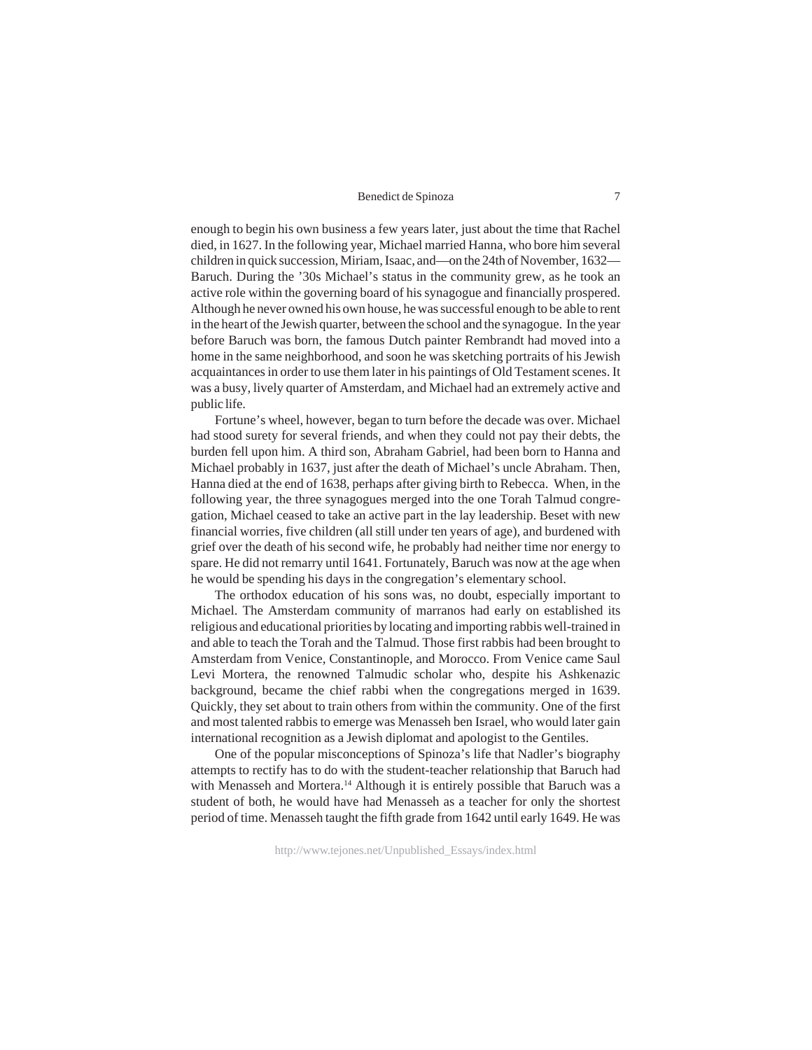enough to begin his own business a few years later, just about the time that Rachel died, in 1627. In the following year, Michael married Hanna, who bore him several children in quick succession, Miriam, Isaac, and—on the 24th of November, 1632—Baruch. During the ’30s Michael’s status in the community grew, as he took an active role within the governing board of his synagogue and financially prospered. Although he never owned his own house, he was successful enough to be able to rent in the heart of the Jewish quarter, between the school and the synagogue. In the year before Baruch was born, the famous Dutch painter Rembrandt had moved into a home in the same neighborhood, and soon he was sketching portraits of his Jewish acquaintances in order to use them later in his paintings of Old Testament scenes. It was a busy, lively quarter of Amsterdam, and Michael had an extremely active and public life.

Fortune’s wheel, however, began to turn before the decade was over. Michael had stood surety for several friends, and when they could not pay their debts, the burden fell upon him. A third son, Abraham Gabriel, had been born to Hanna and Michael probably in 1637, just after the death of Michael’s uncle Abraham. Then, Hanna died at the end of 1638, perhaps after giving birth to Rebecca. When, in the following year, the three synagogues merged into the one Torah Talmud congregation, Michael ceased to take an active part in the lay leadership. Beset with new financial worries, five children (all still under ten years of age), and burdened with grief over the death of his second wife, he probably had neither time nor energy to spare. He did not remarry until 1641. Fortunately, Baruch was now at the age when he would be spending his days in the congregation’s elementary school.

The orthodox education of his sons was, no doubt, especially important to Michael. The Amsterdam community of marranos had early on established its religious and educational priorities by locating and importing rabbis well-trained in and able to teach the Torah and the Talmud. Those first rabbis had been brought to Amsterdam from Venice, Constantinople, and Morocco. From Venice came Saul Levi Mortera, the renowned Talmudic scholar who, despite his Ashkenazic background, became the chief rabbi when the congregations merged in 1639. Quickly, they set about to train others from within the community. One of the first and most talented rabbis to emerge was Menasseh ben Israel, who would later gain international recognition as a Jewish diplomat and apologist to the Gentiles.

One of the popular misconceptions of Spinoza’s life that Nadler’s biography attempts to rectify has to do with the student-teacher relationship that Baruch had with Menasseh and Mortera.[14] Although it is entirely possible that Baruch was a student of both, he would have had Menasseh as a teacher for only the shortest period of time. Menasseh taught the fifth grade from 1642 until early 1649. He was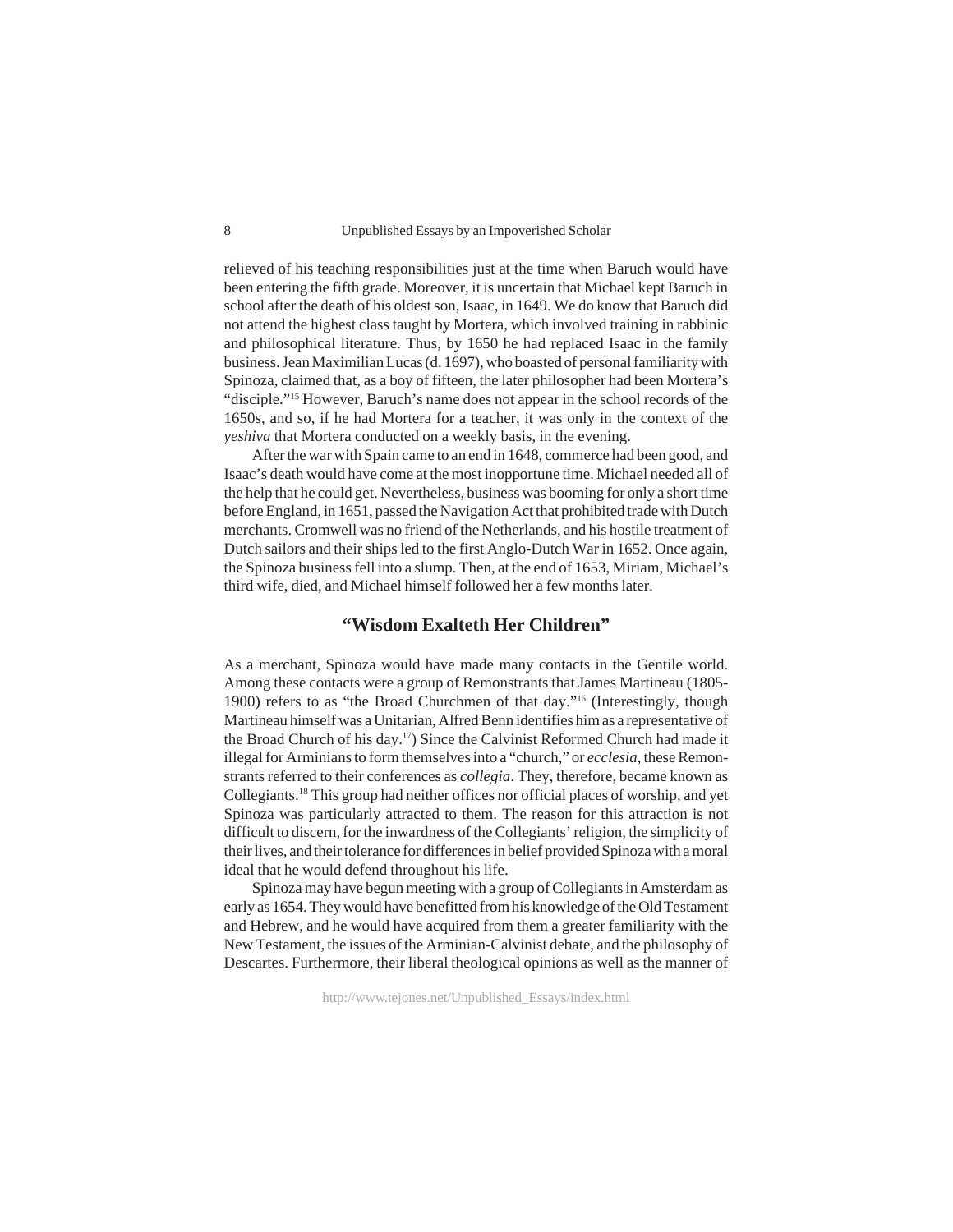relieved of his teaching responsibilities just at the time when Baruch would have been entering the fifth grade. Moreover, it is uncertain that Michael kept Baruch in school after the death of his oldest son, Isaac, in 1649. We do know that Baruch did not attend the highest class taught by Mortera, which involved training in rabbinic and philosophical literature. Thus, by 1650 he had replaced Isaac in the family business. Jean Maximilian Lucas (d. 1697), who boasted of personal familiarity with Spinoza, claimed that, as a boy of fifteen, the later philosopher had been Mortera's "disciple."[15] However, Baruch's name does not appear in the school records of the 1650s, and so, if he had Mortera for a teacher, it was only in the context of the *yeshiva* that Mortera conducted on a weekly basis, in the evening.

After the war with Spain came to an end in 1648, commerce had been good, and Isaac's death would have come at the most inopportune time. Michael needed all of the help that he could get. Nevertheless, business was booming for only a short time before England, in 1651, passed the Navigation Act that prohibited trade with Dutch merchants. Cromwell was no friend of the Netherlands, and his hostile treatment of Dutch sailors and their ships led to the first Anglo-Dutch War in 1652. Once again, the Spinoza business fell into a slump. Then, at the end of 1653, Miriam, Michael's third wife, died, and Michael himself followed her a few months later.

## "Wisdom Exalteth Her Children"

As a merchant, Spinoza would have made many contacts in the Gentile world. Among these contacts were a group of Remonstrants that James Martineau (1805-1900) refers to as "the Broad Churchmen of that day."[16] (Interestingly, though Martineau himself was a Unitarian, Alfred Benn identifies him as a representative of the Broad Church of his day.[17]) Since the Calvinist Reformed Church had made it illegal for Arminians to form themselves into a "church," or *ecclesia*, these Remonstrants referred to their conferences as *collegia*. They, therefore, became known as Collegiants.[18] This group had neither offices nor official places of worship, and yet Spinoza was particularly attracted to them. The reason for this attraction is not difficult to discern, for the inwardness of the Collegiants' religion, the simplicity of their lives, and their tolerance for differences in belief provided Spinoza with a moral ideal that he would defend throughout his life.

Spinoza may have begun meeting with a group of Collegiants in Amsterdam as early as 1654. They would have benefitted from his knowledge of the Old Testament and Hebrew, and he would have acquired from them a greater familiarity with the New Testament, the issues of the Arminian-Calvinist debate, and the philosophy of Descartes. Furthermore, their liberal theological opinions as well as the manner of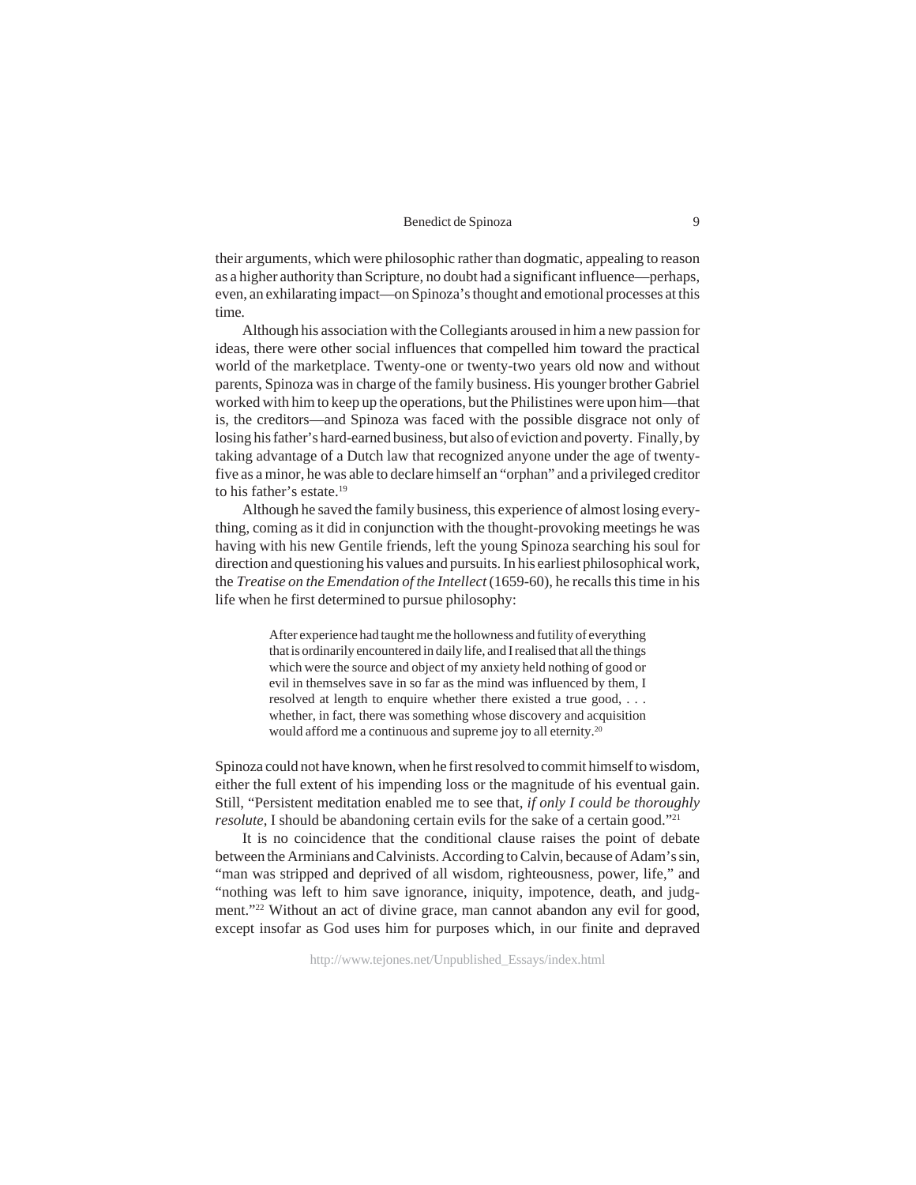their arguments, which were philosophic rather than dogmatic, appealing to reason as a higher authority than Scripture, no doubt had a significant influence—perhaps, even, an exhilarating impact—on Spinoza's thought and emotional processes at this time.

Although his association with the Collegiants aroused in him a new passion for ideas, there were other social influences that compelled him toward the practical world of the marketplace. Twenty-one or twenty-two years old now and without parents, Spinoza was in charge of the family business. His younger brother Gabriel worked with him to keep up the operations, but the Philistines were upon him—that is, the creditors—and Spinoza was faced with the possible disgrace not only of losing his father's hard-earned business, but also of eviction and poverty. Finally, by taking advantage of a Dutch law that recognized anyone under the age of twenty-five as a minor, he was able to declare himself an "orphan" and a privileged creditor to his father's estate.[19]

Although he saved the family business, this experience of almost losing everything, coming as it did in conjunction with the thought-provoking meetings he was having with his new Gentile friends, left the young Spinoza searching his soul for direction and questioning his values and pursuits. In his earliest philosophical work, the *Treatise on the Emendation of the Intellect* (1659-60), he recalls this time in his life when he first determined to pursue philosophy:

> After experience had taught me the hollowness and futility of everything that is ordinarily encountered in daily life, and I realised that all the things which were the source and object of my anxiety held nothing of good or evil in themselves save in so far as the mind was influenced by them, I resolved at length to enquire whether there existed a true good, . . . whether, in fact, there was something whose discovery and acquisition would afford me a continuous and supreme joy to all eternity.[20]

Spinoza could not have known, when he first resolved to commit himself to wisdom, either the full extent of his impending loss or the magnitude of his eventual gain. Still, "Persistent meditation enabled me to see that, *if only I could be thoroughly resolute*, I should be abandoning certain evils for the sake of a certain good."[21]

It is no coincidence that the conditional clause raises the point of debate between the Arminians and Calvinists. According to Calvin, because of Adam's sin, "man was stripped and deprived of all wisdom, righteousness, power, life," and "nothing was left to him save ignorance, iniquity, impotence, death, and judgment."[22] Without an act of divine grace, man cannot abandon any evil for good, except insofar as God uses him for purposes which, in our finite and depraved

http://www.tejones.net/Unpublished_Essays/index.html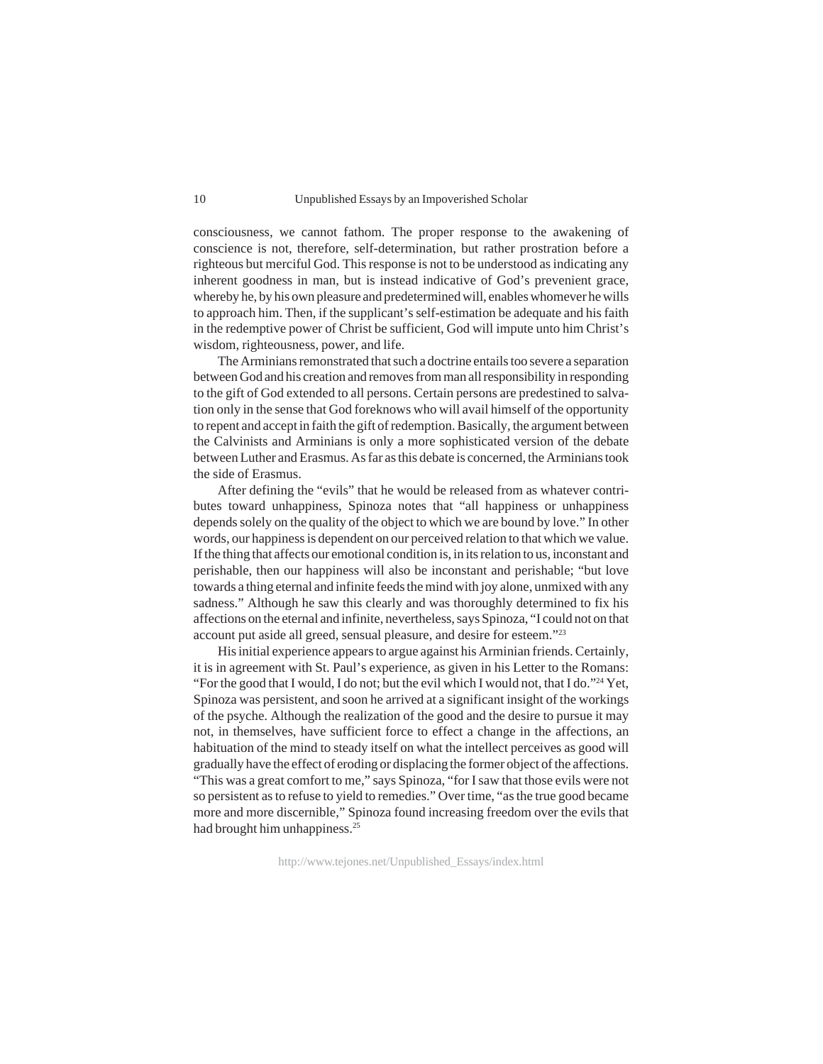consciousness, we cannot fathom. The proper response to the awakening of conscience is not, therefore, self-determination, but rather prostration before a righteous but merciful God. This response is not to be understood as indicating any inherent goodness in man, but is instead indicative of God's prevenient grace, whereby he, by his own pleasure and predetermined will, enables whomever he wills to approach him. Then, if the supplicant's self-estimation be adequate and his faith in the redemptive power of Christ be sufficient, God will impute unto him Christ's wisdom, righteousness, power, and life.

The Arminians remonstrated that such a doctrine entails too severe a separation between God and his creation and removes from man all responsibility in responding to the gift of God extended to all persons. Certain persons are predestined to salvation only in the sense that God foreknows who will avail himself of the opportunity to repent and accept in faith the gift of redemption. Basically, the argument between the Calvinists and Arminians is only a more sophisticated version of the debate between Luther and Erasmus. As far as this debate is concerned, the Arminians took the side of Erasmus.

After defining the "evils" that he would be released from as whatever contributes toward unhappiness, Spinoza notes that "all happiness or unhappiness depends solely on the quality of the object to which we are bound by love." In other words, our happiness is dependent on our perceived relation to that which we value. If the thing that affects our emotional condition is, in its relation to us, inconstant and perishable, then our happiness will also be inconstant and perishable; "but love towards a thing eternal and infinite feeds the mind with joy alone, unmixed with any sadness." Although he saw this clearly and was thoroughly determined to fix his affections on the eternal and infinite, nevertheless, says Spinoza, "I could not on that account put aside all greed, sensual pleasure, and desire for esteem."[23]

His initial experience appears to argue against his Arminian friends. Certainly, it is in agreement with St. Paul's experience, as given in his Letter to the Romans: "For the good that I would, I do not; but the evil which I would not, that I do."[24] Yet, Spinoza was persistent, and soon he arrived at a significant insight of the workings of the psyche. Although the realization of the good and the desire to pursue it may not, in themselves, have sufficient force to effect a change in the affections, an habituation of the mind to steady itself on what the intellect perceives as good will gradually have the effect of eroding or displacing the former object of the affections. "This was a great comfort to me," says Spinoza, "for I saw that those evils were not so persistent as to refuse to yield to remedies." Over time, "as the true good became more and more discernible," Spinoza found increasing freedom over the evils that had brought him unhappiness.[25]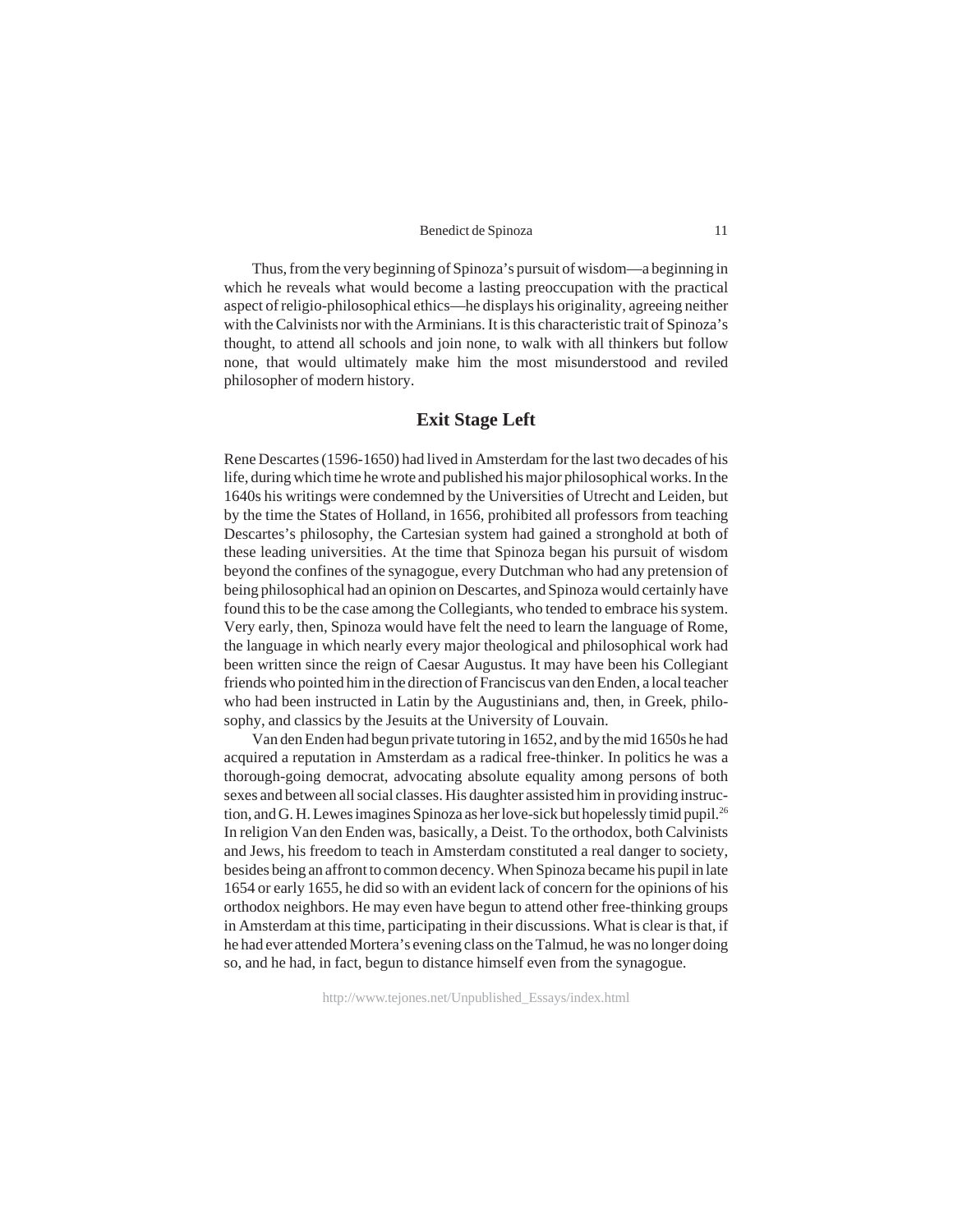Thus, from the very beginning of Spinoza's pursuit of wisdom—a beginning in which he reveals what would become a lasting preoccupation with the practical aspect of religio-philosophical ethics—he displays his originality, agreeing neither with the Calvinists nor with the Arminians. It is this characteristic trait of Spinoza's thought, to attend all schools and join none, to walk with all thinkers but follow none, that would ultimately make him the most misunderstood and reviled philosopher of modern history.

## Exit Stage Left

Rene Descartes (1596-1650) had lived in Amsterdam for the last two decades of his life, during which time he wrote and published his major philosophical works. In the 1640s his writings were condemned by the Universities of Utrecht and Leiden, but by the time the States of Holland, in 1656, prohibited all professors from teaching Descartes's philosophy, the Cartesian system had gained a stronghold at both of these leading universities. At the time that Spinoza began his pursuit of wisdom beyond the confines of the synagogue, every Dutchman who had any pretension of being philosophical had an opinion on Descartes, and Spinoza would certainly have found this to be the case among the Collegiants, who tended to embrace his system. Very early, then, Spinoza would have felt the need to learn the language of Rome, the language in which nearly every major theological and philosophical work had been written since the reign of Caesar Augustus. It may have been his Collegiant friends who pointed him in the direction of Franciscus van den Enden, a local teacher who had been instructed in Latin by the Augustinians and, then, in Greek, philosophy, and classics by the Jesuits at the University of Louvain.

Van den Enden had begun private tutoring in 1652, and by the mid 1650s he had acquired a reputation in Amsterdam as a radical free-thinker. In politics he was a thorough-going democrat, advocating absolute equality among persons of both sexes and between all social classes. His daughter assisted him in providing instruction, and G. H. Lewes imagines Spinoza as her love-sick but hopelessly timid pupil.[26] In religion Van den Enden was, basically, a Deist. To the orthodox, both Calvinists and Jews, his freedom to teach in Amsterdam constituted a real danger to society, besides being an affront to common decency. When Spinoza became his pupil in late 1654 or early 1655, he did so with an evident lack of concern for the opinions of his orthodox neighbors. He may even have begun to attend other free-thinking groups in Amsterdam at this time, participating in their discussions. What is clear is that, if he had ever attended Mortera's evening class on the Talmud, he was no longer doing so, and he had, in fact, begun to distance himself even from the synagogue.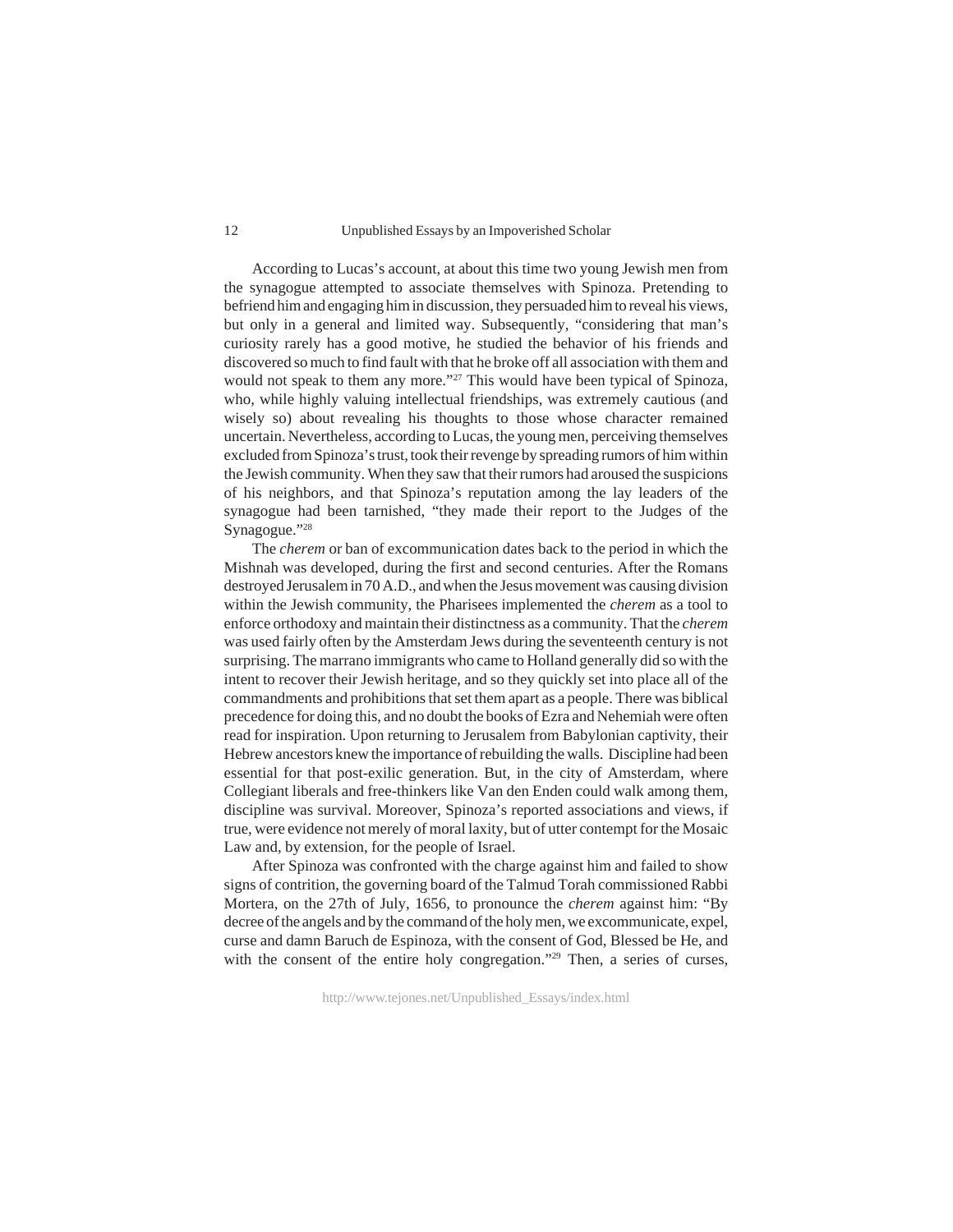According to Lucas's account, at about this time two young Jewish men from the synagogue attempted to associate themselves with Spinoza. Pretending to befriend him and engaging him in discussion, they persuaded him to reveal his views, but only in a general and limited way. Subsequently, "considering that man's curiosity rarely has a good motive, he studied the behavior of his friends and discovered so much to find fault with that he broke off all association with them and would not speak to them any more."[27] This would have been typical of Spinoza, who, while highly valuing intellectual friendships, was extremely cautious (and wisely so) about revealing his thoughts to those whose character remained uncertain. Nevertheless, according to Lucas, the young men, perceiving themselves excluded from Spinoza's trust, took their revenge by spreading rumors of him within the Jewish community. When they saw that their rumors had aroused the suspicions of his neighbors, and that Spinoza's reputation among the lay leaders of the synagogue had been tarnished, "they made their report to the Judges of the Synagogue."[28]

The *cherem* or ban of excommunication dates back to the period in which the Mishnah was developed, during the first and second centuries. After the Romans destroyed Jerusalem in 70 A.D., and when the Jesus movement was causing division within the Jewish community, the Pharisees implemented the *cherem* as a tool to enforce orthodoxy and maintain their distinctness as a community. That the *cherem* was used fairly often by the Amsterdam Jews during the seventeenth century is not surprising. The marrano immigrants who came to Holland generally did so with the intent to recover their Jewish heritage, and so they quickly set into place all of the commandments and prohibitions that set them apart as a people. There was biblical precedence for doing this, and no doubt the books of Ezra and Nehemiah were often read for inspiration. Upon returning to Jerusalem from Babylonian captivity, their Hebrew ancestors knew the importance of rebuilding the walls. Discipline had been essential for that post-exilic generation. But, in the city of Amsterdam, where Collegiant liberals and free-thinkers like Van den Enden could walk among them, discipline was survival. Moreover, Spinoza's reported associations and views, if true, were evidence not merely of moral laxity, but of utter contempt for the Mosaic Law and, by extension, for the people of Israel.

After Spinoza was confronted with the charge against him and failed to show signs of contrition, the governing board of the Talmud Torah commissioned Rabbi Mortera, on the 27th of July, 1656, to pronounce the *cherem* against him: "By decree of the angels and by the command of the holy men, we excommunicate, expel, curse and damn Baruch de Espinoza, with the consent of God, Blessed be He, and with the consent of the entire holy congregation."[29] Then, a series of curses,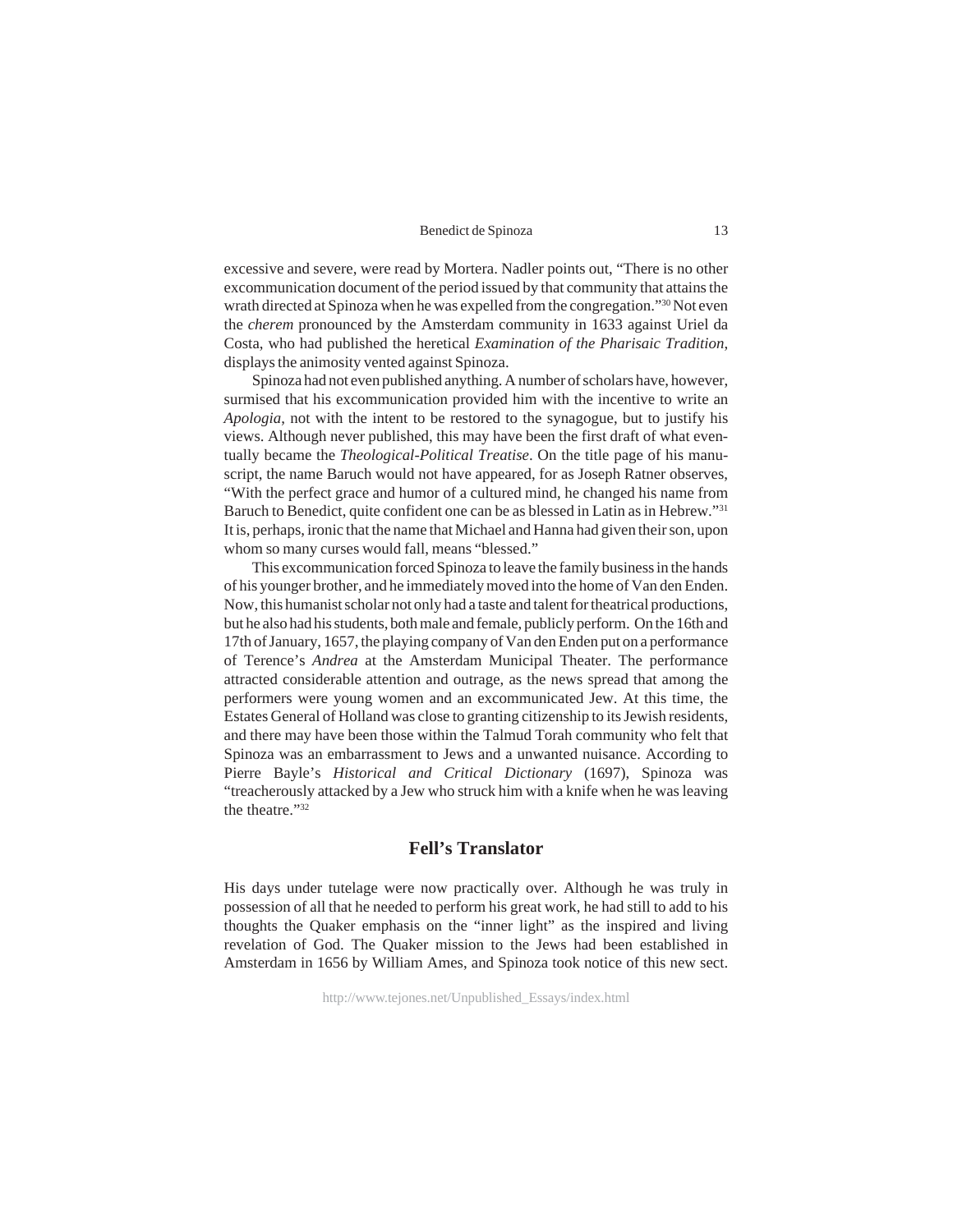excessive and severe, were read by Mortera. Nadler points out, "There is no other excommunication document of the period issued by that community that attains the wrath directed at Spinoza when he was expelled from the congregation."[30] Not even the *cherem* pronounced by the Amsterdam community in 1633 against Uriel da Costa, who had published the heretical *Examination of the Pharisaic Tradition*, displays the animosity vented against Spinoza.

Spinoza had not even published anything. A number of scholars have, however, surmised that his excommunication provided him with the incentive to write an *Apologia*, not with the intent to be restored to the synagogue, but to justify his views. Although never published, this may have been the first draft of what eventually became the *Theological-Political Treatise*. On the title page of his manuscript, the name Baruch would not have appeared, for as Joseph Ratner observes, "With the perfect grace and humor of a cultured mind, he changed his name from Baruch to Benedict, quite confident one can be as blessed in Latin as in Hebrew."[31] It is, perhaps, ironic that the name that Michael and Hanna had given their son, upon whom so many curses would fall, means "blessed."

This excommunication forced Spinoza to leave the family business in the hands of his younger brother, and he immediately moved into the home of Van den Enden. Now, this humanist scholar not only had a taste and talent for theatrical productions, but he also had his students, both male and female, publicly perform. On the 16th and 17th of January, 1657, the playing company of Van den Enden put on a performance of Terence's *Andrea* at the Amsterdam Municipal Theater. The performance attracted considerable attention and outrage, as the news spread that among the performers were young women and an excommunicated Jew. At this time, the Estates General of Holland was close to granting citizenship to its Jewish residents, and there may have been those within the Talmud Torah community who felt that Spinoza was an embarrassment to Jews and a unwanted nuisance. According to Pierre Bayle's *Historical and Critical Dictionary* (1697), Spinoza was "treacherously attacked by a Jew who struck him with a knife when he was leaving the theatre."[32]

## Fell's Translator

His days under tutelage were now practically over. Although he was truly in possession of all that he needed to perform his great work, he had still to add to his thoughts the Quaker emphasis on the "inner light" as the inspired and living revelation of God. The Quaker mission to the Jews had been established in Amsterdam in 1656 by William Ames, and Spinoza took notice of this new sect.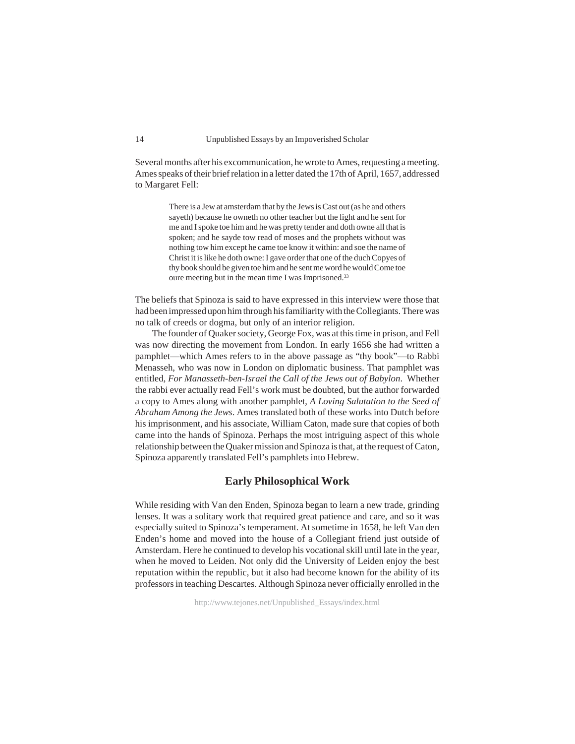Several months after his excommunication, he wrote to Ames, requesting a meeting. Ames speaks of their brief relation in a letter dated the 17th of April, 1657, addressed to Margaret Fell:

> There is a Jew at amsterdam that by the Jews is Cast out (as he and others sayeth) because he owneth no other teacher but the light and he sent for me and I spoke toe him and he was pretty tender and doth owne all that is spoken; and he sayde tow read of moses and the prophets without was nothing tow him except he came toe know it within: and soe the name of Christ it is like he doth owne: I gave order that one of the duch Copyes of thy book should be given toe him and he sent me word he would Come toe oure meeting but in the mean time I was Imprisoned.[33]

The beliefs that Spinoza is said to have expressed in this interview were those that had been impressed upon him through his familiarity with the Collegiants. There was no talk of creeds or dogma, but only of an interior religion.

The founder of Quaker society, George Fox, was at this time in prison, and Fell was now directing the movement from London. In early 1656 she had written a pamphlet—which Ames refers to in the above passage as "thy book"—to Rabbi Menasseh, who was now in London on diplomatic business. That pamphlet was entitled, *For Manasseth-ben-Israel the Call of the Jews out of Babylon*. Whether the rabbi ever actually read Fell's work must be doubted, but the author forwarded a copy to Ames along with another pamphlet, *A Loving Salutation to the Seed of Abraham Among the Jews*. Ames translated both of these works into Dutch before his imprisonment, and his associate, William Caton, made sure that copies of both came into the hands of Spinoza. Perhaps the most intriguing aspect of this whole relationship between the Quaker mission and Spinoza is that, at the request of Caton, Spinoza apparently translated Fell's pamphlets into Hebrew.

## Early Philosophical Work

While residing with Van den Enden, Spinoza began to learn a new trade, grinding lenses. It was a solitary work that required great patience and care, and so it was especially suited to Spinoza's temperament. At sometime in 1658, he left Van den Enden's home and moved into the house of a Collegiant friend just outside of Amsterdam. Here he continued to develop his vocational skill until late in the year, when he moved to Leiden. Not only did the University of Leiden enjoy the best reputation within the republic, but it also had become known for the ability of its professors in teaching Descartes. Although Spinoza never officially enrolled in the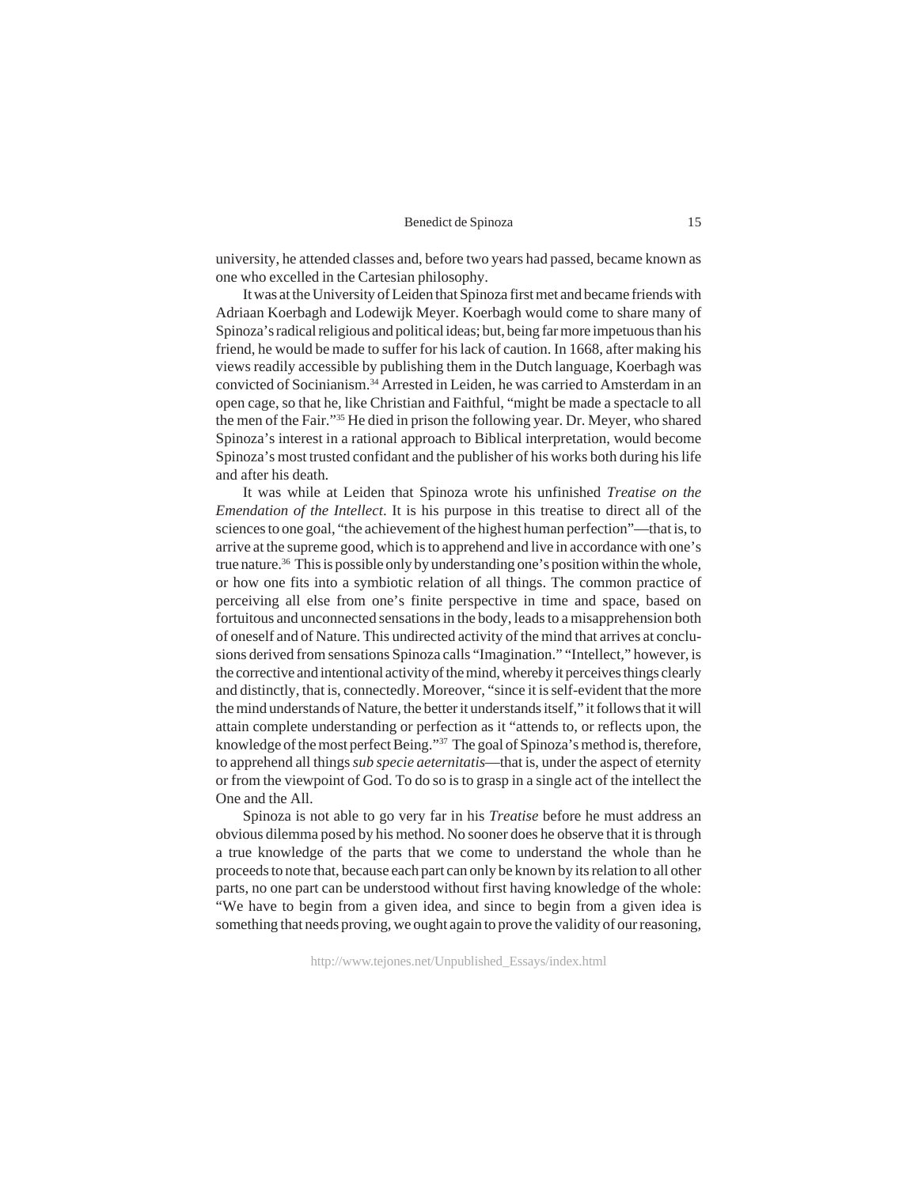university, he attended classes and, before two years had passed, became known as one who excelled in the Cartesian philosophy.

It was at the University of Leiden that Spinoza first met and became friends with Adriaan Koerbagh and Lodewijk Meyer. Koerbagh would come to share many of Spinoza's radical religious and political ideas; but, being far more impetuous than his friend, he would be made to suffer for his lack of caution. In 1668, after making his views readily accessible by publishing them in the Dutch language, Koerbagh was convicted of Socinianism.[34] Arrested in Leiden, he was carried to Amsterdam in an open cage, so that he, like Christian and Faithful, "might be made a spectacle to all the men of the Fair."[35] He died in prison the following year. Dr. Meyer, who shared Spinoza's interest in a rational approach to Biblical interpretation, would become Spinoza's most trusted confidant and the publisher of his works both during his life and after his death.

It was while at Leiden that Spinoza wrote his unfinished *Treatise on the Emendation of the Intellect*. It is his purpose in this treatise to direct all of the sciences to one goal, "the achievement of the highest human perfection"—that is, to arrive at the supreme good, which is to apprehend and live in accordance with one's true nature.[36] This is possible only by understanding one's position within the whole, or how one fits into a symbiotic relation of all things. The common practice of perceiving all else from one's finite perspective in time and space, based on fortuitous and unconnected sensations in the body, leads to a misapprehension both of oneself and of Nature. This undirected activity of the mind that arrives at conclusions derived from sensations Spinoza calls "Imagination." "Intellect," however, is the corrective and intentional activity of the mind, whereby it perceives things clearly and distinctly, that is, connectedly. Moreover, "since it is self-evident that the more the mind understands of Nature, the better it understands itself," it follows that it will attain complete understanding or perfection as it "attends to, or reflects upon, the knowledge of the most perfect Being."[37] The goal of Spinoza's method is, therefore, to apprehend all things *sub specie aeternitatis*—that is, under the aspect of eternity or from the viewpoint of God. To do so is to grasp in a single act of the intellect the One and the All.

Spinoza is not able to go very far in his *Treatise* before he must address an obvious dilemma posed by his method. No sooner does he observe that it is through a true knowledge of the parts that we come to understand the whole than he proceeds to note that, because each part can only be known by its relation to all other parts, no one part can be understood without first having knowledge of the whole: "We have to begin from a given idea, and since to begin from a given idea is something that needs proving, we ought again to prove the validity of our reasoning,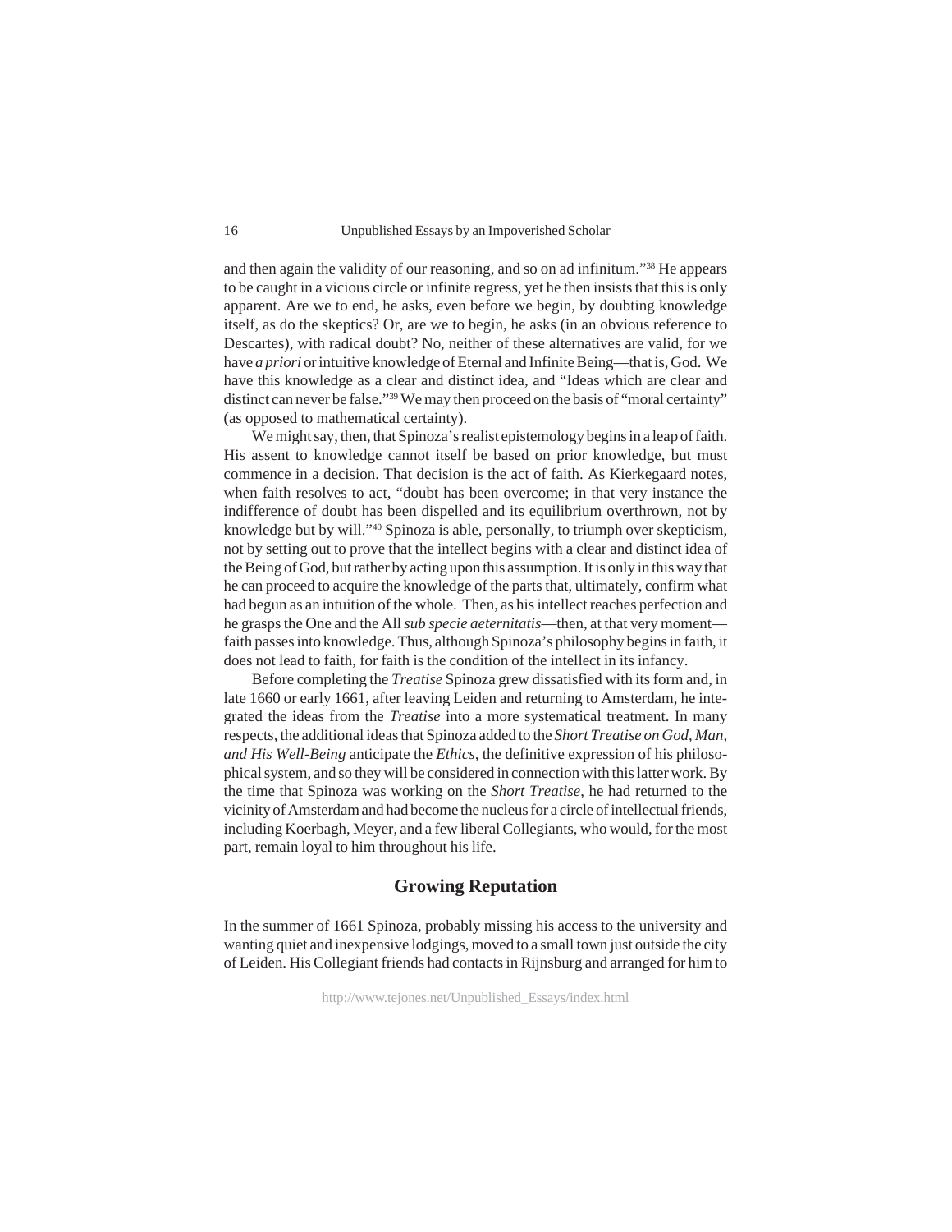and then again the validity of our reasoning, and so on ad infinitum."[38] He appears to be caught in a vicious circle or infinite regress, yet he then insists that this is only apparent. Are we to end, he asks, even before we begin, by doubting knowledge itself, as do the skeptics? Or, are we to begin, he asks (in an obvious reference to Descartes), with radical doubt? No, neither of these alternatives are valid, for we have *a priori* or intuitive knowledge of Eternal and Infinite Being—that is, God. We have this knowledge as a clear and distinct idea, and "Ideas which are clear and distinct can never be false."[39] We may then proceed on the basis of "moral certainty" (as opposed to mathematical certainty).

We might say, then, that Spinoza's realist epistemology begins in a leap of faith. His assent to knowledge cannot itself be based on prior knowledge, but must commence in a decision. That decision is the act of faith. As Kierkegaard notes, when faith resolves to act, "doubt has been overcome; in that very instance the indifference of doubt has been dispelled and its equilibrium overthrown, not by knowledge but by will."[40] Spinoza is able, personally, to triumph over skepticism, not by setting out to prove that the intellect begins with a clear and distinct idea of the Being of God, but rather by acting upon this assumption. It is only in this way that he can proceed to acquire the knowledge of the parts that, ultimately, confirm what had begun as an intuition of the whole. Then, as his intellect reaches perfection and he grasps the One and the All *sub specie aeternitatis*—then, at that very moment—faith passes into knowledge. Thus, although Spinoza's philosophy begins in faith, it does not lead to faith, for faith is the condition of the intellect in its infancy.

Before completing the *Treatise* Spinoza grew dissatisfied with its form and, in late 1660 or early 1661, after leaving Leiden and returning to Amsterdam, he integrated the ideas from the *Treatise* into a more systematical treatment. In many respects, the additional ideas that Spinoza added to the *Short Treatise on God, Man, and His Well-Being* anticipate the *Ethics*, the definitive expression of his philosophical system, and so they will be considered in connection with this latter work. By the time that Spinoza was working on the *Short Treatise*, he had returned to the vicinity of Amsterdam and had become the nucleus for a circle of intellectual friends, including Koerbagh, Meyer, and a few liberal Collegiants, who would, for the most part, remain loyal to him throughout his life.

## Growing Reputation

In the summer of 1661 Spinoza, probably missing his access to the university and wanting quiet and inexpensive lodgings, moved to a small town just outside the city of Leiden. His Collegiant friends had contacts in Rijnsburg and arranged for him to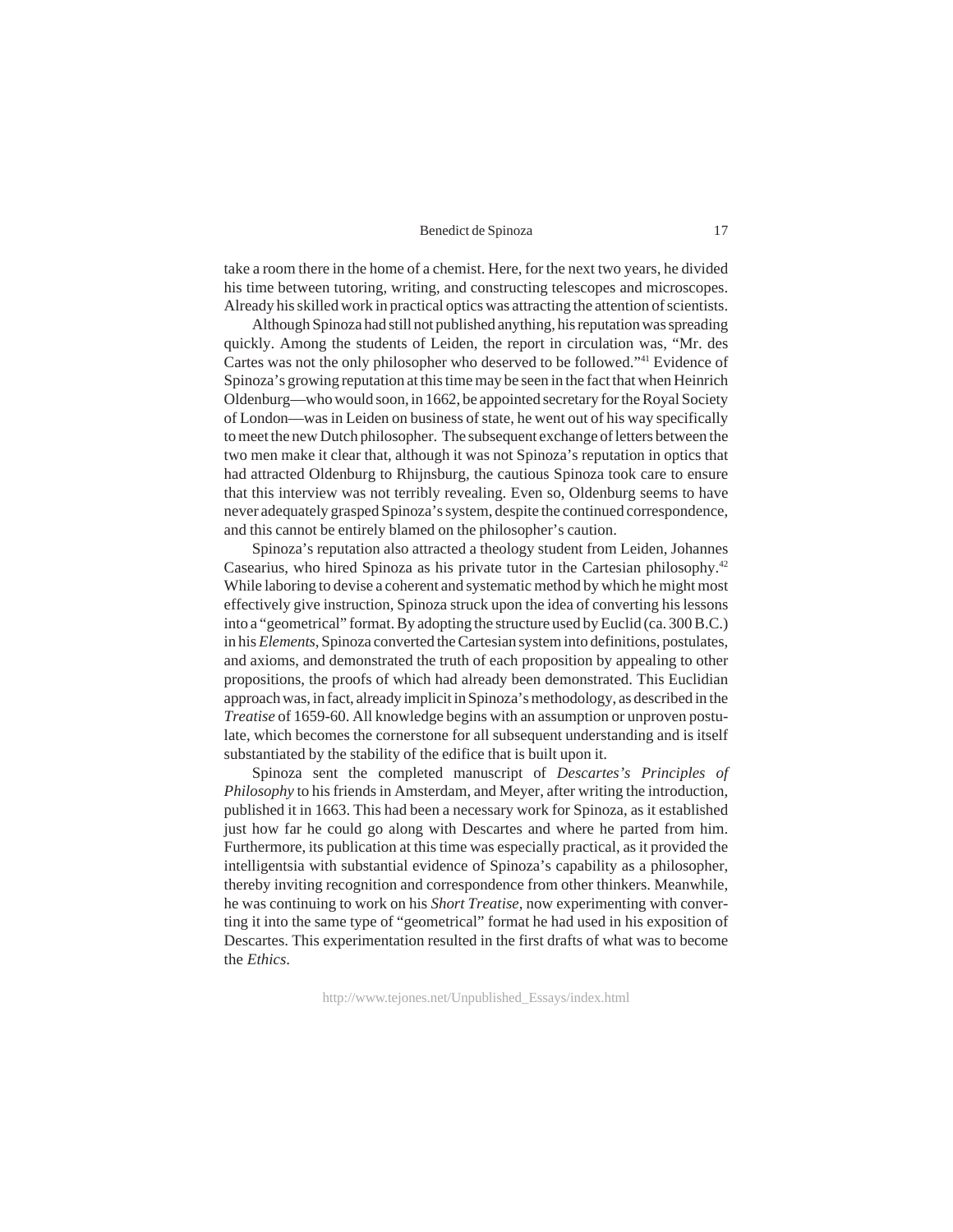take a room there in the home of a chemist. Here, for the next two years, he divided his time between tutoring, writing, and constructing telescopes and microscopes. Already his skilled work in practical optics was attracting the attention of scientists.

Although Spinoza had still not published anything, his reputation was spreading quickly. Among the students of Leiden, the report in circulation was, "Mr. des Cartes was not the only philosopher who deserved to be followed."[41] Evidence of Spinoza's growing reputation at this time may be seen in the fact that when Heinrich Oldenburg—who would soon, in 1662, be appointed secretary for the Royal Society of London—was in Leiden on business of state, he went out of his way specifically to meet the new Dutch philosopher. The subsequent exchange of letters between the two men make it clear that, although it was not Spinoza's reputation in optics that had attracted Oldenburg to Rhijnsburg, the cautious Spinoza took care to ensure that this interview was not terribly revealing. Even so, Oldenburg seems to have never adequately grasped Spinoza's system, despite the continued correspondence, and this cannot be entirely blamed on the philosopher's caution.

Spinoza's reputation also attracted a theology student from Leiden, Johannes Casearius, who hired Spinoza as his private tutor in the Cartesian philosophy.[42] While laboring to devise a coherent and systematic method by which he might most effectively give instruction, Spinoza struck upon the idea of converting his lessons into a "geometrical" format. By adopting the structure used by Euclid (ca. 300 B.C.) in his *Elements*, Spinoza converted the Cartesian system into definitions, postulates, and axioms, and demonstrated the truth of each proposition by appealing to other propositions, the proofs of which had already been demonstrated. This Euclidian approach was, in fact, already implicit in Spinoza's methodology, as described in the *Treatise* of 1659-60. All knowledge begins with an assumption or unproven postulate, which becomes the cornerstone for all subsequent understanding and is itself substantiated by the stability of the edifice that is built upon it.

Spinoza sent the completed manuscript of *Descartes's Principles of Philosophy* to his friends in Amsterdam, and Meyer, after writing the introduction, published it in 1663. This had been a necessary work for Spinoza, as it established just how far he could go along with Descartes and where he parted from him. Furthermore, its publication at this time was especially practical, as it provided the intelligentsia with substantial evidence of Spinoza's capability as a philosopher, thereby inviting recognition and correspondence from other thinkers. Meanwhile, he was continuing to work on his *Short Treatise*, now experimenting with converting it into the same type of "geometrical" format he had used in his exposition of Descartes. This experimentation resulted in the first drafts of what was to become the *Ethics*.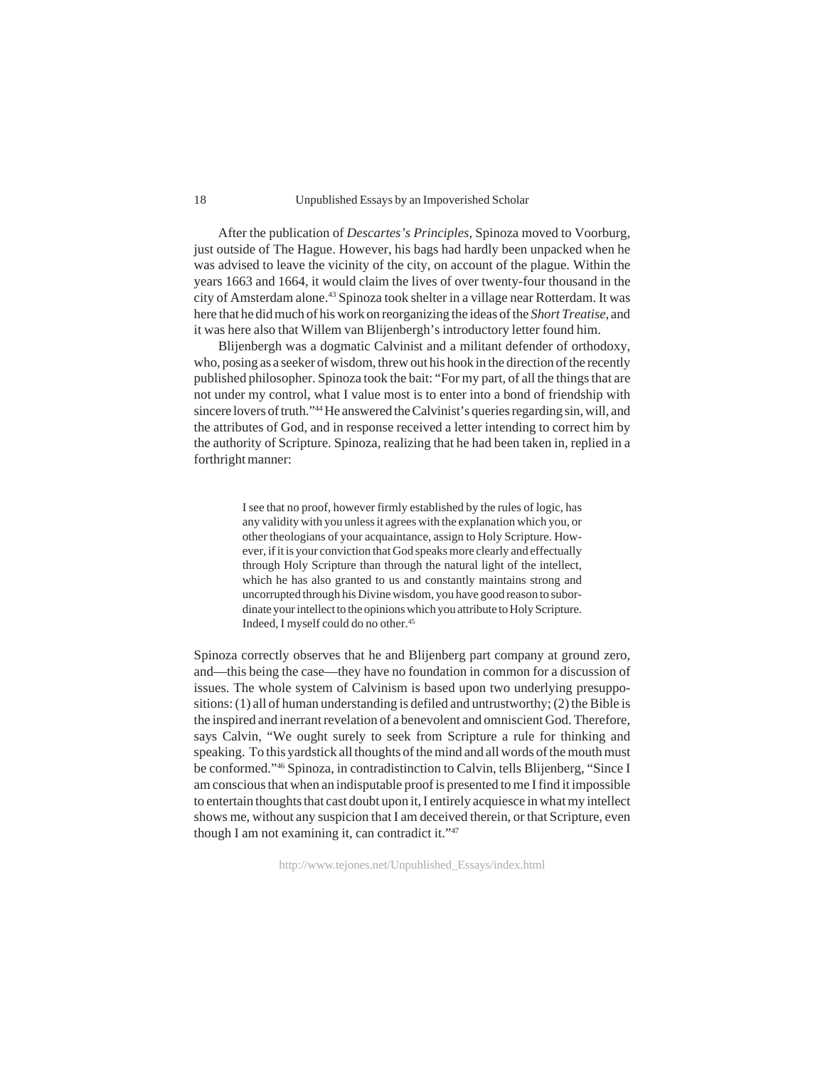After the publication of *Descartes's Principles*, Spinoza moved to Voorburg, just outside of The Hague. However, his bags had hardly been unpacked when he was advised to leave the vicinity of the city, on account of the plague. Within the years 1663 and 1664, it would claim the lives of over twenty-four thousand in the city of Amsterdam alone.[43] Spinoza took shelter in a village near Rotterdam. It was here that he did much of his work on reorganizing the ideas of the *Short Treatise*, and it was here also that Willem van Blijenbergh's introductory letter found him.

Blijenbergh was a dogmatic Calvinist and a militant defender of orthodoxy, who, posing as a seeker of wisdom, threw out his hook in the direction of the recently published philosopher. Spinoza took the bait: "For my part, of all the things that are not under my control, what I value most is to enter into a bond of friendship with sincere lovers of truth."[44] He answered the Calvinist's queries regarding sin, will, and the attributes of God, and in response received a letter intending to correct him by the authority of Scripture. Spinoza, realizing that he had been taken in, replied in a forthright manner:

> I see that no proof, however firmly established by the rules of logic, has any validity with you unless it agrees with the explanation which you, or other theologians of your acquaintance, assign to Holy Scripture. However, if it is your conviction that God speaks more clearly and effectually through Holy Scripture than through the natural light of the intellect, which he has also granted to us and constantly maintains strong and uncorrupted through his Divine wisdom, you have good reason to subordinate your intellect to the opinions which you attribute to Holy Scripture. Indeed, I myself could do no other.[45]

Spinoza correctly observes that he and Blijenberg part company at ground zero, and—this being the case—they have no foundation in common for a discussion of issues. The whole system of Calvinism is based upon two underlying presuppositions: (1) all of human understanding is defiled and untrustworthy; (2) the Bible is the inspired and inerrant revelation of a benevolent and omniscient God. Therefore, says Calvin, "We ought surely to seek from Scripture a rule for thinking and speaking. To this yardstick all thoughts of the mind and all words of the mouth must be conformed."[46] Spinoza, in contradistinction to Calvin, tells Blijenberg, "Since I am conscious that when an indisputable proof is presented to me I find it impossible to entertain thoughts that cast doubt upon it, I entirely acquiesce in what my intellect shows me, without any suspicion that I am deceived therein, or that Scripture, even though I am not examining it, can contradict it."[47]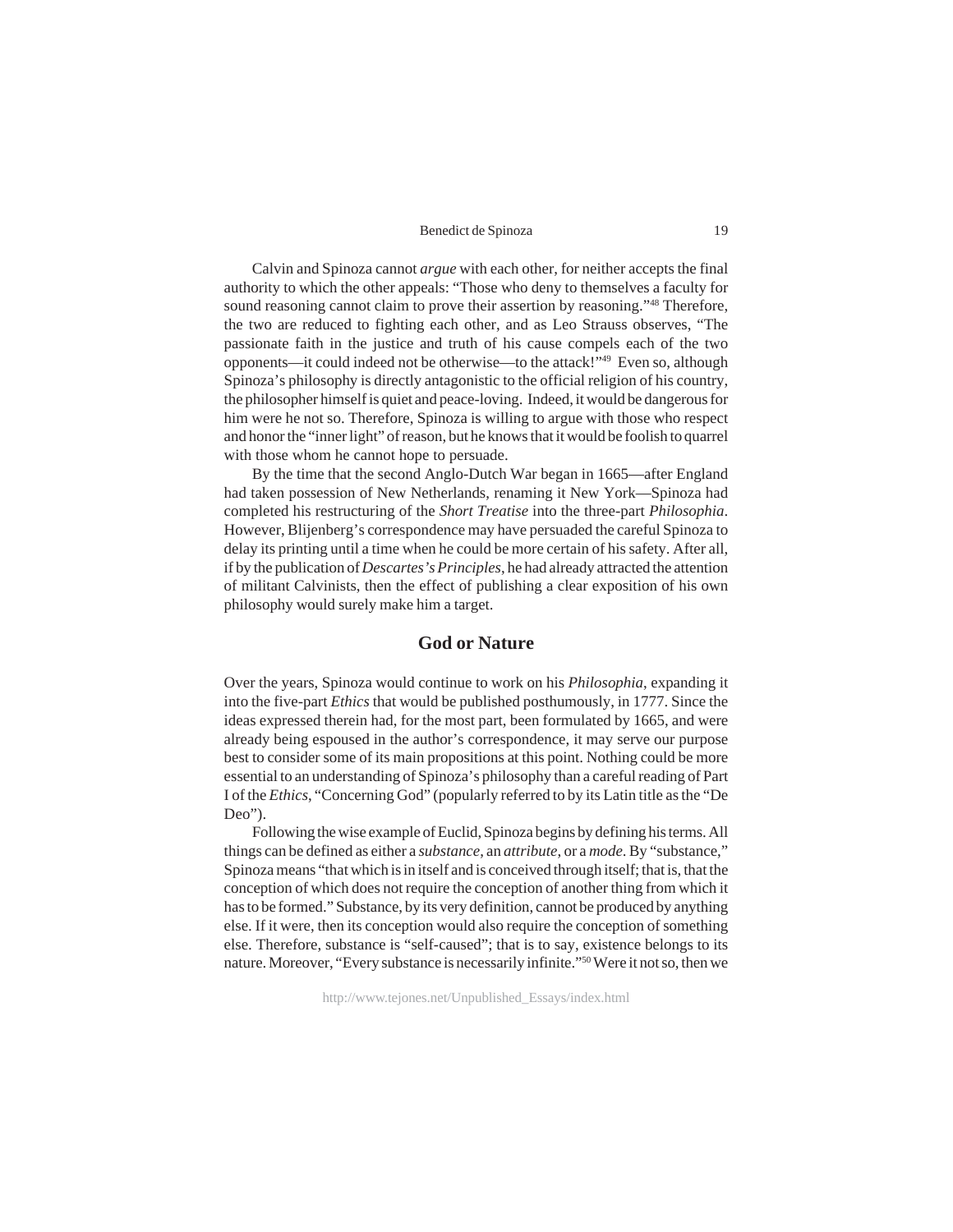Calvin and Spinoza cannot *argue* with each other, for neither accepts the final authority to which the other appeals: "Those who deny to themselves a faculty for sound reasoning cannot claim to prove their assertion by reasoning."[48] Therefore, the two are reduced to fighting each other, and as Leo Strauss observes, "The passionate faith in the justice and truth of his cause compels each of the two opponents—it could indeed not be otherwise—to the attack!"[49] Even so, although Spinoza's philosophy is directly antagonistic to the official religion of his country, the philosopher himself is quiet and peace-loving. Indeed, it would be dangerous for him were he not so. Therefore, Spinoza is willing to argue with those who respect and honor the "inner light" of reason, but he knows that it would be foolish to quarrel with those whom he cannot hope to persuade.

By the time that the second Anglo-Dutch War began in 1665—after England had taken possession of New Netherlands, renaming it New York—Spinoza had completed his restructuring of the *Short Treatise* into the three-part *Philosophia*. However, Blijenberg's correspondence may have persuaded the careful Spinoza to delay its printing until a time when he could be more certain of his safety. After all, if by the publication of *Descartes's Principles*, he had already attracted the attention of militant Calvinists, then the effect of publishing a clear exposition of his own philosophy would surely make him a target.

## God or Nature

Over the years, Spinoza would continue to work on his *Philosophia*, expanding it into the five-part *Ethics* that would be published posthumously, in 1777. Since the ideas expressed therein had, for the most part, been formulated by 1665, and were already being espoused in the author's correspondence, it may serve our purpose best to consider some of its main propositions at this point. Nothing could be more essential to an understanding of Spinoza's philosophy than a careful reading of Part I of the *Ethics*, "Concerning God" (popularly referred to by its Latin title as the "De Deo").

Following the wise example of Euclid, Spinoza begins by defining his terms. All things can be defined as either a *substance*, an *attribute*, or a *mode*. By "substance," Spinoza means "that which is in itself and is conceived through itself; that is, that the conception of which does not require the conception of another thing from which it has to be formed." Substance, by its very definition, cannot be produced by anything else. If it were, then its conception would also require the conception of something else. Therefore, substance is "self-caused"; that is to say, existence belongs to its nature. Moreover, "Every substance is necessarily infinite."[50] Were it not so, then we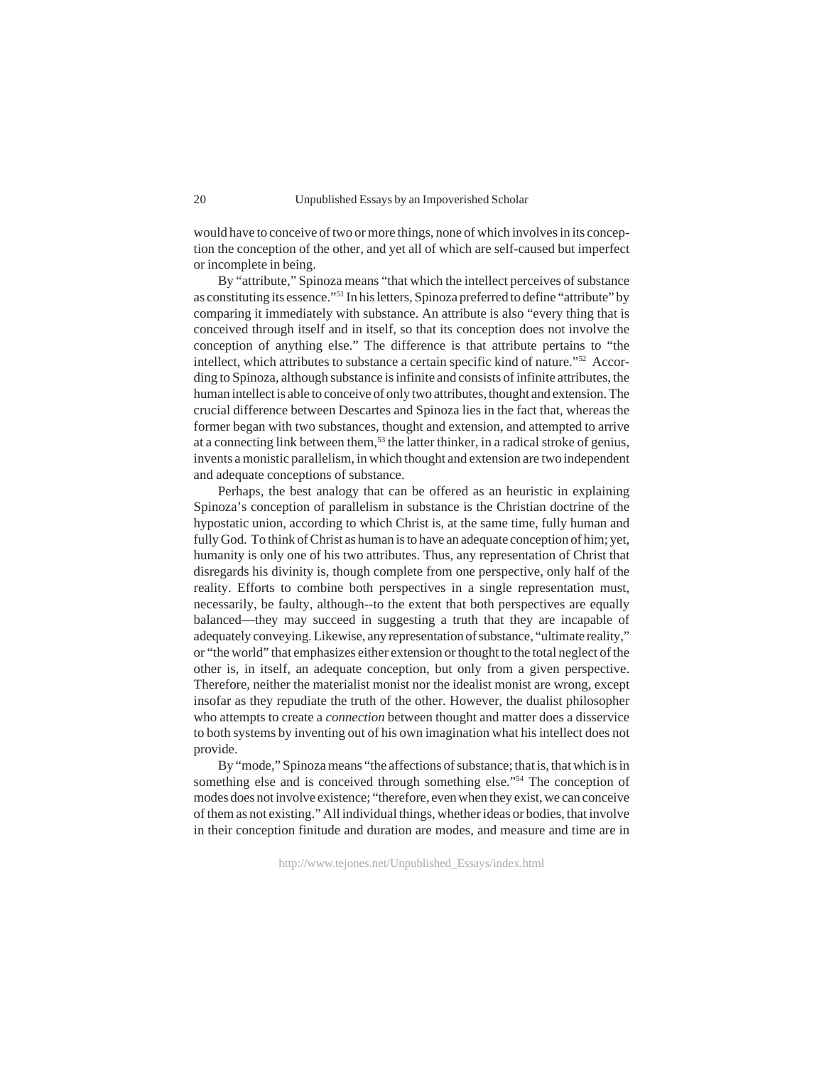would have to conceive of two or more things, none of which involves in its conception the conception of the other, and yet all of which are self-caused but imperfect or incomplete in being.

By "attribute," Spinoza means "that which the intellect perceives of substance as constituting its essence."[51] In his letters, Spinoza preferred to define "attribute" by comparing it immediately with substance. An attribute is also "every thing that is conceived through itself and in itself, so that its conception does not involve the conception of anything else." The difference is that attribute pertains to "the intellect, which attributes to substance a certain specific kind of nature."[52] According to Spinoza, although substance is infinite and consists of infinite attributes, the human intellect is able to conceive of only two attributes, thought and extension. The crucial difference between Descartes and Spinoza lies in the fact that, whereas the former began with two substances, thought and extension, and attempted to arrive at a connecting link between them,[53] the latter thinker, in a radical stroke of genius, invents a monistic parallelism, in which thought and extension are two independent and adequate conceptions of substance.

Perhaps, the best analogy that can be offered as an heuristic in explaining Spinoza's conception of parallelism in substance is the Christian doctrine of the hypostatic union, according to which Christ is, at the same time, fully human and fully God. To think of Christ as human is to have an adequate conception of him; yet, humanity is only one of his two attributes. Thus, any representation of Christ that disregards his divinity is, though complete from one perspective, only half of the reality. Efforts to combine both perspectives in a single representation must, necessarily, be faulty, although--to the extent that both perspectives are equally balanced—they may succeed in suggesting a truth that they are incapable of adequately conveying. Likewise, any representation of substance, "ultimate reality," or "the world" that emphasizes either extension or thought to the total neglect of the other is, in itself, an adequate conception, but only from a given perspective. Therefore, neither the materialist monist nor the idealist monist are wrong, except insofar as they repudiate the truth of the other. However, the dualist philosopher who attempts to create a *connection* between thought and matter does a disservice to both systems by inventing out of his own imagination what his intellect does not provide.

By "mode," Spinoza means "the affections of substance; that is, that which is in something else and is conceived through something else."[54] The conception of modes does not involve existence; "therefore, even when they exist, we can conceive of them as not existing." All individual things, whether ideas or bodies, that involve in their conception finitude and duration are modes, and measure and time are in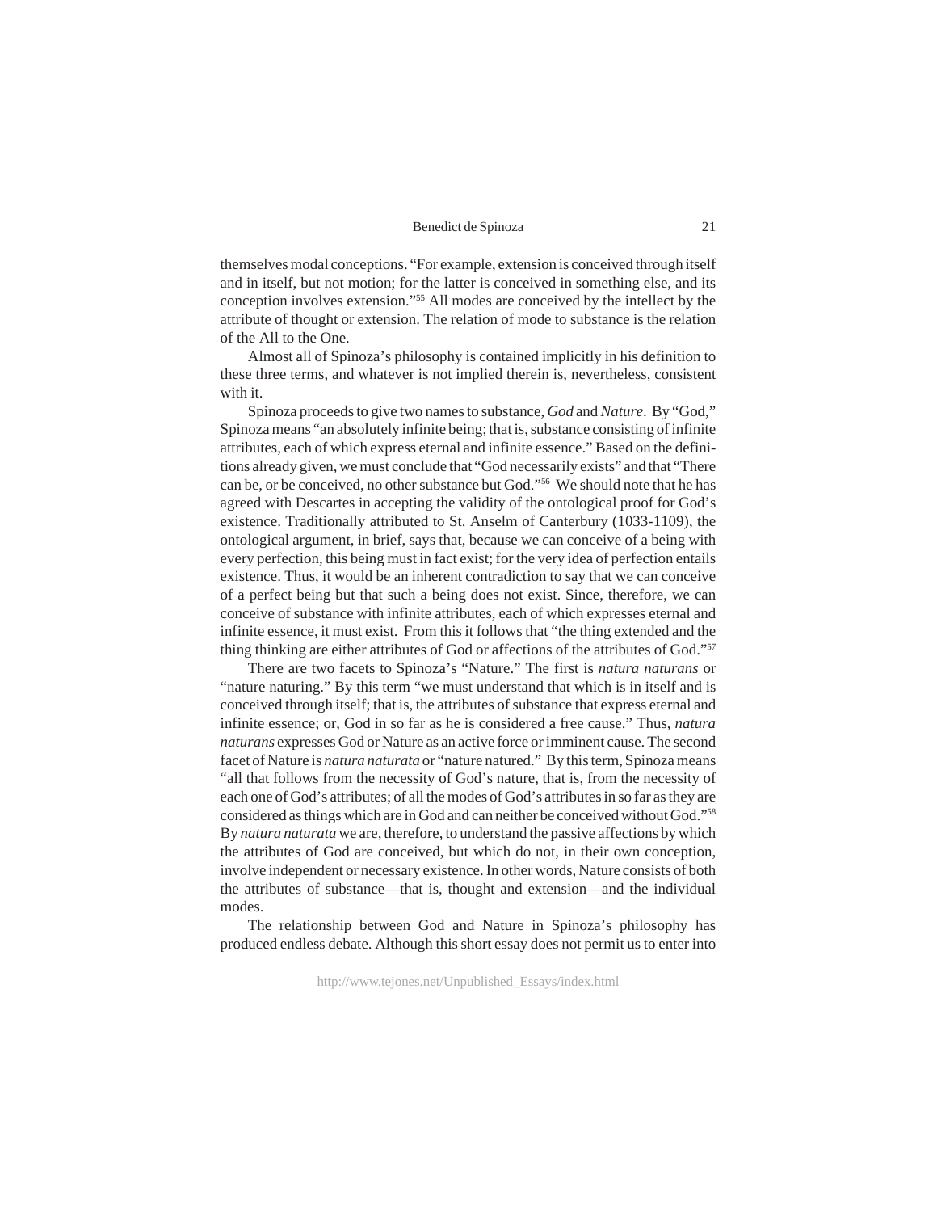themselves modal conceptions. "For example, extension is conceived through itself and in itself, but not motion; for the latter is conceived in something else, and its conception involves extension."[55] All modes are conceived by the intellect by the attribute of thought or extension. The relation of mode to substance is the relation of the All to the One.

Almost all of Spinoza's philosophy is contained implicitly in his definition to these three terms, and whatever is not implied therein is, nevertheless, consistent with it.

Spinoza proceeds to give two names to substance, *God* and *Nature*. By "God," Spinoza means "an absolutely infinite being; that is, substance consisting of infinite attributes, each of which express eternal and infinite essence." Based on the definitions already given, we must conclude that "God necessarily exists" and that "There can be, or be conceived, no other substance but God."[56] We should note that he has agreed with Descartes in accepting the validity of the ontological proof for God's existence. Traditionally attributed to St. Anselm of Canterbury (1033-1109), the ontological argument, in brief, says that, because we can conceive of a being with every perfection, this being must in fact exist; for the very idea of perfection entails existence. Thus, it would be an inherent contradiction to say that we can conceive of a perfect being but that such a being does not exist. Since, therefore, we can conceive of substance with infinite attributes, each of which expresses eternal and infinite essence, it must exist. From this it follows that "the thing extended and the thing thinking are either attributes of God or affections of the attributes of God."[57]

There are two facets to Spinoza's "Nature." The first is *natura naturans* or "nature naturing." By this term "we must understand that which is in itself and is conceived through itself; that is, the attributes of substance that express eternal and infinite essence; or, God in so far as he is considered a free cause." Thus, *natura naturans* expresses God or Nature as an active force or imminent cause. The second facet of Nature is *natura naturata* or "nature natured." By this term, Spinoza means "all that follows from the necessity of God's nature, that is, from the necessity of each one of God's attributes; of all the modes of God's attributes in so far as they are considered as things which are in God and can neither be conceived without God."[58] By *natura naturata* we are, therefore, to understand the passive affections by which the attributes of God are conceived, but which do not, in their own conception, involve independent or necessary existence. In other words, Nature consists of both the attributes of substance—that is, thought and extension—and the individual modes.

The relationship between God and Nature in Spinoza's philosophy has produced endless debate. Although this short essay does not permit us to enter into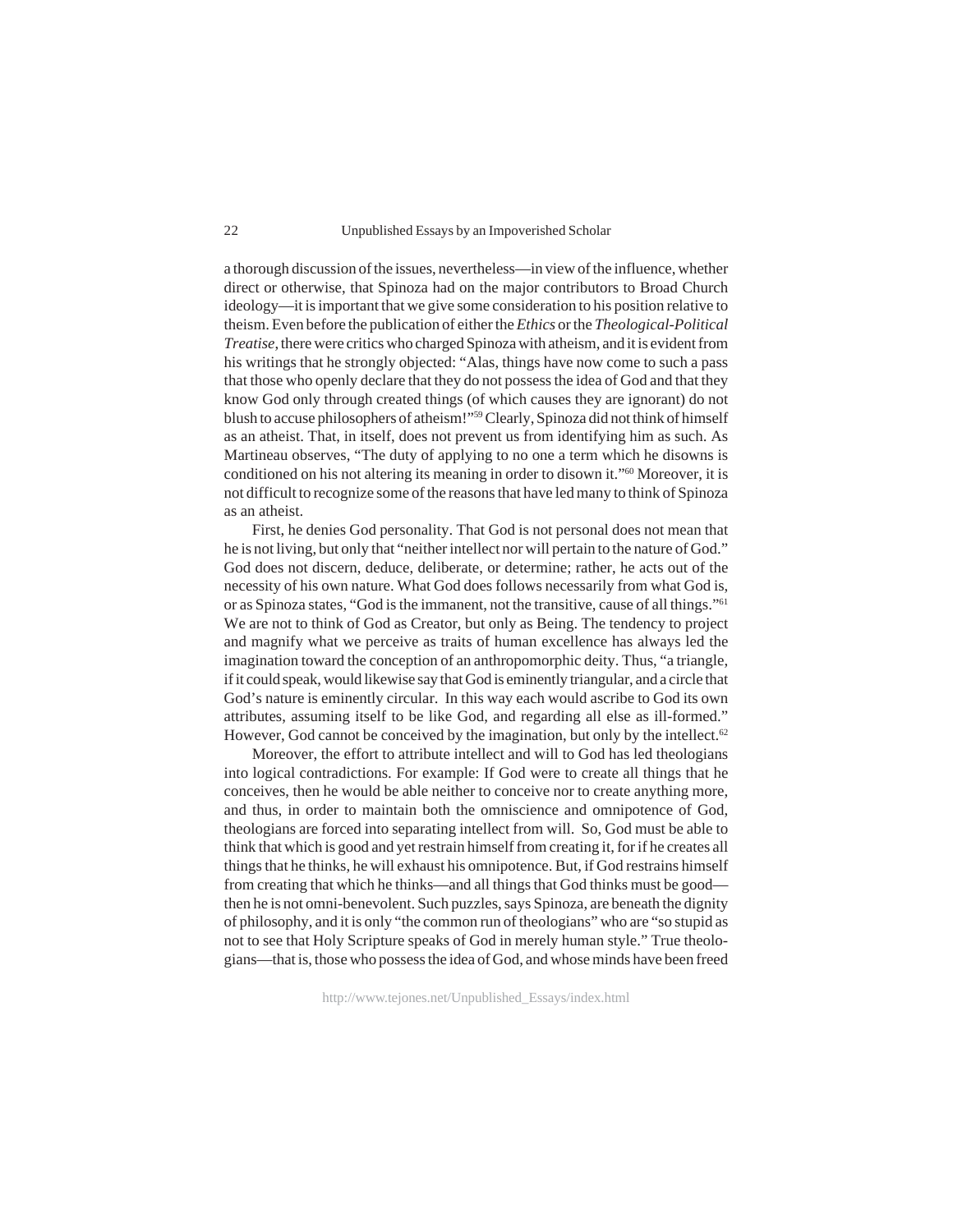a thorough discussion of the issues, nevertheless—in view of the influence, whether direct or otherwise, that Spinoza had on the major contributors to Broad Church ideology—it is important that we give some consideration to his position relative to theism. Even before the publication of either the *Ethics* or the *Theological-Political Treatise,* there were critics who charged Spinoza with atheism, and it is evident from his writings that he strongly objected: "Alas, things have now come to such a pass that those who openly declare that they do not possess the idea of God and that they know God only through created things (of which causes they are ignorant) do not blush to accuse philosophers of atheism!"[59] Clearly, Spinoza did not think of himself as an atheist. That, in itself, does not prevent us from identifying him as such. As Martineau observes, "The duty of applying to no one a term which he disowns is conditioned on his not altering its meaning in order to disown it."[60] Moreover, it is not difficult to recognize some of the reasons that have led many to think of Spinoza as an atheist.

First, he denies God personality. That God is not personal does not mean that he is not living, but only that "neither intellect nor will pertain to the nature of God." God does not discern, deduce, deliberate, or determine; rather, he acts out of the necessity of his own nature. What God does follows necessarily from what God is, or as Spinoza states, "God is the immanent, not the transitive, cause of all things."[61] We are not to think of God as Creator, but only as Being. The tendency to project and magnify what we perceive as traits of human excellence has always led the imagination toward the conception of an anthropomorphic deity. Thus, "a triangle, if it could speak, would likewise say that God is eminently triangular, and a circle that God's nature is eminently circular. In this way each would ascribe to God its own attributes, assuming itself to be like God, and regarding all else as ill-formed." However, God cannot be conceived by the imagination, but only by the intellect.[62]

Moreover, the effort to attribute intellect and will to God has led theologians into logical contradictions. For example: If God were to create all things that he conceives, then he would be able neither to conceive nor to create anything more, and thus, in order to maintain both the omniscience and omnipotence of God, theologians are forced into separating intellect from will. So, God must be able to think that which is good and yet restrain himself from creating it, for if he creates all things that he thinks, he will exhaust his omnipotence. But, if God restrains himself from creating that which he thinks—and all things that God thinks must be good—then he is not omni-benevolent. Such puzzles, says Spinoza, are beneath the dignity of philosophy, and it is only "the common run of theologians" who are "so stupid as not to see that Holy Scripture speaks of God in merely human style." True theologians—that is, those who possess the idea of God, and whose minds have been freed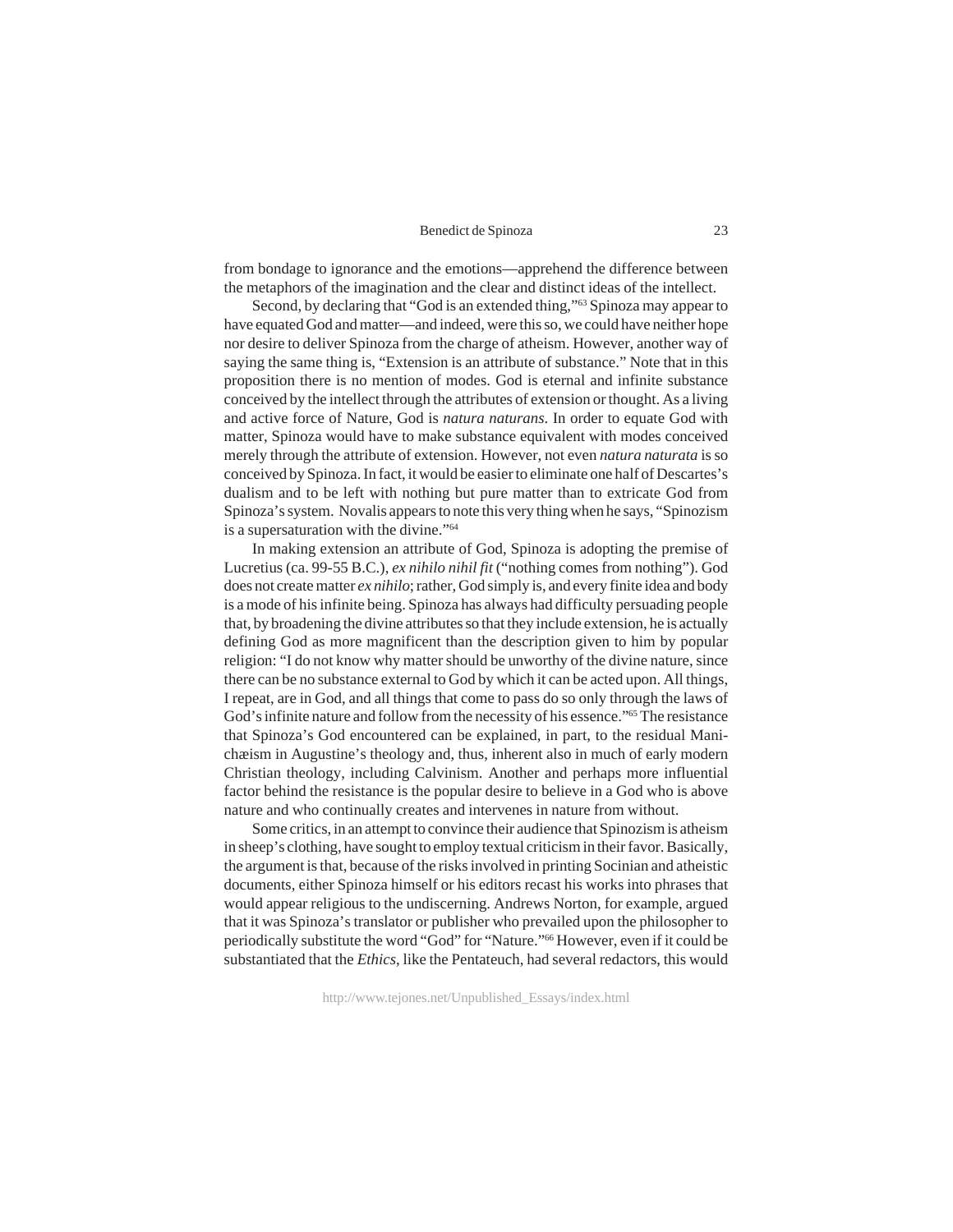from bondage to ignorance and the emotions—apprehend the difference between the metaphors of the imagination and the clear and distinct ideas of the intellect.

Second, by declaring that "God is an extended thing,"[63] Spinoza may appear to have equated God and matter—and indeed, were this so, we could have neither hope nor desire to deliver Spinoza from the charge of atheism. However, another way of saying the same thing is, "Extension is an attribute of substance." Note that in this proposition there is no mention of modes. God is eternal and infinite substance conceived by the intellect through the attributes of extension or thought. As a living and active force of Nature, God is *natura naturans*. In order to equate God with matter, Spinoza would have to make substance equivalent with modes conceived merely through the attribute of extension. However, not even *natura naturata* is so conceived by Spinoza. In fact, it would be easier to eliminate one half of Descartes's dualism and to be left with nothing but pure matter than to extricate God from Spinoza's system. Novalis appears to note this very thing when he says, "Spinozism is a supersaturation with the divine."[64]

In making extension an attribute of God, Spinoza is adopting the premise of Lucretius (ca. 99-55 B.C.), *ex nihilo nihil fit* ("nothing comes from nothing"). God does not create matter *ex nihilo*; rather, God simply is, and every finite idea and body is a mode of his infinite being. Spinoza has always had difficulty persuading people that, by broadening the divine attributes so that they include extension, he is actually defining God as more magnificent than the description given to him by popular religion: "I do not know why matter should be unworthy of the divine nature, since there can be no substance external to God by which it can be acted upon. All things, I repeat, are in God, and all things that come to pass do so only through the laws of God's infinite nature and follow from the necessity of his essence."[65] The resistance that Spinoza's God encountered can be explained, in part, to the residual Manichæism in Augustine's theology and, thus, inherent also in much of early modern Christian theology, including Calvinism. Another and perhaps more influential factor behind the resistance is the popular desire to believe in a God who is above nature and who continually creates and intervenes in nature from without.

Some critics, in an attempt to convince their audience that Spinozism is atheism in sheep's clothing, have sought to employ textual criticism in their favor. Basically, the argument is that, because of the risks involved in printing Socinian and atheistic documents, either Spinoza himself or his editors recast his works into phrases that would appear religious to the undiscerning. Andrews Norton, for example, argued that it was Spinoza's translator or publisher who prevailed upon the philosopher to periodically substitute the word "God" for "Nature."[66] However, even if it could be substantiated that the *Ethics*, like the Pentateuch, had several redactors, this would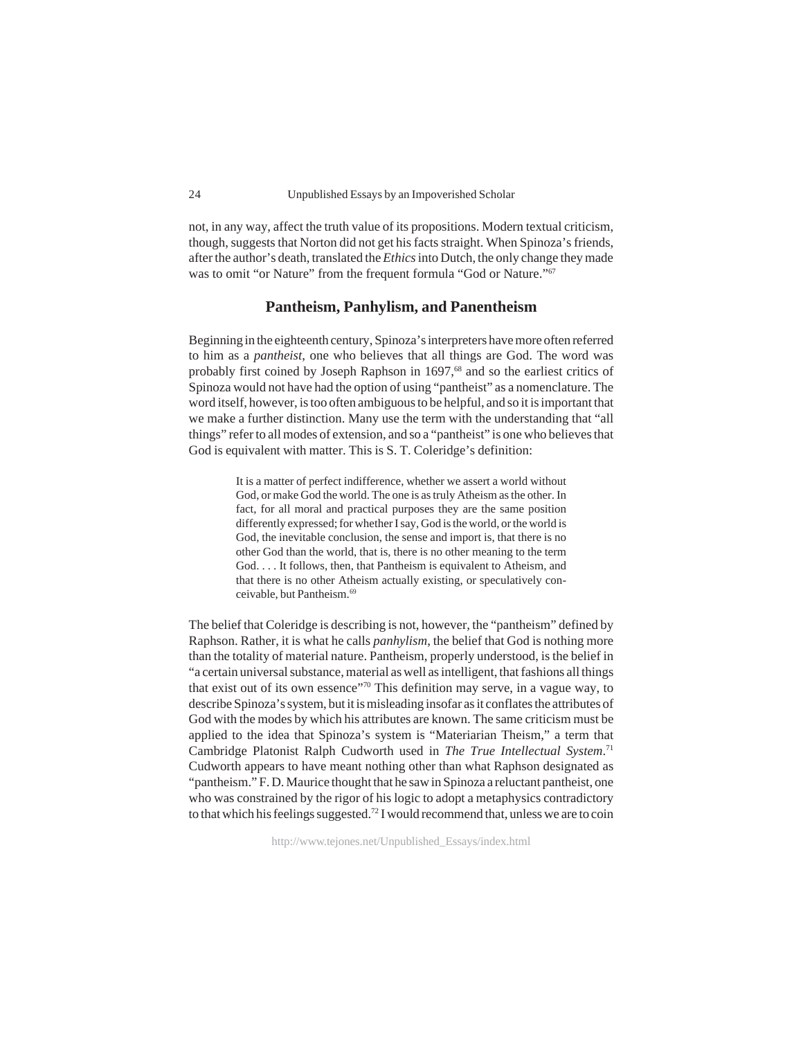not, in any way, affect the truth value of its propositions. Modern textual criticism, though, suggests that Norton did not get his facts straight. When Spinoza's friends, after the author's death, translated the *Ethics* into Dutch, the only change they made was to omit "or Nature" from the frequent formula "God or Nature."[67]

## Pantheism, Panhylism, and Panentheism

Beginning in the eighteenth century, Spinoza's interpreters have more often referred to him as a *pantheist*, one who believes that all things are God. The word was probably first coined by Joseph Raphson in 1697,[68] and so the earliest critics of Spinoza would not have had the option of using "pantheist" as a nomenclature. The word itself, however, is too often ambiguous to be helpful, and so it is important that we make a further distinction. Many use the term with the understanding that "all things" refer to all modes of extension, and so a "pantheist" is one who believes that God is equivalent with matter. This is S. T. Coleridge's definition:

> It is a matter of perfect indifference, whether we assert a world without God, or make God the world. The one is as truly Atheism as the other. In fact, for all moral and practical purposes they are the same position differently expressed; for whether I say, God is the world, or the world is God, the inevitable conclusion, the sense and import is, that there is no other God than the world, that is, there is no other meaning to the term God. . . . It follows, then, that Pantheism is equivalent to Atheism, and that there is no other Atheism actually existing, or speculatively conceivable, but Pantheism.[69]

The belief that Coleridge is describing is not, however, the "pantheism" defined by Raphson. Rather, it is what he calls *panhylism*, the belief that God is nothing more than the totality of material nature. Pantheism, properly understood, is the belief in "a certain universal substance, material as well as intelligent, that fashions all things that exist out of its own essence"[70] This definition may serve, in a vague way, to describe Spinoza's system, but it is misleading insofar as it conflates the attributes of God with the modes by which his attributes are known. The same criticism must be applied to the idea that Spinoza's system is "Materiarian Theism," a term that Cambridge Platonist Ralph Cudworth used in *The True Intellectual System*.[71] Cudworth appears to have meant nothing other than what Raphson designated as "pantheism." F. D. Maurice thought that he saw in Spinoza a reluctant pantheist, one who was constrained by the rigor of his logic to adopt a metaphysics contradictory to that which his feelings suggested.[72] I would recommend that, unless we are to coin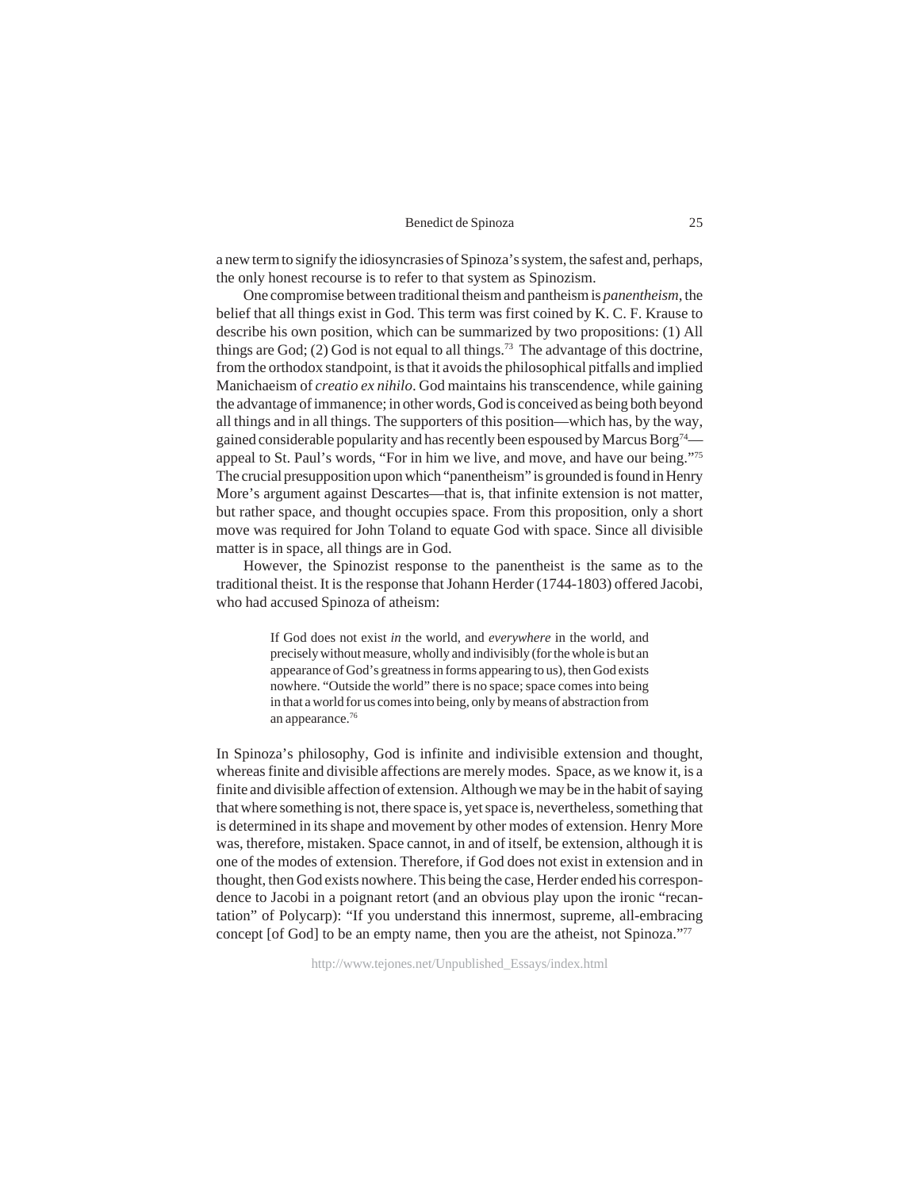a new term to signify the idiosyncrasies of Spinoza's system, the safest and, perhaps, the only honest recourse is to refer to that system as Spinozism.

One compromise between traditional theism and pantheism is *panentheism*, the belief that all things exist in God. This term was first coined by K. C. F. Krause to describe his own position, which can be summarized by two propositions: (1) All things are God; (2) God is not equal to all things.[73] The advantage of this doctrine, from the orthodox standpoint, is that it avoids the philosophical pitfalls and implied Manichaeism of *creatio ex nihilo*. God maintains his transcendence, while gaining the advantage of immanence; in other words, God is conceived as being both beyond all things and in all things. The supporters of this position—which has, by the way, gained considerable popularity and has recently been espoused by Marcus Borg[74]—appeal to St. Paul's words, "For in him we live, and move, and have our being."[75] The crucial presupposition upon which "panentheism" is grounded is found in Henry More's argument against Descartes—that is, that infinite extension is not matter, but rather space, and thought occupies space. From this proposition, only a short move was required for John Toland to equate God with space. Since all divisible matter is in space, all things are in God.

However, the Spinozist response to the panentheist is the same as to the traditional theist. It is the response that Johann Herder (1744-1803) offered Jacobi, who had accused Spinoza of atheism:

> If God does not exist *in* the world, and *everywhere* in the world, and precisely without measure, wholly and indivisibly (for the whole is but an appearance of God's greatness in forms appearing to us), then God exists nowhere. "Outside the world" there is no space; space comes into being in that a world for us comes into being, only by means of abstraction from an appearance.[76]

In Spinoza's philosophy, God is infinite and indivisible extension and thought, whereas finite and divisible affections are merely modes. Space, as we know it, is a finite and divisible affection of extension. Although we may be in the habit of saying that where something is not, there space is, yet space is, nevertheless, something that is determined in its shape and movement by other modes of extension. Henry More was, therefore, mistaken. Space cannot, in and of itself, be extension, although it is one of the modes of extension. Therefore, if God does not exist in extension and in thought, then God exists nowhere. This being the case, Herder ended his correspondence to Jacobi in a poignant retort (and an obvious play upon the ironic "recantation" of Polycarp): "If you understand this innermost, supreme, all-embracing concept [of God] to be an empty name, then you are the atheist, not Spinoza."[77]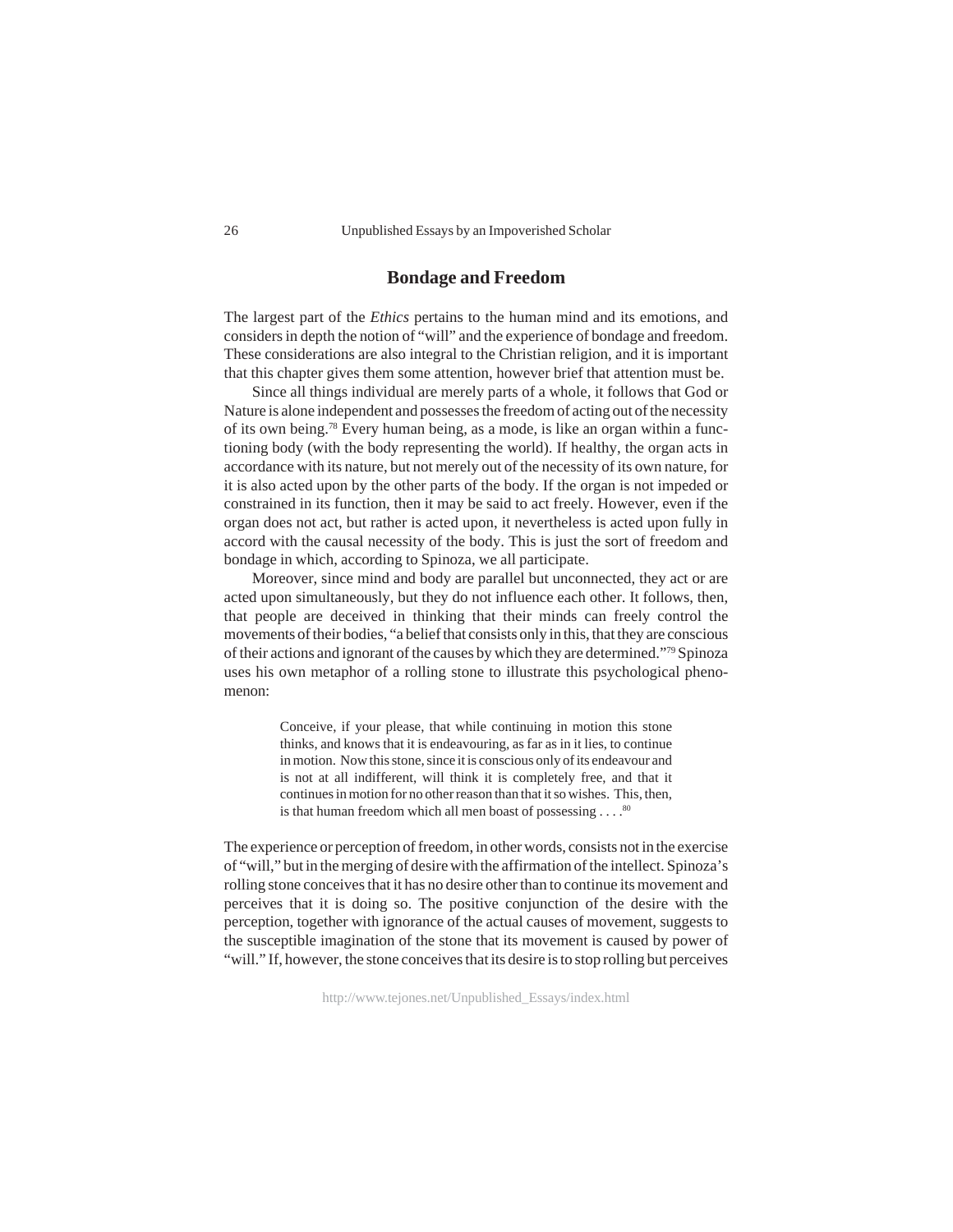## Bondage and Freedom

The largest part of the *Ethics* pertains to the human mind and its emotions, and considers in depth the notion of "will" and the experience of bondage and freedom. These considerations are also integral to the Christian religion, and it is important that this chapter gives them some attention, however brief that attention must be.

Since all things individual are merely parts of a whole, it follows that God or Nature is alone independent and possesses the freedom of acting out of the necessity of its own being.[78] Every human being, as a mode, is like an organ within a functioning body (with the body representing the world). If healthy, the organ acts in accordance with its nature, but not merely out of the necessity of its own nature, for it is also acted upon by the other parts of the body. If the organ is not impeded or constrained in its function, then it may be said to act freely. However, even if the organ does not act, but rather is acted upon, it nevertheless is acted upon fully in accord with the causal necessity of the body. This is just the sort of freedom and bondage in which, according to Spinoza, we all participate.

Moreover, since mind and body are parallel but unconnected, they act or are acted upon simultaneously, but they do not influence each other. It follows, then, that people are deceived in thinking that their minds can freely control the movements of their bodies, "a belief that consists only in this, that they are conscious of their actions and ignorant of the causes by which they are determined."[79] Spinoza uses his own metaphor of a rolling stone to illustrate this psychological phenomenon:

> Conceive, if your please, that while continuing in motion this stone thinks, and knows that it is endeavouring, as far as in it lies, to continue in motion. Now this stone, since it is conscious only of its endeavour and is not at all indifferent, will think it is completely free, and that it continues in motion for no other reason than that it so wishes. This, then, is that human freedom which all men boast of possessing . . . .[80]

The experience or perception of freedom, in other words, consists not in the exercise of "will," but in the merging of desire with the affirmation of the intellect. Spinoza's rolling stone conceives that it has no desire other than to continue its movement and perceives that it is doing so. The positive conjunction of the desire with the perception, together with ignorance of the actual causes of movement, suggests to the susceptible imagination of the stone that its movement is caused by power of "will." If, however, the stone conceives that its desire is to stop rolling but perceives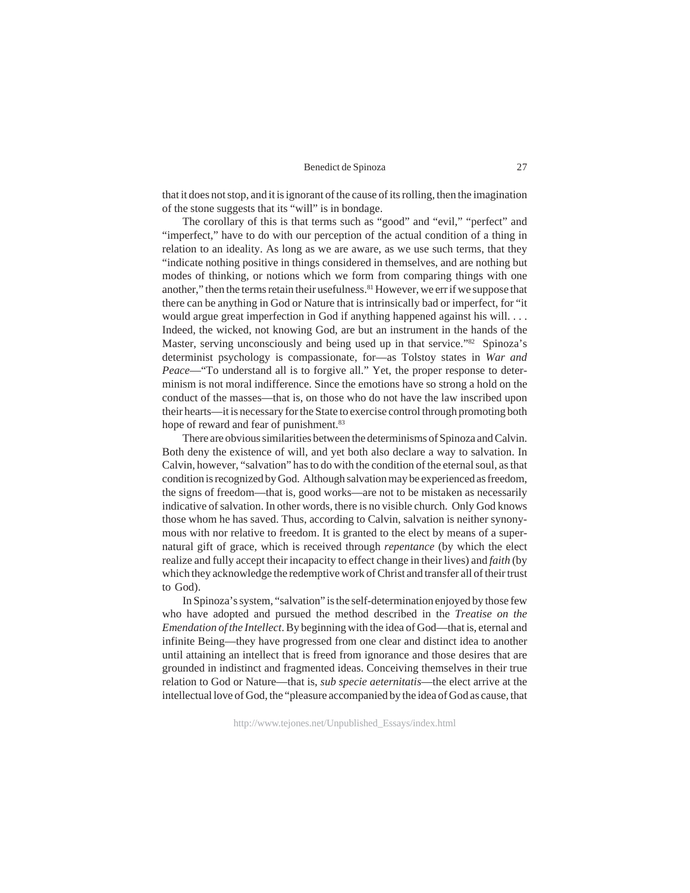that it does not stop, and it is ignorant of the cause of its rolling, then the imagination of the stone suggests that its "will" is in bondage.

The corollary of this is that terms such as "good" and "evil," "perfect" and "imperfect," have to do with our perception of the actual condition of a thing in relation to an ideality. As long as we are aware, as we use such terms, that they "indicate nothing positive in things considered in themselves, and are nothing but modes of thinking, or notions which we form from comparing things with one another," then the terms retain their usefulness.[81] However, we err if we suppose that there can be anything in God or Nature that is intrinsically bad or imperfect, for "it would argue great imperfection in God if anything happened against his will. . . . Indeed, the wicked, not knowing God, are but an instrument in the hands of the Master, serving unconsciously and being used up in that service."[82] Spinoza's determinist psychology is compassionate, for—as Tolstoy states in *War and Peace*—"To understand all is to forgive all." Yet, the proper response to determinism is not moral indifference. Since the emotions have so strong a hold on the conduct of the masses—that is, on those who do not have the law inscribed upon their hearts—it is necessary for the State to exercise control through promoting both hope of reward and fear of punishment.[83]

There are obvious similarities between the determinisms of Spinoza and Calvin. Both deny the existence of will, and yet both also declare a way to salvation. In Calvin, however, "salvation" has to do with the condition of the eternal soul, as that condition is recognized by God. Although salvation may be experienced as freedom, the signs of freedom—that is, good works—are not to be mistaken as necessarily indicative of salvation. In other words, there is no visible church. Only God knows those whom he has saved. Thus, according to Calvin, salvation is neither synonymous with nor relative to freedom. It is granted to the elect by means of a supernatural gift of grace, which is received through *repentance* (by which the elect realize and fully accept their incapacity to effect change in their lives) and *faith* (by which they acknowledge the redemptive work of Christ and transfer all of their trust to God).

In Spinoza's system, "salvation" is the self-determination enjoyed by those few who have adopted and pursued the method described in the *Treatise on the Emendation of the Intellect*. By beginning with the idea of God—that is, eternal and infinite Being—they have progressed from one clear and distinct idea to another until attaining an intellect that is freed from ignorance and those desires that are grounded in indistinct and fragmented ideas. Conceiving themselves in their true relation to God or Nature—that is, *sub specie aeternitatis*—the elect arrive at the intellectual love of God, the "pleasure accompanied by the idea of God as cause, that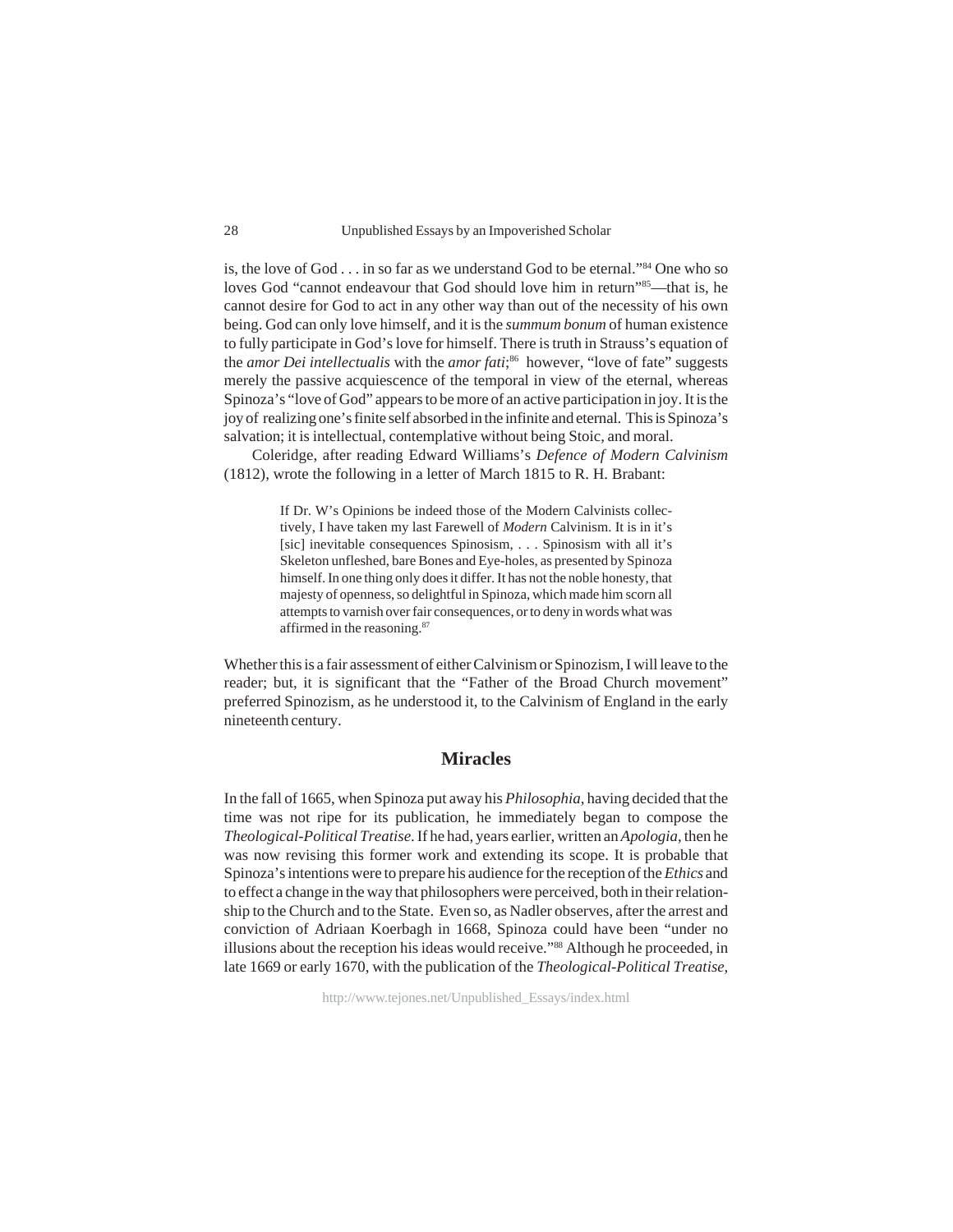is, the love of God . . . in so far as we understand God to be eternal."[84] One who so loves God "cannot endeavour that God should love him in return"[85]—that is, he cannot desire for God to act in any other way than out of the necessity of his own being. God can only love himself, and it is the *summum bonum* of human existence to fully participate in God's love for himself. There is truth in Strauss's equation of the *amor Dei intellectualis* with the *amor fati*;[86] however, "love of fate" suggests merely the passive acquiescence of the temporal in view of the eternal, whereas Spinoza's "love of God" appears to be more of an active participation in joy. It is the joy of realizing one's finite self absorbed in the infinite and eternal. This is Spinoza's salvation; it is intellectual, contemplative without being Stoic, and moral.

Coleridge, after reading Edward Williams's *Defence of Modern Calvinism* (1812), wrote the following in a letter of March 1815 to R. H. Brabant:

> If Dr. W's Opinions be indeed those of the Modern Calvinists collectively, I have taken my last Farewell of *Modern* Calvinism. It is in it's [sic] inevitable consequences Spinosism, . . . Spinosism with all it's Skeleton unfleshed, bare Bones and Eye-holes, as presented by Spinoza himself. In one thing only does it differ. It has not the noble honesty, that majesty of openness, so delightful in Spinoza, which made him scorn all attempts to varnish over fair consequences, or to deny in words what was affirmed in the reasoning.[87]

Whether this is a fair assessment of either Calvinism or Spinozism, I will leave to the reader; but, it is significant that the "Father of the Broad Church movement" preferred Spinozism, as he understood it, to the Calvinism of England in the early nineteenth century.

## Miracles

In the fall of 1665, when Spinoza put away his *Philosophia*, having decided that the time was not ripe for its publication, he immediately began to compose the *Theological-Political Treatise*. If he had, years earlier, written an *Apologia*, then he was now revising this former work and extending its scope. It is probable that Spinoza's intentions were to prepare his audience for the reception of the *Ethics* and to effect a change in the way that philosophers were perceived, both in their relationship to the Church and to the State. Even so, as Nadler observes, after the arrest and conviction of Adriaan Koerbagh in 1668, Spinoza could have been "under no illusions about the reception his ideas would receive."[88] Although he proceeded, in late 1669 or early 1670, with the publication of the *Theological-Political Treatise*,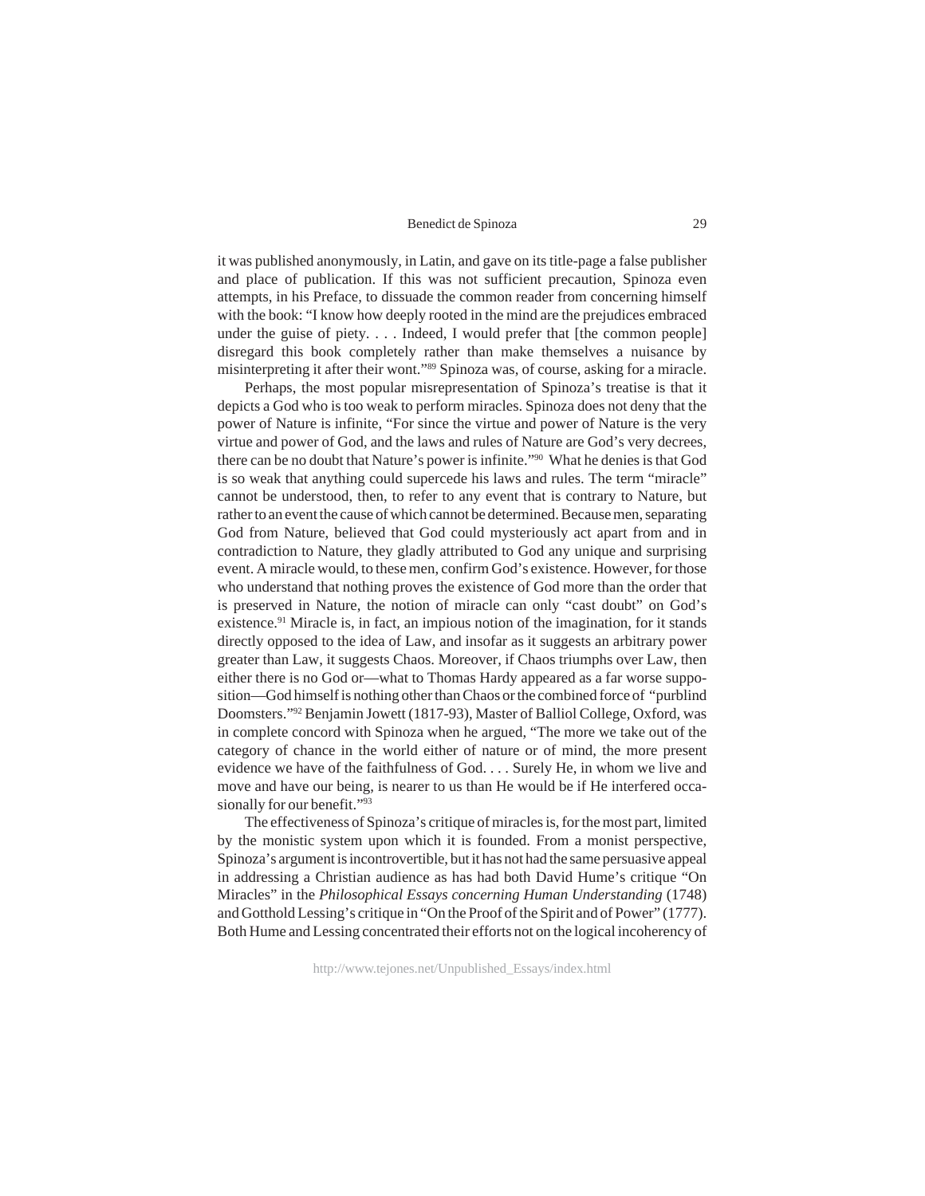it was published anonymously, in Latin, and gave on its title-page a false publisher and place of publication. If this was not sufficient precaution, Spinoza even attempts, in his Preface, to dissuade the common reader from concerning himself with the book: "I know how deeply rooted in the mind are the prejudices embraced under the guise of piety. . . . Indeed, I would prefer that [the common people] disregard this book completely rather than make themselves a nuisance by misinterpreting it after their wont."[89] Spinoza was, of course, asking for a miracle.

Perhaps, the most popular misrepresentation of Spinoza's treatise is that it depicts a God who is too weak to perform miracles. Spinoza does not deny that the power of Nature is infinite, "For since the virtue and power of Nature is the very virtue and power of God, and the laws and rules of Nature are God's very decrees, there can be no doubt that Nature's power is infinite."[90] What he denies is that God is so weak that anything could supercede his laws and rules. The term "miracle" cannot be understood, then, to refer to any event that is contrary to Nature, but rather to an event the cause of which cannot be determined. Because men, separating God from Nature, believed that God could mysteriously act apart from and in contradiction to Nature, they gladly attributed to God any unique and surprising event. A miracle would, to these men, confirm God's existence. However, for those who understand that nothing proves the existence of God more than the order that is preserved in Nature, the notion of miracle can only "cast doubt" on God's existence.[91] Miracle is, in fact, an impious notion of the imagination, for it stands directly opposed to the idea of Law, and insofar as it suggests an arbitrary power greater than Law, it suggests Chaos. Moreover, if Chaos triumphs over Law, then either there is no God or—what to Thomas Hardy appeared as a far worse supposition—God himself is nothing other than Chaos or the combined force of "purblind Doomsters."[92] Benjamin Jowett (1817-93), Master of Balliol College, Oxford, was in complete concord with Spinoza when he argued, "The more we take out of the category of chance in the world either of nature or of mind, the more present evidence we have of the faithfulness of God. . . . Surely He, in whom we live and move and have our being, is nearer to us than He would be if He interfered occasionally for our benefit."[93]

The effectiveness of Spinoza's critique of miracles is, for the most part, limited by the monistic system upon which it is founded. From a monist perspective, Spinoza's argument is incontrovertible, but it has not had the same persuasive appeal in addressing a Christian audience as has had both David Hume's critique "On Miracles" in the *Philosophical Essays concerning Human Understanding* (1748) and Gotthold Lessing's critique in "On the Proof of the Spirit and of Power" (1777). Both Hume and Lessing concentrated their efforts not on the logical incoherency of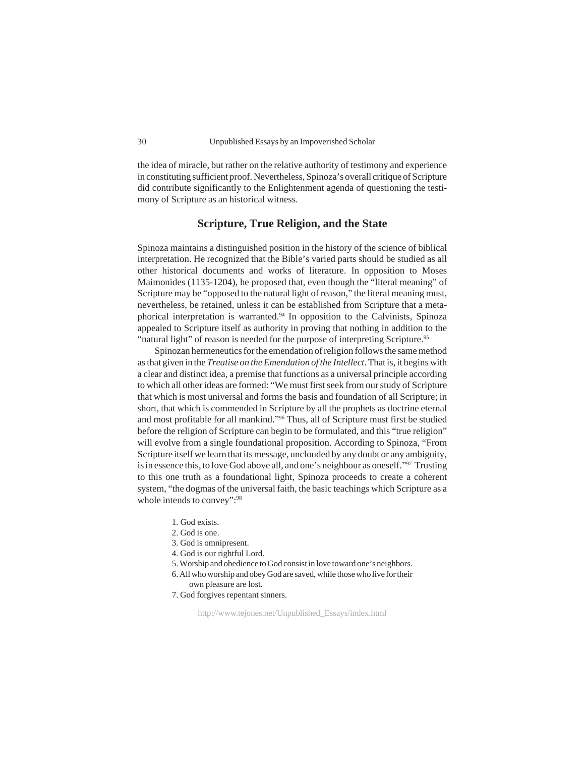the idea of miracle, but rather on the relative authority of testimony and experience in constituting sufficient proof. Nevertheless, Spinoza's overall critique of Scripture did contribute significantly to the Enlightenment agenda of questioning the testimony of Scripture as an historical witness.

## Scripture, True Religion, and the State

Spinoza maintains a distinguished position in the history of the science of biblical interpretation. He recognized that the Bible's varied parts should be studied as all other historical documents and works of literature. In opposition to Moses Maimonides (1135-1204), he proposed that, even though the "literal meaning" of Scripture may be "opposed to the natural light of reason," the literal meaning must, nevertheless, be retained, unless it can be established from Scripture that a metaphorical interpretation is warranted.[94] In opposition to the Calvinists, Spinoza appealed to Scripture itself as authority in proving that nothing in addition to the "natural light" of reason is needed for the purpose of interpreting Scripture.[95]

Spinozan hermeneutics for the emendation of religion follows the same method as that given in the *Treatise on the Emendation of the Intellect*. That is, it begins with a clear and distinct idea, a premise that functions as a universal principle according to which all other ideas are formed: "We must first seek from our study of Scripture that which is most universal and forms the basis and foundation of all Scripture; in short, that which is commended in Scripture by all the prophets as doctrine eternal and most profitable for all mankind."[96] Thus, all of Scripture must first be studied before the religion of Scripture can begin to be formulated, and this "true religion" will evolve from a single foundational proposition. According to Spinoza, "From Scripture itself we learn that its message, unclouded by any doubt or any ambiguity, is in essence this, to love God above all, and one's neighbour as oneself."[97] Trusting to this one truth as a foundational light, Spinoza proceeds to create a coherent system, "the dogmas of the universal faith, the basic teachings which Scripture as a whole intends to convey":[98]

1. God exists.
2. God is one.
3. God is omnipresent.
4. God is our rightful Lord.
5. Worship and obedience to God consist in love toward one's neighbors.
6. All who worship and obey God are saved, while those who live for their own pleasure are lost.
7. God forgives repentant sinners.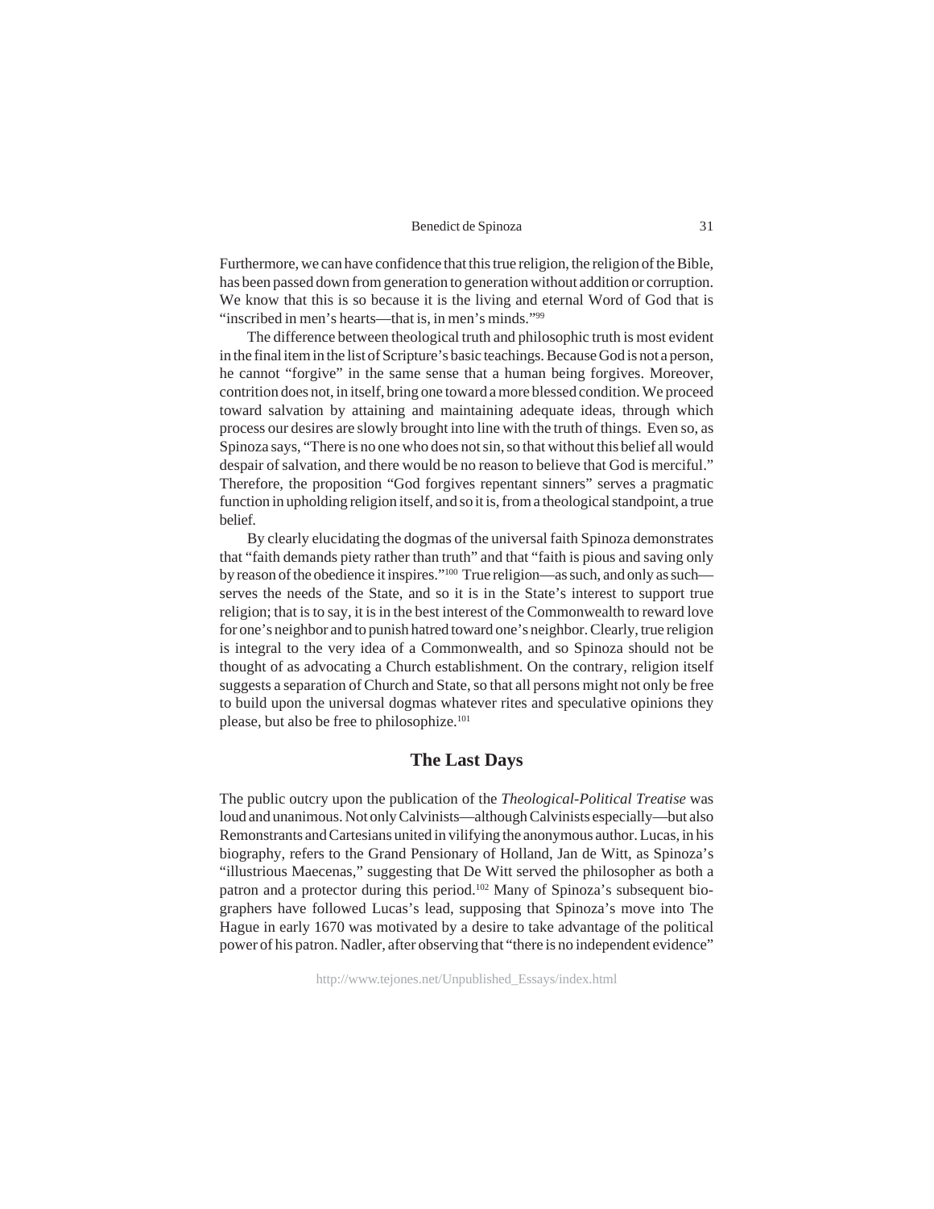Furthermore, we can have confidence that this true religion, the religion of the Bible, has been passed down from generation to generation without addition or corruption. We know that this is so because it is the living and eternal Word of God that is "inscribed in men's hearts—that is, in men's minds."[99]

The difference between theological truth and philosophic truth is most evident in the final item in the list of Scripture's basic teachings. Because God is not a person, he cannot "forgive" in the same sense that a human being forgives. Moreover, contrition does not, in itself, bring one toward a more blessed condition. We proceed toward salvation by attaining and maintaining adequate ideas, through which process our desires are slowly brought into line with the truth of things. Even so, as Spinoza says, "There is no one who does not sin, so that without this belief all would despair of salvation, and there would be no reason to believe that God is merciful." Therefore, the proposition "God forgives repentant sinners" serves a pragmatic function in upholding religion itself, and so it is, from a theological standpoint, a true belief.

By clearly elucidating the dogmas of the universal faith Spinoza demonstrates that "faith demands piety rather than truth" and that "faith is pious and saving only by reason of the obedience it inspires."[100] True religion—as such, and only as such—serves the needs of the State, and so it is in the State's interest to support true religion; that is to say, it is in the best interest of the Commonwealth to reward love for one's neighbor and to punish hatred toward one's neighbor. Clearly, true religion is integral to the very idea of a Commonwealth, and so Spinoza should not be thought of as advocating a Church establishment. On the contrary, religion itself suggests a separation of Church and State, so that all persons might not only be free to build upon the universal dogmas whatever rites and speculative opinions they please, but also be free to philosophize.[101]

## The Last Days

The public outcry upon the publication of the *Theological-Political Treatise* was loud and unanimous. Not only Calvinists—although Calvinists especially—but also Remonstrants and Cartesians united in vilifying the anonymous author. Lucas, in his biography, refers to the Grand Pensionary of Holland, Jan de Witt, as Spinoza's "illustrious Maecenas," suggesting that De Witt served the philosopher as both a patron and a protector during this period.[102] Many of Spinoza's subsequent biographers have followed Lucas's lead, supposing that Spinoza's move into The Hague in early 1670 was motivated by a desire to take advantage of the political power of his patron. Nadler, after observing that "there is no independent evidence"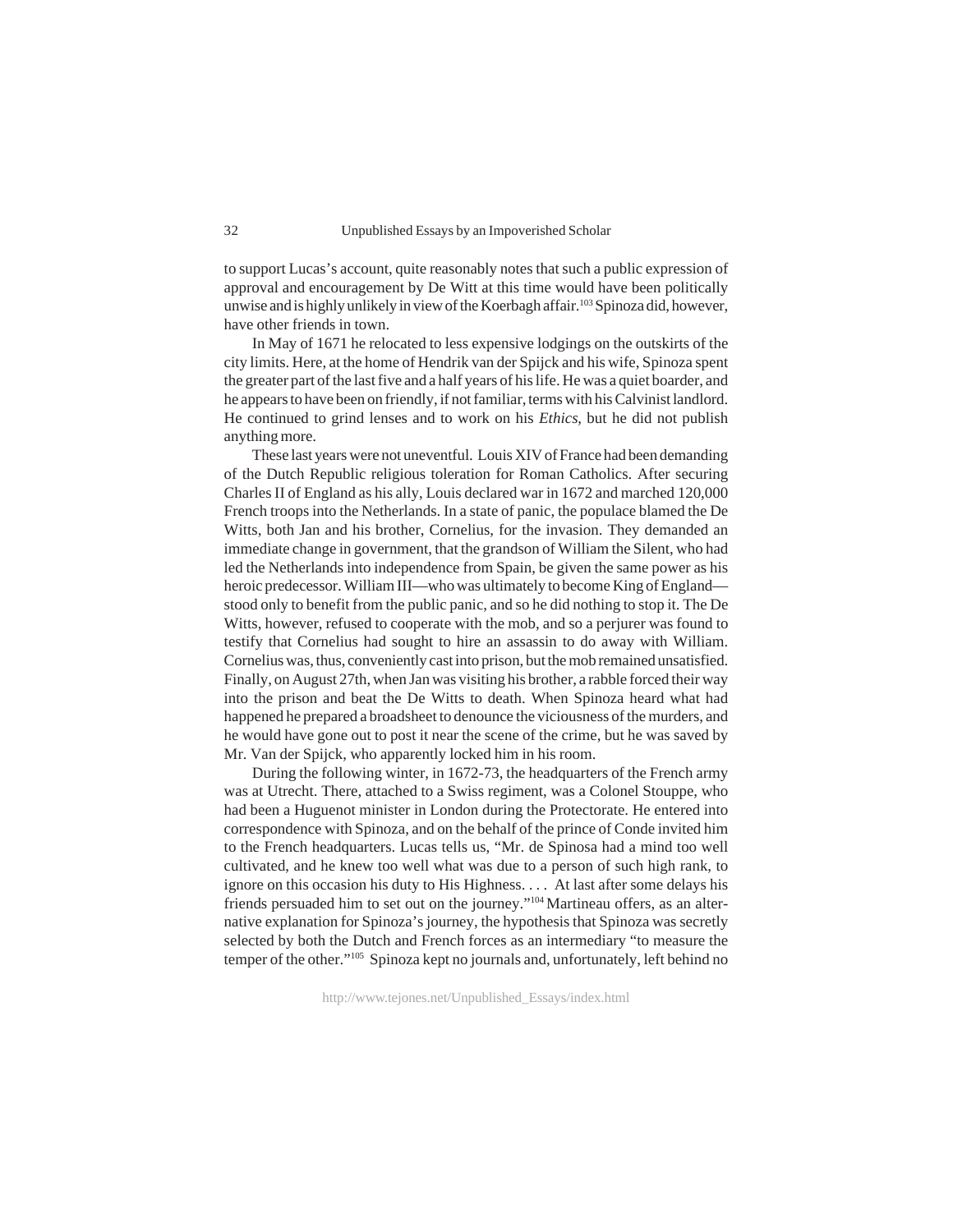to support Lucas's account, quite reasonably notes that such a public expression of approval and encouragement by De Witt at this time would have been politically unwise and is highly unlikely in view of the Koerbagh affair.[103] Spinoza did, however, have other friends in town.

In May of 1671 he relocated to less expensive lodgings on the outskirts of the city limits. Here, at the home of Hendrik van der Spijck and his wife, Spinoza spent the greater part of the last five and a half years of his life. He was a quiet boarder, and he appears to have been on friendly, if not familiar, terms with his Calvinist landlord. He continued to grind lenses and to work on his *Ethics*, but he did not publish anything more.

These last years were not uneventful. Louis XIV of France had been demanding of the Dutch Republic religious toleration for Roman Catholics. After securing Charles II of England as his ally, Louis declared war in 1672 and marched 120,000 French troops into the Netherlands. In a state of panic, the populace blamed the De Witts, both Jan and his brother, Cornelius, for the invasion. They demanded an immediate change in government, that the grandson of William the Silent, who had led the Netherlands into independence from Spain, be given the same power as his heroic predecessor. William III—who was ultimately to become King of England—stood only to benefit from the public panic, and so he did nothing to stop it. The De Witts, however, refused to cooperate with the mob, and so a perjurer was found to testify that Cornelius had sought to hire an assassin to do away with William. Cornelius was, thus, conveniently cast into prison, but the mob remained unsatisfied. Finally, on August 27th, when Jan was visiting his brother, a rabble forced their way into the prison and beat the De Witts to death. When Spinoza heard what had happened he prepared a broadsheet to denounce the viciousness of the murders, and he would have gone out to post it near the scene of the crime, but he was saved by Mr. Van der Spijck, who apparently locked him in his room.

During the following winter, in 1672-73, the headquarters of the French army was at Utrecht. There, attached to a Swiss regiment, was a Colonel Stouppe, who had been a Huguenot minister in London during the Protectorate. He entered into correspondence with Spinoza, and on the behalf of the prince of Conde invited him to the French headquarters. Lucas tells us, "Mr. de Spinosa had a mind too well cultivated, and he knew too well what was due to a person of such high rank, to ignore on this occasion his duty to His Highness. . . . At last after some delays his friends persuaded him to set out on the journey."[104] Martineau offers, as an alternative explanation for Spinoza's journey, the hypothesis that Spinoza was secretly selected by both the Dutch and French forces as an intermediary "to measure the temper of the other."[105] Spinoza kept no journals and, unfortunately, left behind no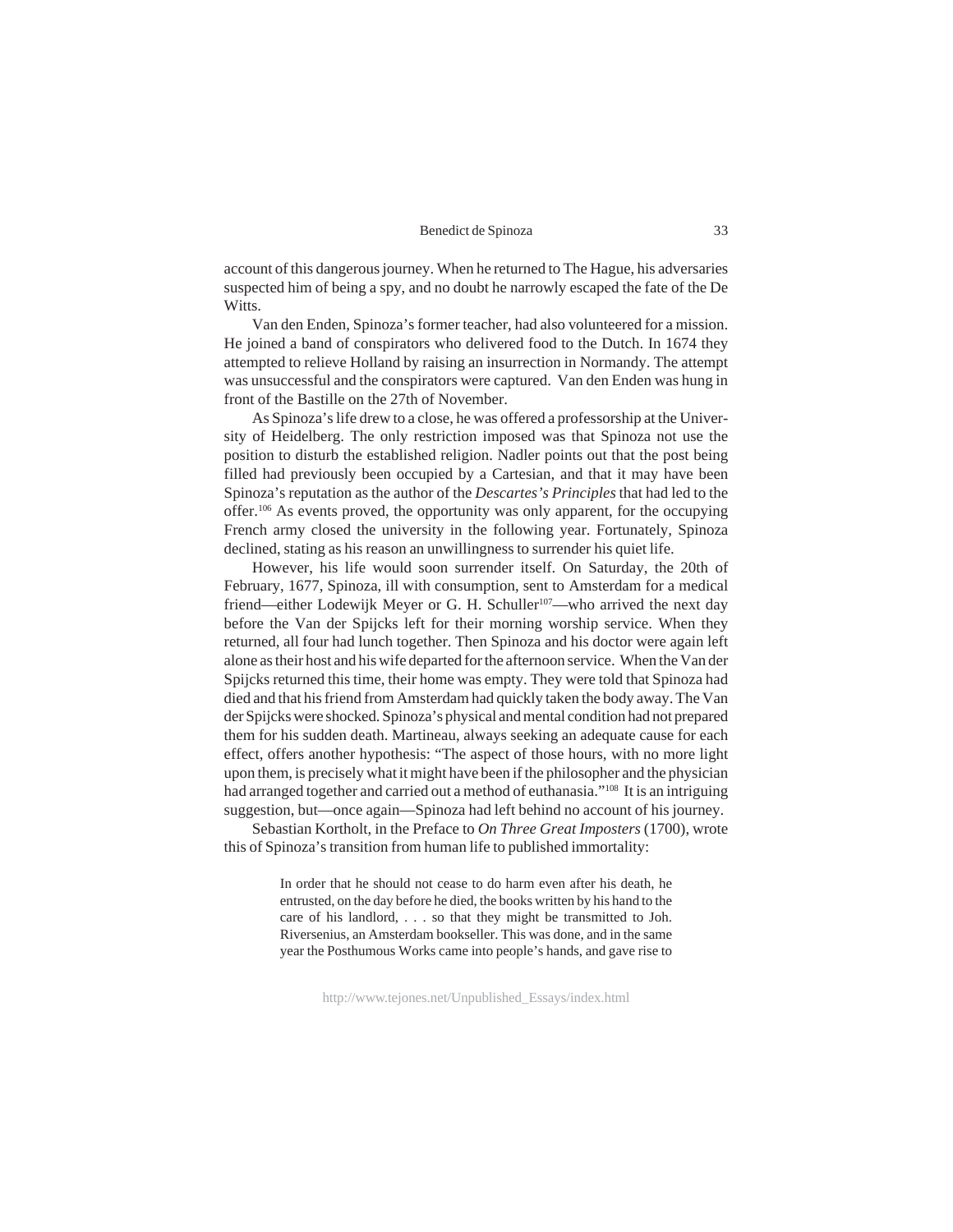account of this dangerous journey. When he returned to The Hague, his adversaries suspected him of being a spy, and no doubt he narrowly escaped the fate of the De Witts.

Van den Enden, Spinoza's former teacher, had also volunteered for a mission. He joined a band of conspirators who delivered food to the Dutch. In 1674 they attempted to relieve Holland by raising an insurrection in Normandy. The attempt was unsuccessful and the conspirators were captured. Van den Enden was hung in front of the Bastille on the 27th of November.

As Spinoza's life drew to a close, he was offered a professorship at the University of Heidelberg. The only restriction imposed was that Spinoza not use the position to disturb the established religion. Nadler points out that the post being filled had previously been occupied by a Cartesian, and that it may have been Spinoza's reputation as the author of the *Descartes's Principles* that had led to the offer.[106] As events proved, the opportunity was only apparent, for the occupying French army closed the university in the following year. Fortunately, Spinoza declined, stating as his reason an unwillingness to surrender his quiet life.

However, his life would soon surrender itself. On Saturday, the 20th of February, 1677, Spinoza, ill with consumption, sent to Amsterdam for a medical friend—either Lodewijk Meyer or G. H. Schuller[107]—who arrived the next day before the Van der Spijcks left for their morning worship service. When they returned, all four had lunch together. Then Spinoza and his doctor were again left alone as their host and his wife departed for the afternoon service. When the Van der Spijcks returned this time, their home was empty. They were told that Spinoza had died and that his friend from Amsterdam had quickly taken the body away. The Van der Spijcks were shocked. Spinoza's physical and mental condition had not prepared them for his sudden death. Martineau, always seeking an adequate cause for each effect, offers another hypothesis: "The aspect of those hours, with no more light upon them, is precisely what it might have been if the philosopher and the physician had arranged together and carried out a method of euthanasia."[108] It is an intriguing suggestion, but—once again—Spinoza had left behind no account of his journey.

Sebastian Kortholt, in the Preface to *On Three Great Imposters* (1700), wrote this of Spinoza's transition from human life to published immortality:

> In order that he should not cease to do harm even after his death, he entrusted, on the day before he died, the books written by his hand to the care of his landlord, . . . so that they might be transmitted to Joh. Riversenius, an Amsterdam bookseller. This was done, and in the same year the Posthumous Works came into people's hands, and gave rise to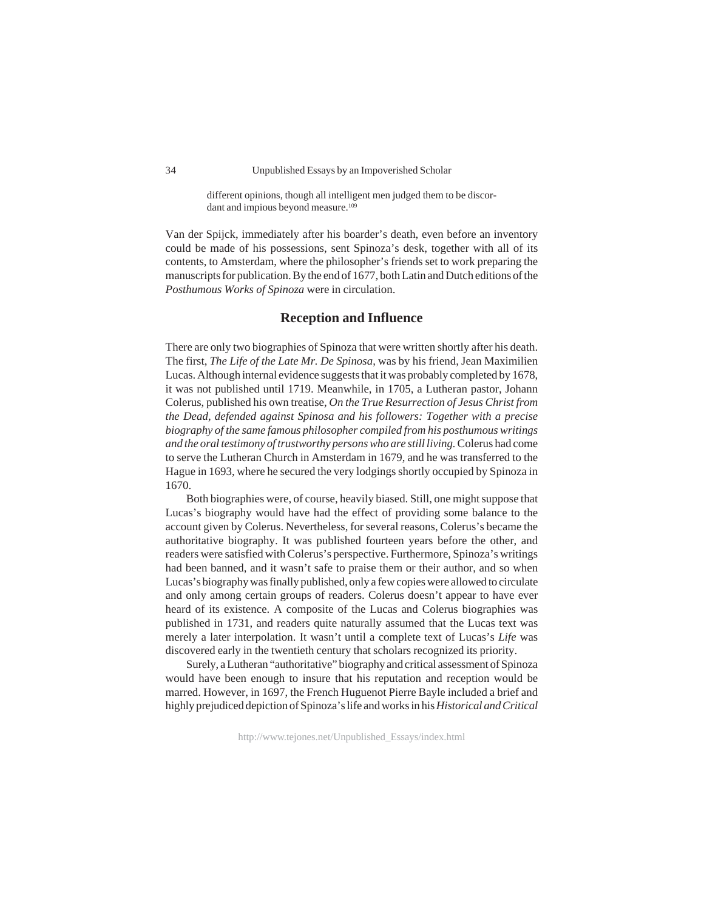> different opinions, though all intelligent men judged them to be discordant and impious beyond measure.[109]

Van der Spijck, immediately after his boarder's death, even before an inventory could be made of his possessions, sent Spinoza's desk, together with all of its contents, to Amsterdam, where the philosopher's friends set to work preparing the manuscripts for publication. By the end of 1677, both Latin and Dutch editions of the *Posthumous Works of Spinoza* were in circulation.

## Reception and Influence

There are only two biographies of Spinoza that were written shortly after his death. The first, *The Life of the Late Mr. De Spinosa*, was by his friend, Jean Maximilien Lucas. Although internal evidence suggests that it was probably completed by 1678, it was not published until 1719. Meanwhile, in 1705, a Lutheran pastor, Johann Colerus, published his own treatise, *On the True Resurrection of Jesus Christ from the Dead, defended against Spinosa and his followers: Together with a precise biography of the same famous philosopher compiled from his posthumous writings and the oral testimony of trustworthy persons who are still living.* Colerus had come to serve the Lutheran Church in Amsterdam in 1679, and he was transferred to the Hague in 1693, where he secured the very lodgings shortly occupied by Spinoza in 1670.

Both biographies were, of course, heavily biased. Still, one might suppose that Lucas's biography would have had the effect of providing some balance to the account given by Colerus. Nevertheless, for several reasons, Colerus's became the authoritative biography. It was published fourteen years before the other, and readers were satisfied with Colerus's perspective. Furthermore, Spinoza's writings had been banned, and it wasn't safe to praise them or their author, and so when Lucas's biography was finally published, only a few copies were allowed to circulate and only among certain groups of readers. Colerus doesn't appear to have ever heard of its existence. A composite of the Lucas and Colerus biographies was published in 1731, and readers quite naturally assumed that the Lucas text was merely a later interpolation. It wasn't until a complete text of Lucas's *Life* was discovered early in the twentieth century that scholars recognized its priority.

Surely, a Lutheran "authoritative" biography and critical assessment of Spinoza would have been enough to insure that his reputation and reception would be marred. However, in 1697, the French Huguenot Pierre Bayle included a brief and highly prejudiced depiction of Spinoza's life and works in his *Historical and Critical*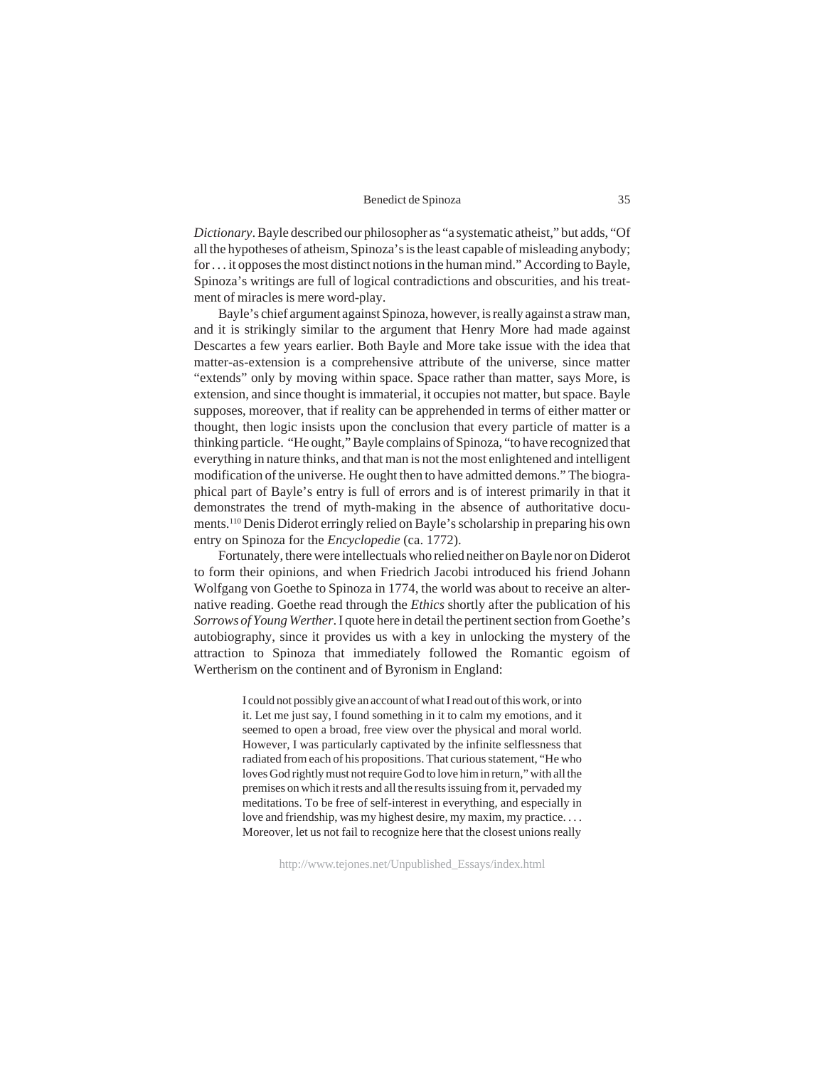*Dictionary*. Bayle described our philosopher as "a systematic atheist," but adds, "Of all the hypotheses of atheism, Spinoza's is the least capable of misleading anybody; for . . . it opposes the most distinct notions in the human mind." According to Bayle, Spinoza's writings are full of logical contradictions and obscurities, and his treatment of miracles is mere word-play.

Bayle's chief argument against Spinoza, however, is really against a straw man, and it is strikingly similar to the argument that Henry More had made against Descartes a few years earlier. Both Bayle and More take issue with the idea that matter-as-extension is a comprehensive attribute of the universe, since matter "extends" only by moving within space. Space rather than matter, says More, is extension, and since thought is immaterial, it occupies not matter, but space. Bayle supposes, moreover, that if reality can be apprehended in terms of either matter or thought, then logic insists upon the conclusion that every particle of matter is a thinking particle. "He ought," Bayle complains of Spinoza, "to have recognized that everything in nature thinks, and that man is not the most enlightened and intelligent modification of the universe. He ought then to have admitted demons." The biographical part of Bayle's entry is full of errors and is of interest primarily in that it demonstrates the trend of myth-making in the absence of authoritative documents.[110] Denis Diderot erringly relied on Bayle's scholarship in preparing his own entry on Spinoza for the *Encyclopedie* (ca. 1772).

Fortunately, there were intellectuals who relied neither on Bayle nor on Diderot to form their opinions, and when Friedrich Jacobi introduced his friend Johann Wolfgang von Goethe to Spinoza in 1774, the world was about to receive an alternative reading. Goethe read through the *Ethics* shortly after the publication of his *Sorrows of Young Werther*. I quote here in detail the pertinent section from Goethe's autobiography, since it provides us with a key in unlocking the mystery of the attraction to Spinoza that immediately followed the Romantic egoism of Wertherism on the continent and of Byronism in England:

> I could not possibly give an account of what I read out of this work, or into it. Let me just say, I found something in it to calm my emotions, and it seemed to open a broad, free view over the physical and moral world. However, I was particularly captivated by the infinite selflessness that radiated from each of his propositions. That curious statement, "He who loves God rightly must not require God to love him in return," with all the premises on which it rests and all the results issuing from it, pervaded my meditations. To be free of self-interest in everything, and especially in love and friendship, was my highest desire, my maxim, my practice. . . . Moreover, let us not fail to recognize here that the closest unions really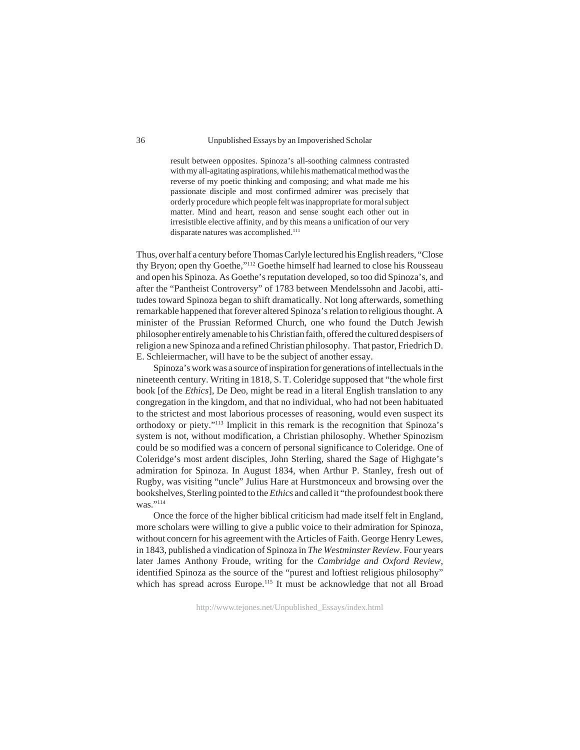> result between opposites. Spinoza's all-soothing calmness contrasted with my all-agitating aspirations, while his mathematical method was the reverse of my poetic thinking and composing; and what made me his passionate disciple and most confirmed admirer was precisely that orderly procedure which people felt was inappropriate for moral subject matter. Mind and heart, reason and sense sought each other out in irresistible elective affinity, and by this means a unification of our very disparate natures was accomplished.[111]

Thus, over half a century before Thomas Carlyle lectured his English readers, "Close thy Bryon; open thy Goethe,"[112] Goethe himself had learned to close his Rousseau and open his Spinoza. As Goethe's reputation developed, so too did Spinoza's, and after the "Pantheist Controversy" of 1783 between Mendelssohn and Jacobi, attitudes toward Spinoza began to shift dramatically. Not long afterwards, something remarkable happened that forever altered Spinoza's relation to religious thought. A minister of the Prussian Reformed Church, one who found the Dutch Jewish philosopher entirely amenable to his Christian faith, offered the cultured despisers of religion a new Spinoza and a refined Christian philosophy. That pastor, Friedrich D. E. Schleiermacher, will have to be the subject of another essay.

Spinoza's work was a source of inspiration for generations of intellectuals in the nineteenth century. Writing in 1818, S. T. Coleridge supposed that "the whole first book [of the *Ethics*], De Deo, might be read in a literal English translation to any congregation in the kingdom, and that no individual, who had not been habituated to the strictest and most laborious processes of reasoning, would even suspect its orthodoxy or piety."[113] Implicit in this remark is the recognition that Spinoza's system is not, without modification, a Christian philosophy. Whether Spinozism could be so modified was a concern of personal significance to Coleridge. One of Coleridge's most ardent disciples, John Sterling, shared the Sage of Highgate's admiration for Spinoza. In August 1834, when Arthur P. Stanley, fresh out of Rugby, was visiting "uncle" Julius Hare at Hurstmonceux and browsing over the bookshelves, Sterling pointed to the *Ethics* and called it "the profoundest book there was."[114]

Once the force of the higher biblical criticism had made itself felt in England, more scholars were willing to give a public voice to their admiration for Spinoza, without concern for his agreement with the Articles of Faith. George Henry Lewes, in 1843, published a vindication of Spinoza in *The Westminster Review*. Four years later James Anthony Froude, writing for the *Cambridge and Oxford Review*, identified Spinoza as the source of the "purest and loftiest religious philosophy" which has spread across Europe.[115] It must be acknowledge that not all Broad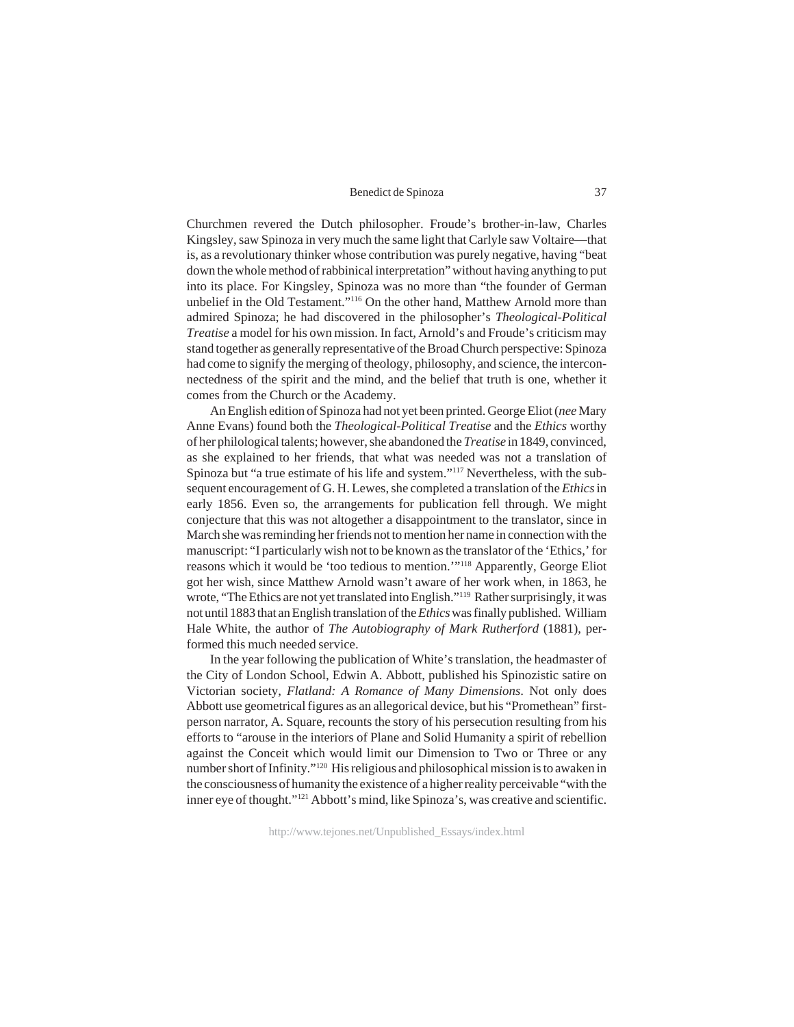Churchmen revered the Dutch philosopher. Froude's brother-in-law, Charles Kingsley, saw Spinoza in very much the same light that Carlyle saw Voltaire—that is, as a revolutionary thinker whose contribution was purely negative, having "beat down the whole method of rabbinical interpretation" without having anything to put into its place. For Kingsley, Spinoza was no more than "the founder of German unbelief in the Old Testament."[116] On the other hand, Matthew Arnold more than admired Spinoza; he had discovered in the philosopher's *Theological-Political Treatise* a model for his own mission. In fact, Arnold's and Froude's criticism may stand together as generally representative of the Broad Church perspective: Spinoza had come to signify the merging of theology, philosophy, and science, the interconnectedness of the spirit and the mind, and the belief that truth is one, whether it comes from the Church or the Academy.

An English edition of Spinoza had not yet been printed. George Eliot (*nee* Mary Anne Evans) found both the *Theological-Political Treatise* and the *Ethics* worthy of her philological talents; however, she abandoned the *Treatise* in 1849, convinced, as she explained to her friends, that what was needed was not a translation of Spinoza but "a true estimate of his life and system."[117] Nevertheless, with the subsequent encouragement of G. H. Lewes, she completed a translation of the *Ethics* in early 1856. Even so, the arrangements for publication fell through. We might conjecture that this was not altogether a disappointment to the translator, since in March she was reminding her friends not to mention her name in connection with the manuscript: "I particularly wish not to be known as the translator of the 'Ethics,' for reasons which it would be 'too tedious to mention.'"[118] Apparently, George Eliot got her wish, since Matthew Arnold wasn't aware of her work when, in 1863, he wrote, "The Ethics are not yet translated into English."[119] Rather surprisingly, it was not until 1883 that an English translation of the *Ethics* was finally published. William Hale White, the author of *The Autobiography of Mark Rutherford* (1881), performed this much needed service.

In the year following the publication of White's translation, the headmaster of the City of London School, Edwin A. Abbott, published his Spinozistic satire on Victorian society, *Flatland: A Romance of Many Dimensions*. Not only does Abbott use geometrical figures as an allegorical device, but his "Promethean" first-person narrator, A. Square, recounts the story of his persecution resulting from his efforts to "arouse in the interiors of Plane and Solid Humanity a spirit of rebellion against the Conceit which would limit our Dimension to Two or Three or any number short of Infinity."[120] His religious and philosophical mission is to awaken in the consciousness of humanity the existence of a higher reality perceivable "with the inner eye of thought."[121] Abbott's mind, like Spinoza's, was creative and scientific.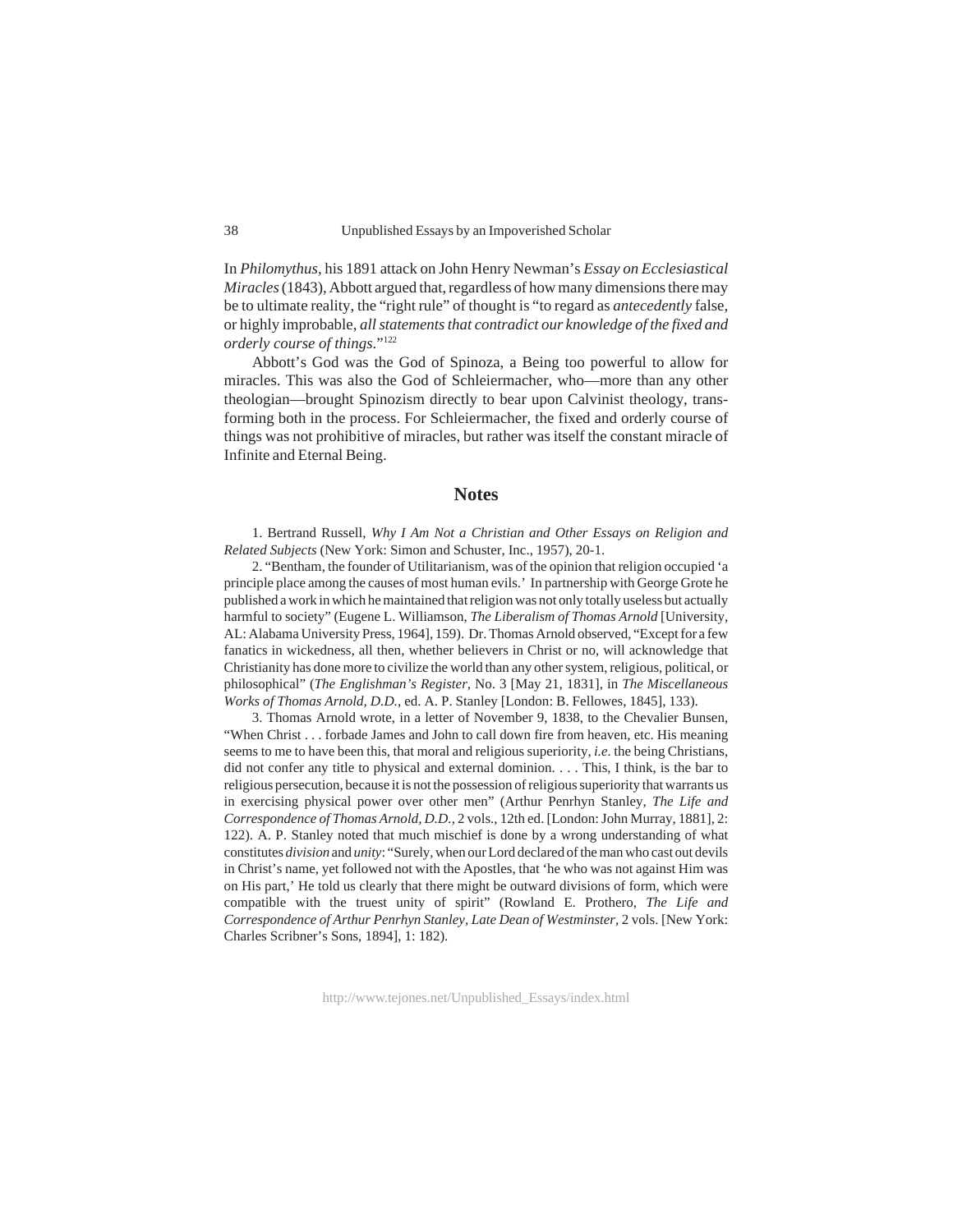In *Philomythus*, his 1891 attack on John Henry Newman's *Essay on Ecclesiastical Miracles* (1843), Abbott argued that, regardless of how many dimensions there may be to ultimate reality, the "right rule" of thought is "to regard as *antecedently* false, or highly improbable, *all statements that contradict our knowledge of the fixed and orderly course of things*."[122]

Abbott's God was the God of Spinoza, a Being too powerful to allow for miracles. This was also the God of Schleiermacher, who—more than any other theologian—brought Spinozism directly to bear upon Calvinist theology, transforming both in the process. For Schleiermacher, the fixed and orderly course of things was not prohibitive of miracles, but rather was itself the constant miracle of Infinite and Eternal Being.

## Notes

1. Bertrand Russell, *Why I Am Not a Christian and Other Essays on Religion and Related Subjects* (New York: Simon and Schuster, Inc., 1957), 20-1.

2. "Bentham, the founder of Utilitarianism, was of the opinion that religion occupied 'a principle place among the causes of most human evils.' In partnership with George Grote he published a work in which he maintained that religion was not only totally useless but actually harmful to society" (Eugene L. Williamson, *The Liberalism of Thomas Arnold* [University, AL: Alabama University Press, 1964], 159). Dr. Thomas Arnold observed, "Except for a few fanatics in wickedness, all then, whether believers in Christ or no, will acknowledge that Christianity has done more to civilize the world than any other system, religious, political, or philosophical" (*The Englishman's Register*, No. 3 [May 21, 1831], in *The Miscellaneous Works of Thomas Arnold, D.D.*, ed. A. P. Stanley [London: B. Fellowes, 1845], 133).

3. Thomas Arnold wrote, in a letter of November 9, 1838, to the Chevalier Bunsen, "When Christ . . . forbade James and John to call down fire from heaven, etc. His meaning seems to me to have been this, that moral and religious superiority, *i.e.* the being Christians, did not confer any title to physical and external dominion. . . . This, I think, is the bar to religious persecution, because it is not the possession of religious superiority that warrants us in exercising physical power over other men" (Arthur Penrhyn Stanley, *The Life and Correspondence of Thomas Arnold, D.D.*, 2 vols., 12th ed. [London: John Murray, 1881], 2: 122). A. P. Stanley noted that much mischief is done by a wrong understanding of what constitutes *division* and *unity*: "Surely, when our Lord declared of the man who cast out devils in Christ's name, yet followed not with the Apostles, that 'he who was not against Him was on His part,' He told us clearly that there might be outward divisions of form, which were compatible with the truest unity of spirit" (Rowland E. Prothero, *The Life and Correspondence of Arthur Penrhyn Stanley, Late Dean of Westminster*, 2 vols. [New York: Charles Scribner's Sons, 1894], 1: 182).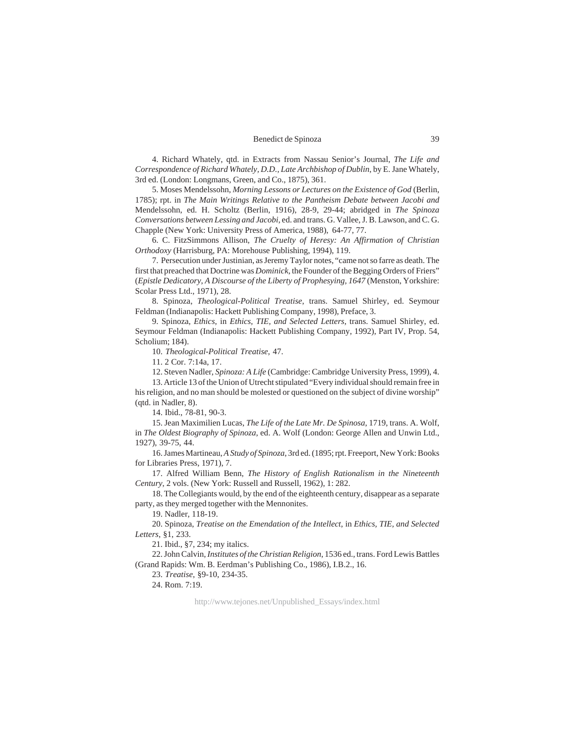4. Richard Whately, qtd. in Extracts from Nassau Senior's Journal, *The Life and Correspondence of Richard Whately, D.D., Late Archbishop of Dublin*, by E. Jane Whately, 3rd ed. (London: Longmans, Green, and Co., 1875), 361.

5. Moses Mendelssohn, *Morning Lessons or Lectures on the Existence of God* (Berlin, 1785); rpt. in *The Main Writings Relative to the Pantheism Debate between Jacobi and* Mendelssohn, ed. H. Scholtz (Berlin, 1916), 28-9, 29-44; abridged in *The Spinoza Conversations between Lessing and Jacobi*, ed. and trans. G. Vallee, J. B. Lawson, and C. G. Chapple (New York: University Press of America, 1988), 64-77, 77.

6. C. FitzSimmons Allison, *The Cruelty of Heresy: An Affirmation of Christian Orthodoxy* (Harrisburg, PA: Morehouse Publishing, 1994), 119.

7. Persecution under Justinian, as Jeremy Taylor notes, "came not so farre as death. The first that preached that Doctrine was *Dominick*, the Founder of the Begging Orders of Friers" (*Epistle Dedicatory, A Discourse of the Liberty of Prophesying, 1647* (Menston, Yorkshire: Scolar Press Ltd., 1971), 28.

8. Spinoza, *Theological-Political Treatise*, trans. Samuel Shirley, ed. Seymour Feldman (Indianapolis: Hackett Publishing Company, 1998), Preface, 3.

9. Spinoza, *Ethics*, in *Ethics, TIE, and Selected Letters*, trans. Samuel Shirley, ed. Seymour Feldman (Indianapolis: Hackett Publishing Company, 1992), Part IV, Prop. 54, Scholium; 184).

10. *Theological-Political Treatise*, 47.

11. 2 Cor. 7:14a, 17.

12. Steven Nadler, *Spinoza: A Life* (Cambridge: Cambridge University Press, 1999), 4.

13. Article 13 of the Union of Utrecht stipulated "Every individual should remain free in his religion, and no man should be molested or questioned on the subject of divine worship" (qtd. in Nadler, 8).

14. Ibid., 78-81, 90-3.

15. Jean Maximilien Lucas, *The Life of the Late Mr. De Spinosa*, 1719, trans. A. Wolf, in *The Oldest Biography of Spinoza*, ed. A. Wolf (London: George Allen and Unwin Ltd., 1927), 39-75, 44.

16. James Martineau, *A Study of Spinoza*, 3rd ed. (1895; rpt. Freeport, New York: Books for Libraries Press, 1971), 7.

17. Alfred William Benn, *The History of English Rationalism in the Nineteenth Century*, 2 vols. (New York: Russell and Russell, 1962), 1: 282.

18. The Collegiants would, by the end of the eighteenth century, disappear as a separate party, as they merged together with the Mennonites.

19. Nadler, 118-19.

20. Spinoza, *Treatise on the Emendation of the Intellect*, in *Ethics, TIE, and Selected Letters*, §1, 233.

21. Ibid., §7, 234; my italics.

22. John Calvin, *Institutes of the Christian Religion*, 1536 ed., trans. Ford Lewis Battles (Grand Rapids: Wm. B. Eerdman's Publishing Co., 1986), I.B.2., 16.

23. *Treatise*, §9-10, 234-35.

24. Rom. 7:19.

http://www.tejones.net/Unpublished_Essays/index.html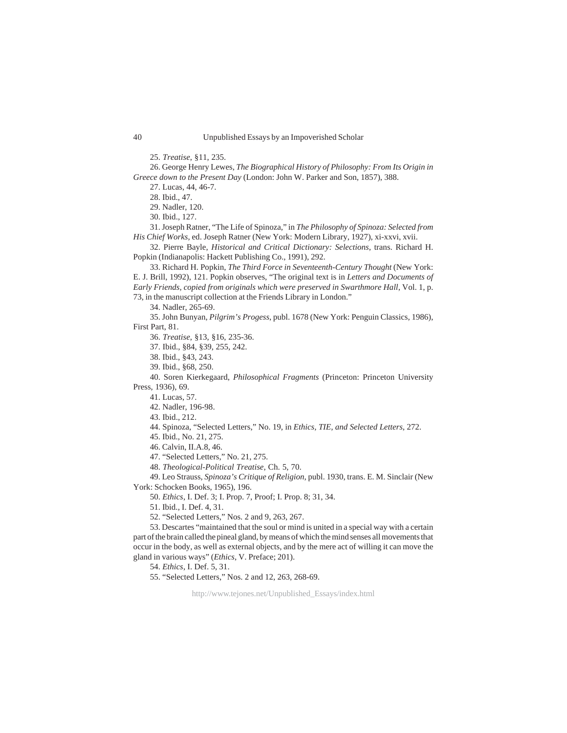25. *Treatise*, §11, 235.

26. George Henry Lewes, *The Biographical History of Philosophy: From Its Origin in Greece down to the Present Day* (London: John W. Parker and Son, 1857), 388.

27. Lucas, 44, 46-7.

28. Ibid., 47.

29. Nadler, 120.

30. Ibid., 127.

31. Joseph Ratner, "The Life of Spinoza," in *The Philosophy of Spinoza: Selected from His Chief Works*, ed. Joseph Ratner (New York: Modern Library, 1927), xi-xxvi, xvii.

32. Pierre Bayle, *Historical and Critical Dictionary: Selections*, trans. Richard H. Popkin (Indianapolis: Hackett Publishing Co., 1991), 292.

33. Richard H. Popkin, *The Third Force in Seventeenth-Century Thought* (New York: E. J. Brill, 1992), 121. Popkin observes, "The original text is in *Letters and Documents of Early Friends, copied from originals which were preserved in Swarthmore Hall*, Vol. 1, p. 73, in the manuscript collection at the Friends Library in London."

34. Nadler, 265-69.

35. John Bunyan, *Pilgrim's Progess*, publ. 1678 (New York: Penguin Classics, 1986), First Part, 81.

36. *Treatise*, §13, §16, 235-36.

37. Ibid., §84, §39, 255, 242.

38. Ibid., §43, 243.

39. Ibid., §68, 250.

40. Soren Kierkegaard, *Philosophical Fragments* (Princeton: Princeton University Press, 1936), 69.

41. Lucas, 57.

42. Nadler, 196-98.

43. Ibid., 212.

44. Spinoza, "Selected Letters," No. 19, in *Ethics, TIE, and Selected Letters*, 272.

45. Ibid., No. 21, 275.

46. Calvin, II.A.8, 46.

47. "Selected Letters," No. 21, 275.

48. *Theological-Political Treatise*, Ch. 5, 70.

49. Leo Strauss, *Spinoza's Critique of Religion*, publ. 1930, trans. E. M. Sinclair (New York: Schocken Books, 1965), 196.

50. *Ethics*, I. Def. 3; I. Prop. 7, Proof; I. Prop. 8; 31, 34.

51. Ibid., I. Def. 4, 31.

52. "Selected Letters," Nos. 2 and 9, 263, 267.

53. Descartes "maintained that the soul or mind is united in a special way with a certain part of the brain called the pineal gland, by means of which the mind senses all movements that occur in the body, as well as external objects, and by the mere act of willing it can move the gland in various ways" (*Ethics*, V. Preface; 201).

54. *Ethics*, I. Def. 5, 31.

55. "Selected Letters," Nos. 2 and 12, 263, 268-69.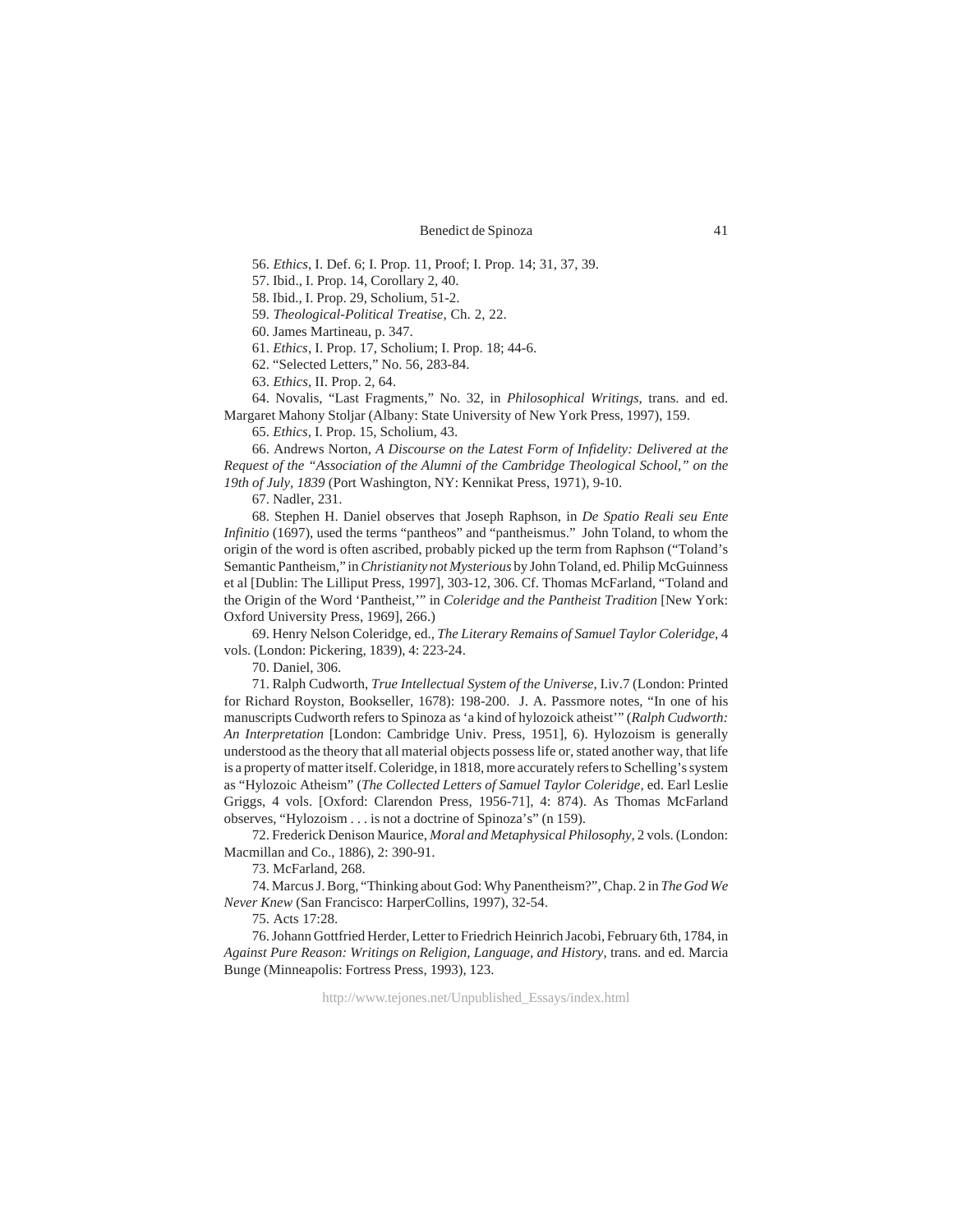56. *Ethics*, I. Def. 6; I. Prop. 11, Proof; I. Prop. 14; 31, 37, 39.

57. Ibid., I. Prop. 14, Corollary 2, 40.

58. Ibid., I. Prop. 29, Scholium, 51-2.

59. *Theological-Political Treatise*, Ch. 2, 22.

60. James Martineau, p. 347.

61. *Ethics*, I. Prop. 17, Scholium; I. Prop. 18; 44-6.

62. "Selected Letters," No. 56, 283-84.

63. *Ethics*, II. Prop. 2, 64.

64. Novalis, "Last Fragments," No. 32, in *Philosophical Writings*, trans. and ed. Margaret Mahony Stoljar (Albany: State University of New York Press, 1997), 159.

65. *Ethics*, I. Prop. 15, Scholium, 43.

66. Andrews Norton, *A Discourse on the Latest Form of Infidelity: Delivered at the Request of the "Association of the Alumni of the Cambridge Theological School," on the 19th of July, 1839* (Port Washington, NY: Kennikat Press, 1971), 9-10.

67. Nadler, 231.

68. Stephen H. Daniel observes that Joseph Raphson, in *De Spatio Reali seu Ente Infinitio* (1697), used the terms "pantheos" and "pantheismus." John Toland, to whom the origin of the word is often ascribed, probably picked up the term from Raphson ("Toland's Semantic Pantheism," in *Christianity not Mysterious* by John Toland, ed. Philip McGuinness et al [Dublin: The Lilliput Press, 1997], 303-12, 306. Cf. Thomas McFarland, "Toland and the Origin of the Word 'Pantheist,'" in *Coleridge and the Pantheist Tradition* [New York: Oxford University Press, 1969], 266.)

69. Henry Nelson Coleridge, ed., *The Literary Remains of Samuel Taylor Coleridge*, 4 vols. (London: Pickering, 1839), 4: 223-24.

70. Daniel, 306.

71. Ralph Cudworth, *True Intellectual System of the Universe*, I.iv.7 (London: Printed for Richard Royston, Bookseller, 1678): 198-200. J. A. Passmore notes, "In one of his manuscripts Cudworth refers to Spinoza as 'a kind of hylozoick atheist'" (*Ralph Cudworth: An Interpretation* [London: Cambridge Univ. Press, 1951], 6). Hylozoism is generally understood as the theory that all material objects possess life or, stated another way, that life is a property of matter itself. Coleridge, in 1818, more accurately refers to Schelling's system as "Hylozoic Atheism" (*The Collected Letters of Samuel Taylor Coleridge*, ed. Earl Leslie Griggs, 4 vols. [Oxford: Clarendon Press, 1956-71], 4: 874). As Thomas McFarland observes, "Hylozoism . . . is not a doctrine of Spinoza's" (n 159).

72. Frederick Denison Maurice, *Moral and Metaphysical Philosophy*, 2 vols. (London: Macmillan and Co., 1886), 2: 390-91.

73. McFarland, 268.

74. Marcus J. Borg, "Thinking about God: Why Panentheism?", Chap. 2 in *The God We Never Knew* (San Francisco: HarperCollins, 1997), 32-54.

75. Acts 17:28.

76. Johann Gottfried Herder, Letter to Friedrich Heinrich Jacobi, February 6th, 1784, in *Against Pure Reason: Writings on Religion, Language, and History*, trans. and ed. Marcia Bunge (Minneapolis: Fortress Press, 1993), 123.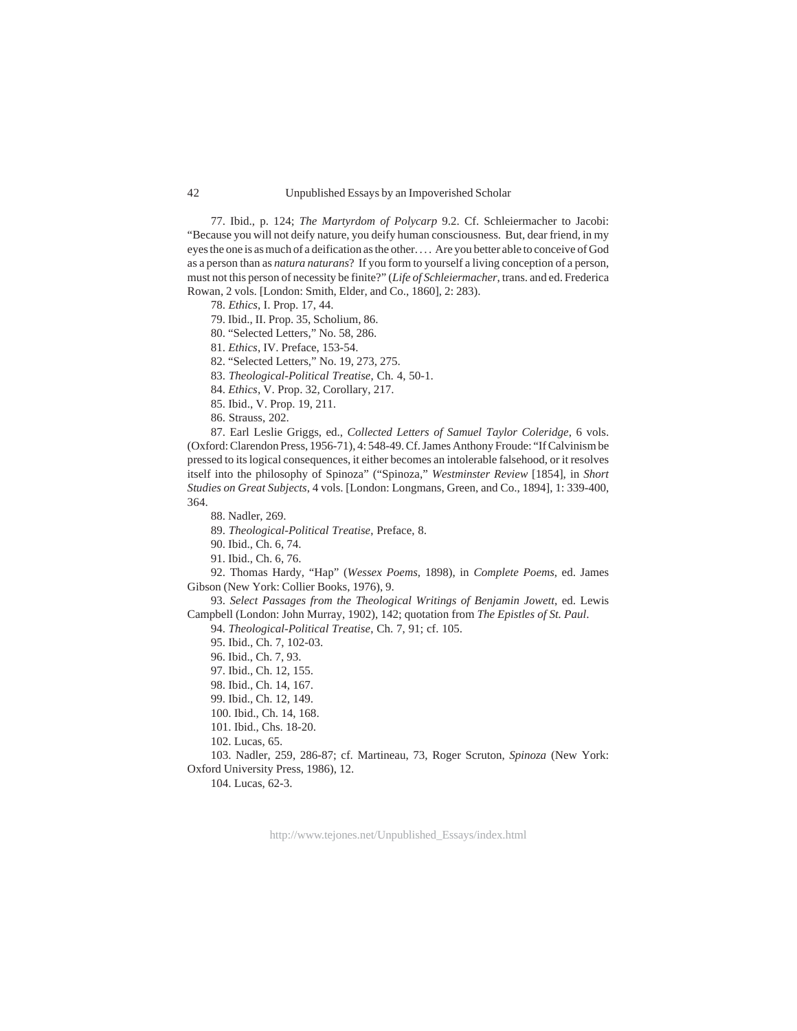77. Ibid., p. 124; *The Martyrdom of Polycarp* 9.2. Cf. Schleiermacher to Jacobi: "Because you will not deify nature, you deify human consciousness. But, dear friend, in my eyes the one is as much of a deification as the other. . . . Are you better able to conceive of God as a person than as *natura naturans*? If you form to yourself a living conception of a person, must not this person of necessity be finite?" (*Life of Schleiermacher*, trans. and ed. Frederica Rowan, 2 vols. [London: Smith, Elder, and Co., 1860], 2: 283).

78. *Ethics*, I. Prop. 17, 44.

79. Ibid., II. Prop. 35, Scholium, 86.

80. "Selected Letters," No. 58, 286.

81. *Ethics*, IV. Preface, 153-54.

82. "Selected Letters," No. 19, 273, 275.

83. *Theological-Political Treatise*, Ch. 4, 50-1.

84. *Ethics*, V. Prop. 32, Corollary, 217.

85. Ibid., V. Prop. 19, 211.

86. Strauss, 202.

87. Earl Leslie Griggs, ed., *Collected Letters of Samuel Taylor Coleridge*, 6 vols. (Oxford: Clarendon Press, 1956-71), 4: 548-49. Cf. James Anthony Froude: "If Calvinism be pressed to its logical consequences, it either becomes an intolerable falsehood, or it resolves itself into the philosophy of Spinoza" ("Spinoza," *Westminster Review* [1854], in *Short Studies on Great Subjects*, 4 vols. [London: Longmans, Green, and Co., 1894], 1: 339-400, 364.

88. Nadler, 269.

89. *Theological-Political Treatise*, Preface, 8.

90. Ibid., Ch. 6, 74.

91. Ibid., Ch. 6, 76.

92. Thomas Hardy, "Hap" (*Wessex Poems*, 1898), in *Complete Poems*, ed. James Gibson (New York: Collier Books, 1976), 9.

93. *Select Passages from the Theological Writings of Benjamin Jowett*, ed. Lewis Campbell (London: John Murray, 1902), 142; quotation from *The Epistles of St. Paul*.

94. *Theological-Political Treatise*, Ch. 7, 91; cf. 105.

95. Ibid., Ch. 7, 102-03.

96. Ibid., Ch. 7, 93.

97. Ibid., Ch. 12, 155.

98. Ibid., Ch. 14, 167.

99. Ibid., Ch. 12, 149.

100. Ibid., Ch. 14, 168.

101. Ibid., Chs. 18-20.

102. Lucas, 65.

103. Nadler, 259, 286-87; cf. Martineau, 73, Roger Scruton, *Spinoza* (New York: Oxford University Press, 1986), 12.

104. Lucas, 62-3.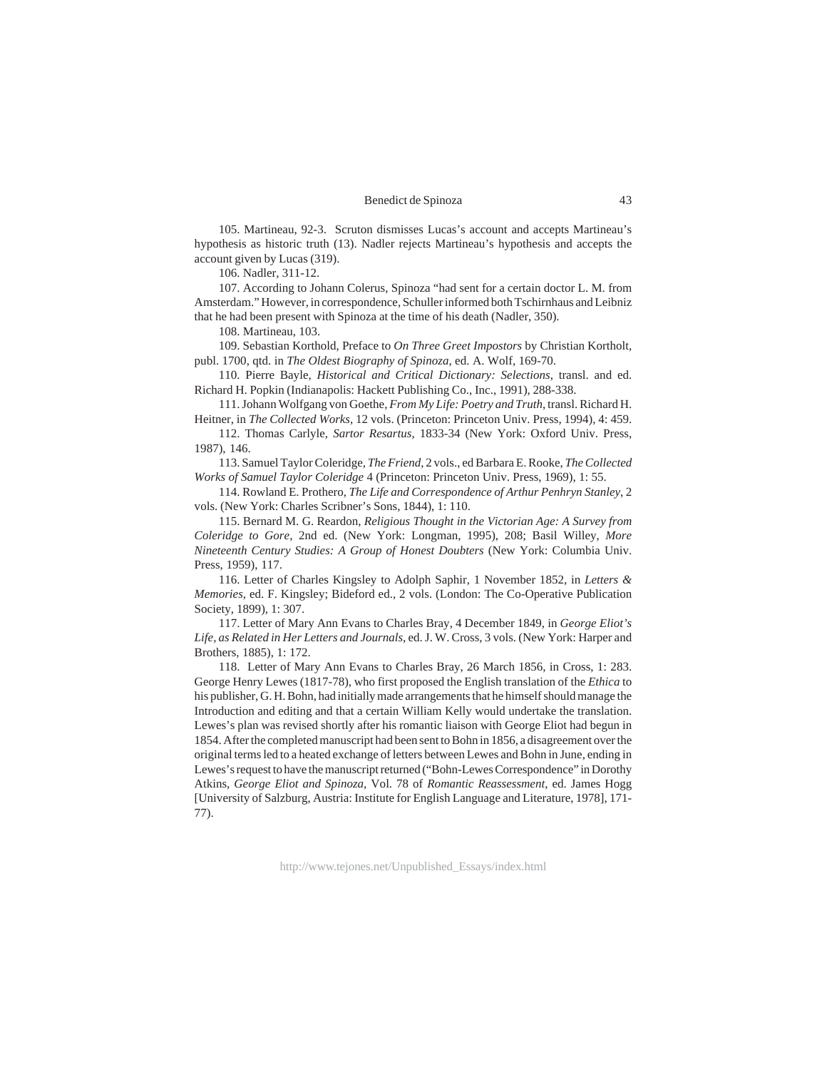105. Martineau, 92-3. Scruton dismisses Lucas's account and accepts Martineau's hypothesis as historic truth (13). Nadler rejects Martineau's hypothesis and accepts the account given by Lucas (319).

106. Nadler, 311-12.

107. According to Johann Colerus, Spinoza "had sent for a certain doctor L. M. from Amsterdam." However, in correspondence, Schuller informed both Tschirnhaus and Leibniz that he had been present with Spinoza at the time of his death (Nadler, 350).

108. Martineau, 103.

109. Sebastian Korthold, Preface to *On Three Greet Impostors* by Christian Kortholt, publ. 1700, qtd. in *The Oldest Biography of Spinoza*, ed. A. Wolf, 169-70.

110. Pierre Bayle, *Historical and Critical Dictionary: Selections*, transl. and ed. Richard H. Popkin (Indianapolis: Hackett Publishing Co., Inc., 1991), 288-338.

111. Johann Wolfgang von Goethe, *From My Life: Poetry and Truth*, transl. Richard H. Heitner, in *The Collected Works*, 12 vols. (Princeton: Princeton Univ. Press, 1994), 4: 459.

112. Thomas Carlyle, *Sartor Resartus*, 1833-34 (New York: Oxford Univ. Press, 1987), 146.

113. Samuel Taylor Coleridge, *The Friend*, 2 vols., ed Barbara E. Rooke, *The Collected Works of Samuel Taylor Coleridge* 4 (Princeton: Princeton Univ. Press, 1969), 1: 55.

114. Rowland E. Prothero, *The Life and Correspondence of Arthur Penrhyn Stanley*, 2 vols. (New York: Charles Scribner's Sons, 1844), 1: 110.

115. Bernard M. G. Reardon, *Religious Thought in the Victorian Age: A Survey from Coleridge to Gore*, 2nd ed. (New York: Longman, 1995), 208; Basil Willey, *More Nineteenth Century Studies: A Group of Honest Doubters* (New York: Columbia Univ. Press, 1959), 117.

116. Letter of Charles Kingsley to Adolph Saphir, 1 November 1852, in *Letters & Memories*, ed. F. Kingsley; Bideford ed., 2 vols. (London: The Co-Operative Publication Society, 1899), 1: 307.

117. Letter of Mary Ann Evans to Charles Bray, 4 December 1849, in *George Eliot's Life, as Related in Her Letters and Journals*, ed. J. W. Cross, 3 vols. (New York: Harper and Brothers, 1885), 1: 172.

118. Letter of Mary Ann Evans to Charles Bray, 26 March 1856, in Cross, 1: 283. George Henry Lewes (1817-78), who first proposed the English translation of the *Ethica* to his publisher, G. H. Bohn, had initially made arrangements that he himself should manage the Introduction and editing and that a certain William Kelly would undertake the translation. Lewes's plan was revised shortly after his romantic liaison with George Eliot had begun in 1854. After the completed manuscript had been sent to Bohn in 1856, a disagreement over the original terms led to a heated exchange of letters between Lewes and Bohn in June, ending in Lewes's request to have the manuscript returned ("Bohn-Lewes Correspondence" in Dorothy Atkins, *George Eliot and Spinoza*, Vol. 78 of *Romantic Reassessment*, ed. James Hogg [University of Salzburg, Austria: Institute for English Language and Literature, 1978], 171-77).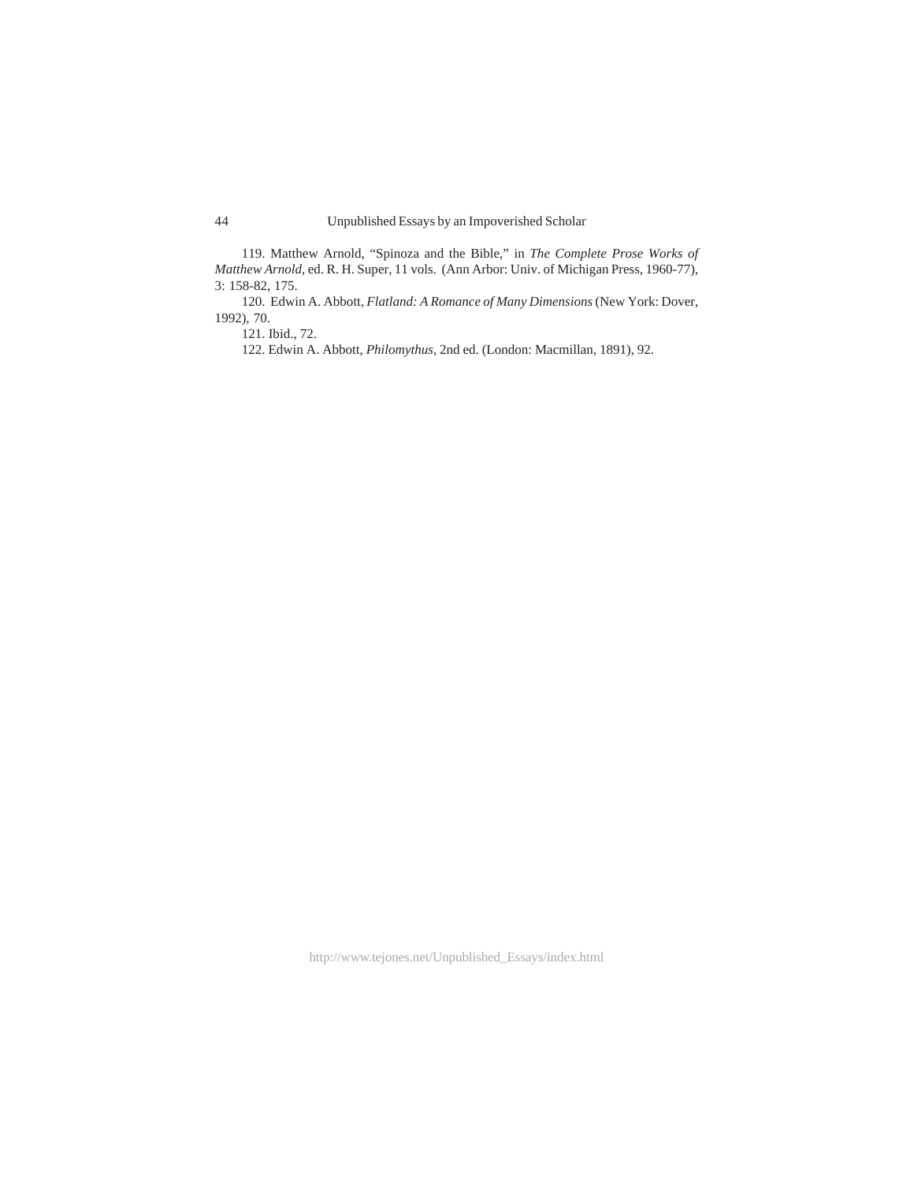119. Matthew Arnold, "Spinoza and the Bible," in *The Complete Prose Works of Matthew Arnold*, ed. R. H. Super, 11 vols. (Ann Arbor: Univ. of Michigan Press, 1960-77), 3: 158-82, 175.

120. Edwin A. Abbott, *Flatland: A Romance of Many Dimensions* (New York: Dover, 1992), 70.

121. Ibid., 72.

122. Edwin A. Abbott, *Philomythus*, 2nd ed. (London: Macmillan, 1891), 92.